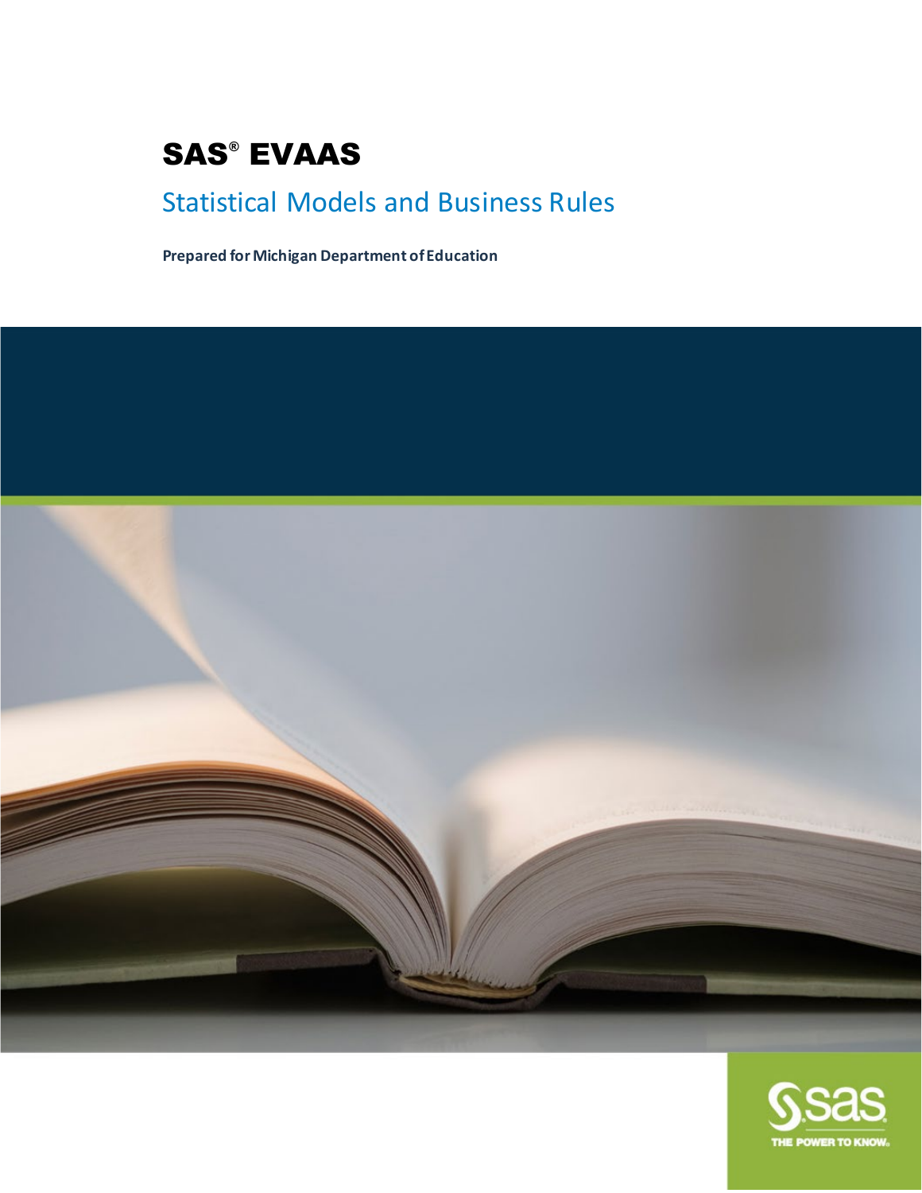# SAS® EVAAS

## Statistical Models and Business Rules

**Prepared for Michigan Department of Education**

THE POWER TO KNOW.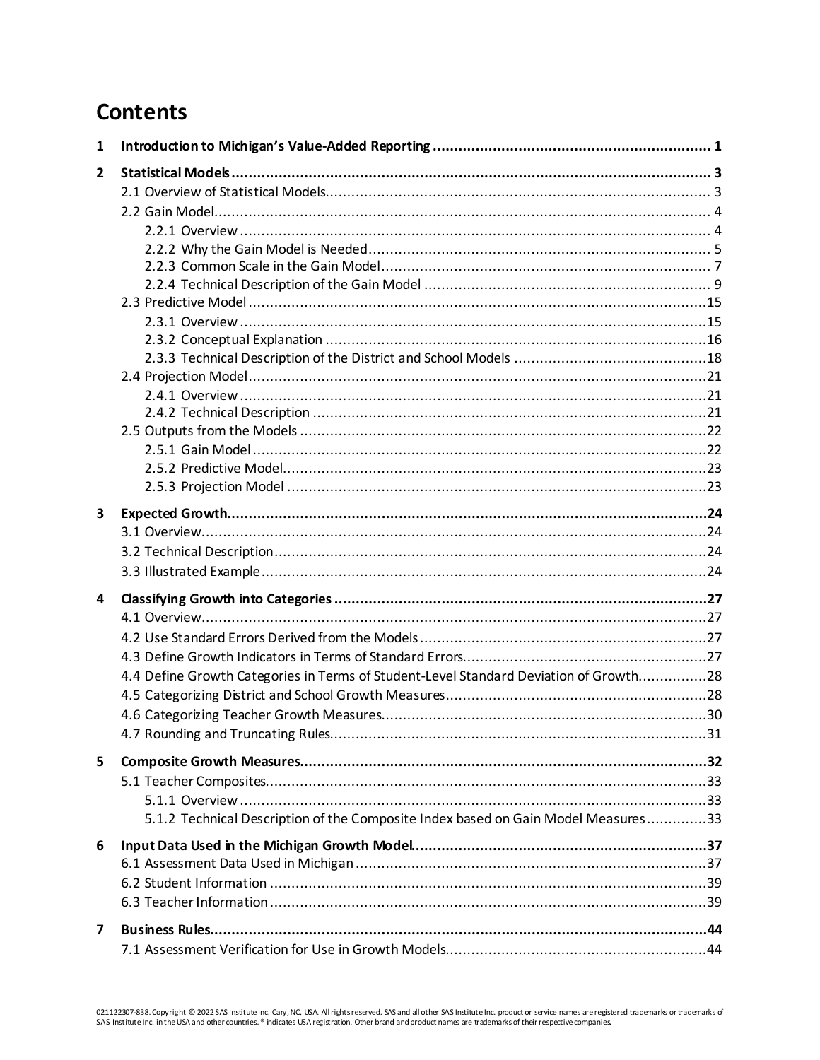# Contents

1 **Introduction to Michigan's Value-Added Reporting** ..... 1

2 **Statistical Models** ..... 3
- 2.1 Overview of Statistical Models ..... 3
- 2.2 Gain Model ..... 4
  - 2.2.1 Overview ..... 4
  - 2.2.2 Why the Gain Model is Needed ..... 5
  - 2.2.3 Common Scale in the Gain Model ..... 7
  - 2.2.4 Technical Description of the Gain Model ..... 9
- 2.3 Predictive Model ..... 15
  - 2.3.1 Overview ..... 15
  - 2.3.2 Conceptual Explanation ..... 16
  - 2.3.3 Technical Description of the District and School Models ..... 18
- 2.4 Projection Model ..... 21
  - 2.4.1 Overview ..... 21
  - 2.4.2 Technical Description ..... 21
- 2.5 Outputs from the Models ..... 22
  - 2.5.1 Gain Model ..... 22
  - 2.5.2 Predictive Model ..... 23
  - 2.5.3 Projection Model ..... 23

3 **Expected Growth** ..... 24
- 3.1 Overview ..... 24
- 3.2 Technical Description ..... 24
- 3.3 Illustrated Example ..... 24

4 **Classifying Growth into Categories** ..... 27
- 4.1 Overview ..... 27
- 4.2 Use Standard Errors Derived from the Models ..... 27
- 4.3 Define Growth Indicators in Terms of Standard Errors ..... 27
- 4.4 Define Growth Categories in Terms of Student-Level Standard Deviation of Growth ..... 28
- 4.5 Categorizing District and School Growth Measures ..... 28
- 4.6 Categorizing Teacher Growth Measures ..... 30
- 4.7 Rounding and Truncating Rules ..... 31

5 **Composite Growth Measures** ..... 32
- 5.1 Teacher Composites ..... 33
  - 5.1.1 Overview ..... 33
  - 5.1.2 Technical Description of the Composite Index based on Gain Model Measures ..... 33

6 **Input Data Used in the Michigan Growth Model** ..... 37
- 6.1 Assessment Data Used in Michigan ..... 37
- 6.2 Student Information ..... 39
- 6.3 Teacher Information ..... 39

7 **Business Rules** ..... 44
- 7.1 Assessment Verification for Use in Growth Models ..... 44

021122307-838. Copyright © 2022 SAS Institute Inc. Cary, NC, USA. All rights reserved. SAS and all other SAS Institute Inc. product or service names are registered trademarks or trademarks of SAS Institute Inc. in the USA and other countries. ® indicates USA registration. Other brand and product names are trademarks of their respective companies.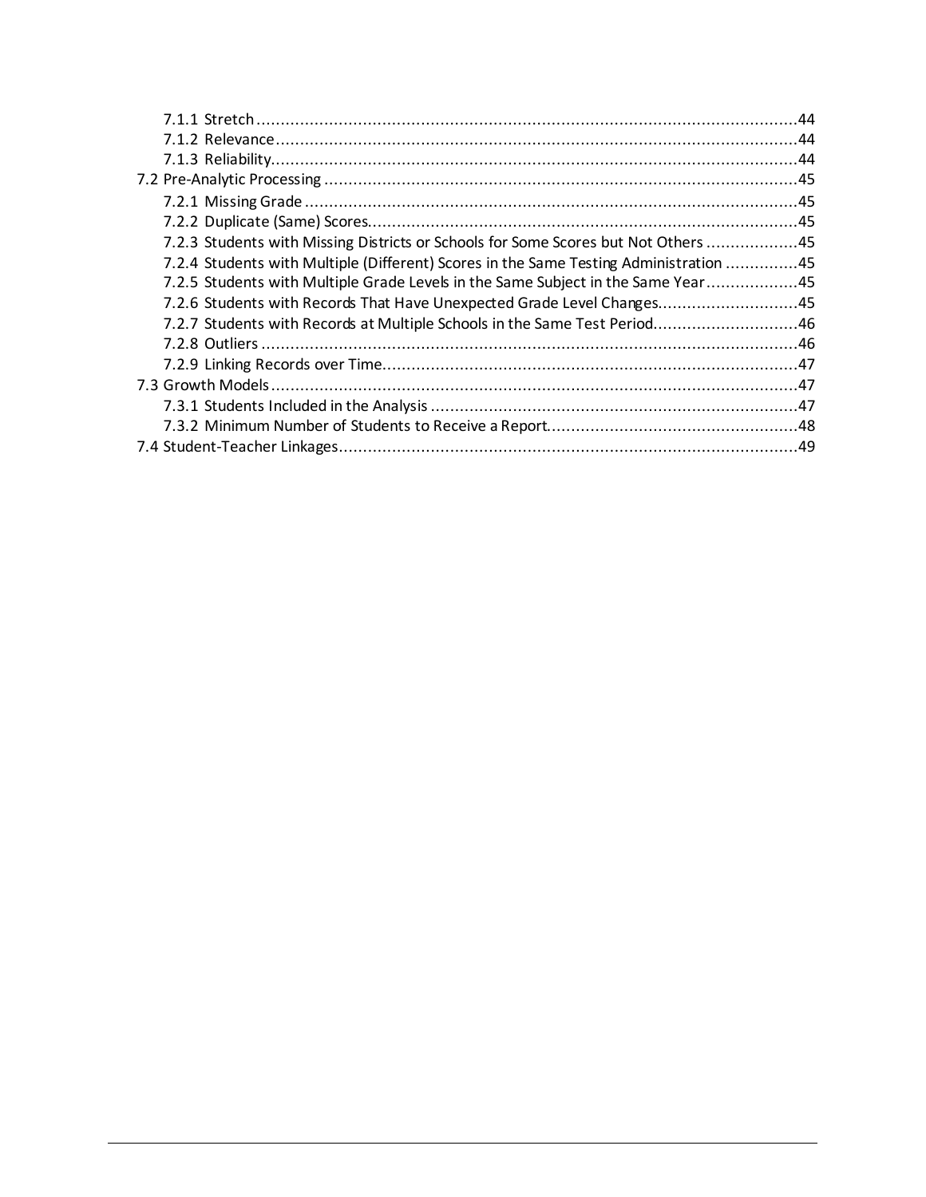- 7.1.1 Stretch ....................................................................................................................44
- 7.1.2 Relevance ................................................................................................................44
- 7.1.3 Reliability.................................................................................................................44

7.2 Pre-Analytic Processing ..................................................................................................45

- 7.2.1 Missing Grade ..........................................................................................................45
- 7.2.2 Duplicate (Same) Scores............................................................................................45
- 7.2.3 Students with Missing Districts or Schools for Some Scores but Not Others ...................45
- 7.2.4 Students with Multiple (Different) Scores in the Same Testing Administration ...............45
- 7.2.5 Students with Multiple Grade Levels in the Same Subject in the Same Year...................45
- 7.2.6 Students with Records That Have Unexpected Grade Level Changes.............................45
- 7.2.7 Students with Records at Multiple Schools in the Same Test Period..............................46
- 7.2.8 Outliers ...................................................................................................................46
- 7.2.9 Linking Records over Time.........................................................................................47

7.3 Growth Models ...............................................................................................................47

- 7.3.1 Students Included in the Analysis ...............................................................................47
- 7.3.2 Minimum Number of Students to Receive a Report......................................................48

7.4 Student-Teacher Linkages..................................................................................................49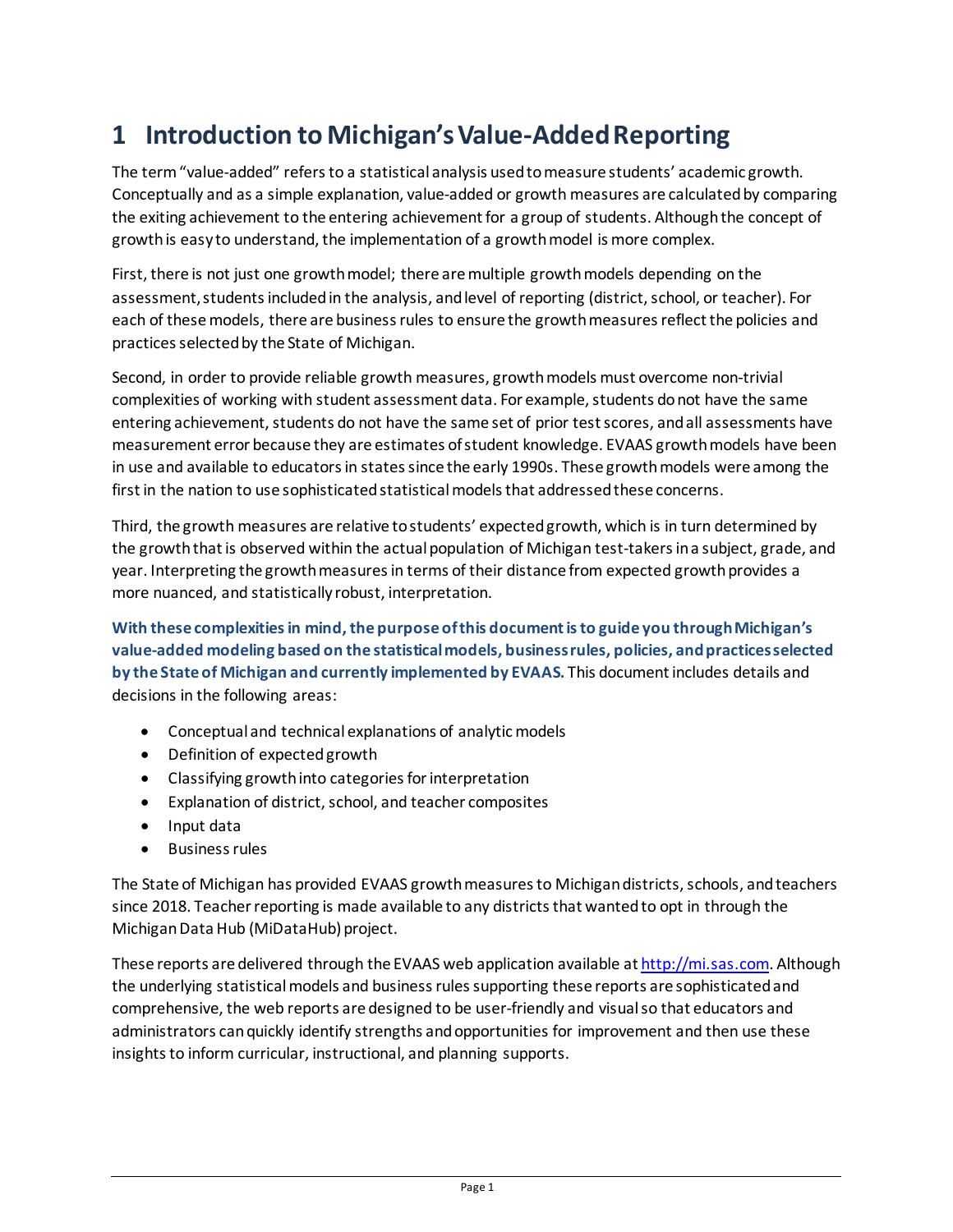# 1 Introduction to Michigan's Value-Added Reporting

The term "value-added" refers to a statistical analysis used to measure students' academic growth. Conceptually and as a simple explanation, value-added or growth measures are calculated by comparing the exiting achievement to the entering achievement for a group of students. Although the concept of growth is easy to understand, the implementation of a growth model is more complex.

First, there is not just one growth model; there are multiple growth models depending on the assessment, students included in the analysis, and level of reporting (district, school, or teacher). For each of these models, there are business rules to ensure the growth measures reflect the policies and practices selected by the State of Michigan.

Second, in order to provide reliable growth measures, growth models must overcome non-trivial complexities of working with student assessment data. For example, students do not have the same entering achievement, students do not have the same set of prior test scores, and all assessments have measurement error because they are estimates of student knowledge. EVAAS growth models have been in use and available to educators in states since the early 1990s. These growth models were among the first in the nation to use sophisticated statistical models that addressed these concerns.

Third, the growth measures are relative to students' expected growth, which is in turn determined by the growth that is observed within the actual population of Michigan test-takers in a subject, grade, and year. Interpreting the growth measures in terms of their distance from expected growth provides a more nuanced, and statistically robust, interpretation.

**With these complexities in mind, the purpose of this document is to guide you through Michigan's value-added modeling based on the statistical models, business rules, policies, and practices selected by the State of Michigan and currently implemented by EVAAS.** This document includes details and decisions in the following areas:

- Conceptual and technical explanations of analytic models
- Definition of expected growth
- Classifying growth into categories for interpretation
- Explanation of district, school, and teacher composites
- Input data
- Business rules

The State of Michigan has provided EVAAS growth measures to Michigan districts, schools, and teachers since 2018. Teacher reporting is made available to any districts that wanted to opt in through the Michigan Data Hub (MiDataHub) project.

These reports are delivered through the EVAAS web application available at http://mi.sas.com. Although the underlying statistical models and business rules supporting these reports are sophisticated and comprehensive, the web reports are designed to be user-friendly and visual so that educators and administrators can quickly identify strengths and opportunities for improvement and then use these insights to inform curricular, instructional, and planning supports.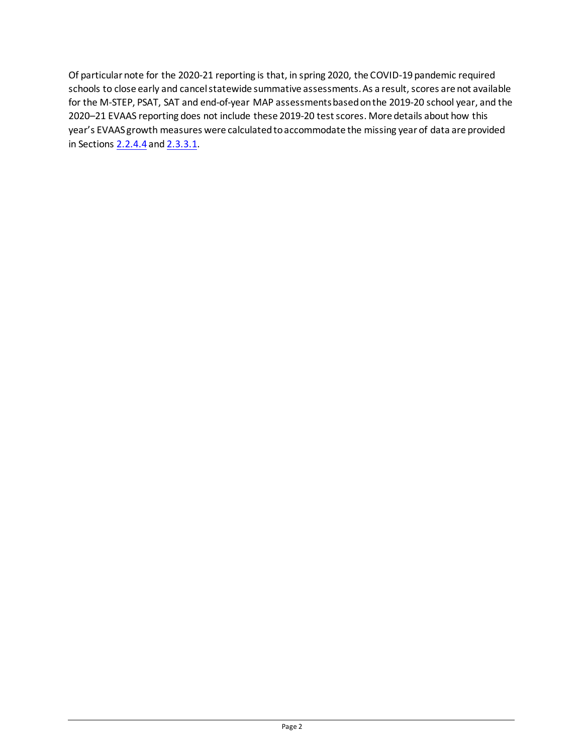Of particular note for the 2020-21 reporting is that, in spring 2020, the COVID-19 pandemic required schools to close early and cancel statewide summative assessments. As a result, scores are not available for the M-STEP, PSAT, SAT and end-of-year MAP assessments based on the 2019-20 school year, and the 2020–21 EVAAS reporting does not include these 2019-20 test scores. More details about how this year's EVAAS growth measures were calculated to accommodate the missing year of data are provided in Sections 2.2.4.4 and 2.3.3.1.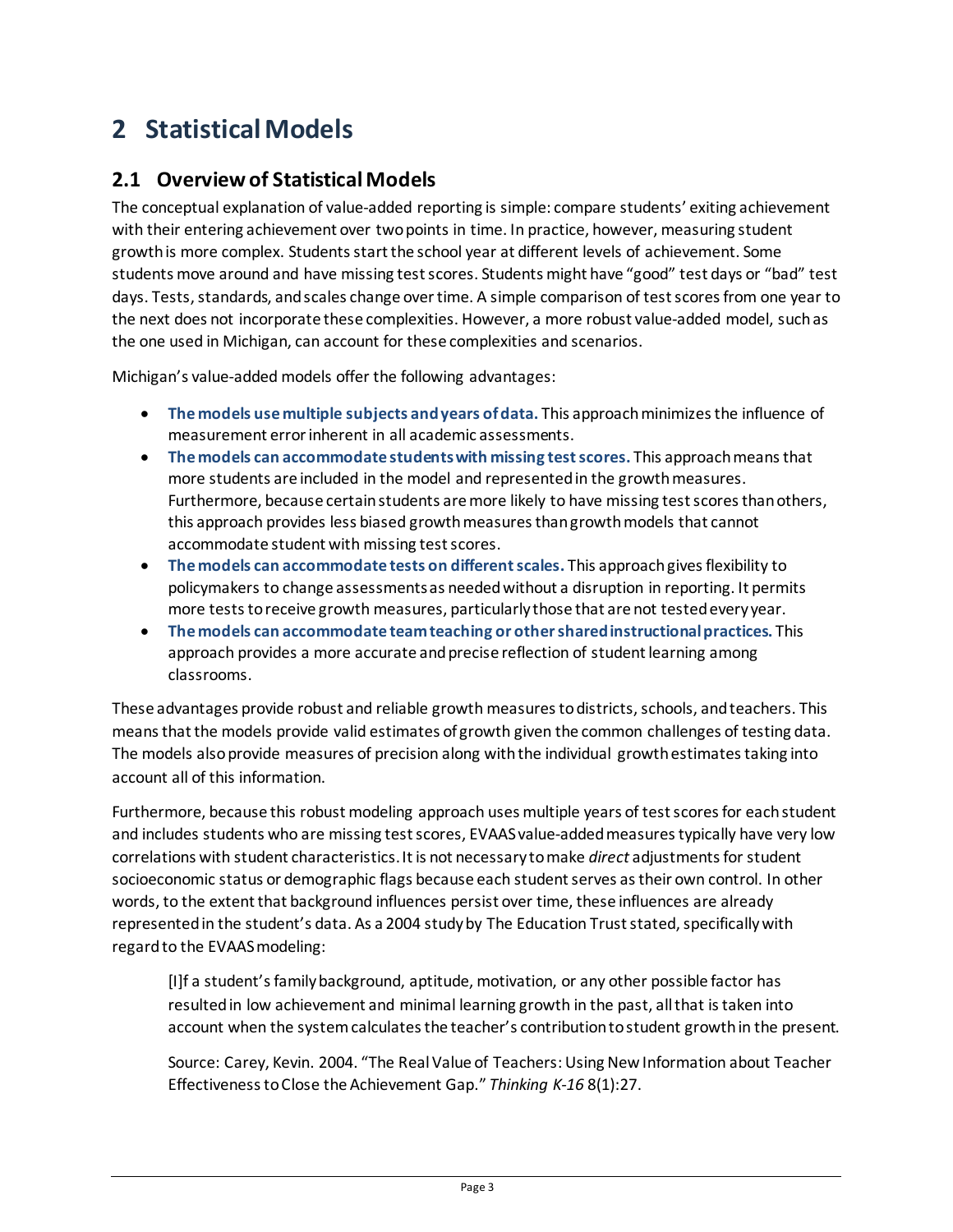# 2 Statistical Models

## 2.1 Overview of Statistical Models

The conceptual explanation of value-added reporting is simple: compare students' exiting achievement with their entering achievement over two points in time. In practice, however, measuring student growth is more complex. Students start the school year at different levels of achievement. Some students move around and have missing test scores. Students might have "good" test days or "bad" test days. Tests, standards, and scales change over time. A simple comparison of test scores from one year to the next does not incorporate these complexities. However, a more robust value-added model, such as the one used in Michigan, can account for these complexities and scenarios.

Michigan's value-added models offer the following advantages:

- **The models use multiple subjects and years of data.** This approach minimizes the influence of measurement error inherent in all academic assessments.
- **The models can accommodate students with missing test scores.** This approach means that more students are included in the model and represented in the growth measures. Furthermore, because certain students are more likely to have missing test scores than others, this approach provides less biased growth measures than growth models that cannot accommodate student with missing test scores.
- **The models can accommodate tests on different scales.** This approach gives flexibility to policymakers to change assessments as needed without a disruption in reporting. It permits more tests to receive growth measures, particularly those that are not tested every year.
- **The models can accommodate team teaching or other shared instructional practices.** This approach provides a more accurate and precise reflection of student learning among classrooms.

These advantages provide robust and reliable growth measures to districts, schools, and teachers. This means that the models provide valid estimates of growth given the common challenges of testing data. The models also provide measures of precision along with the individual growth estimates taking into account all of this information.

Furthermore, because this robust modeling approach uses multiple years of test scores for each student and includes students who are missing test scores, EVAAS value-added measures typically have very low correlations with student characteristics. It is not necessary to make *direct* adjustments for student socioeconomic status or demographic flags because each student serves as their own control. In other words, to the extent that background influences persist over time, these influences are already represented in the student's data. As a 2004 study by The Education Trust stated, specifically with regard to the EVAAS modeling:

> [I]f a student's family background, aptitude, motivation, or any other possible factor has resulted in low achievement and minimal learning growth in the past, all that is taken into account when the system calculates the teacher's contribution to student growth in the present.
>
> Source: Carey, Kevin. 2004. "The Real Value of Teachers: Using New Information about Teacher Effectiveness to Close the Achievement Gap." *Thinking K-16* 8(1):27.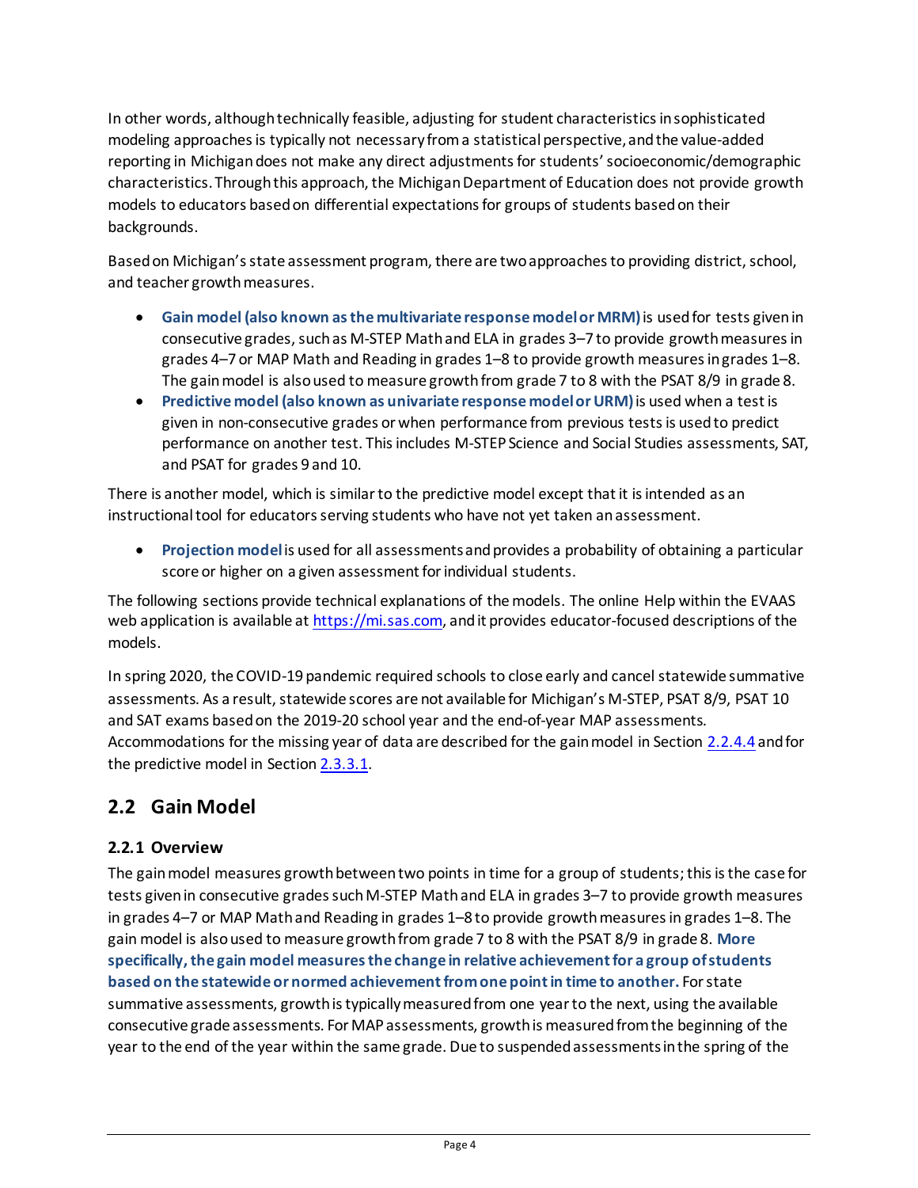In other words, although technically feasible, adjusting for student characteristics in sophisticated modeling approaches is typically not necessary from a statistical perspective, and the value-added reporting in Michigan does not make any direct adjustments for students' socioeconomic/demographic characteristics. Through this approach, the Michigan Department of Education does not provide growth models to educators based on differential expectations for groups of students based on their backgrounds.

Based on Michigan's state assessment program, there are two approaches to providing district, school, and teacher growth measures.

- **Gain model (also known as the multivariate response model or MRM)** is used for tests given in consecutive grades, such as M-STEP Math and ELA in grades 3–7 to provide growth measures in grades 4–7 or MAP Math and Reading in grades 1–8 to provide growth measures in grades 1–8. The gain model is also used to measure growth from grade 7 to 8 with the PSAT 8/9 in grade 8.
- **Predictive model (also known as univariate response model or URM)** is used when a test is given in non-consecutive grades or when performance from previous tests is used to predict performance on another test. This includes M-STEP Science and Social Studies assessments, SAT, and PSAT for grades 9 and 10.

There is another model, which is similar to the predictive model except that it is intended as an instructional tool for educators serving students who have not yet taken an assessment.

- **Projection model** is used for all assessments and provides a probability of obtaining a particular score or higher on a given assessment for individual students.

The following sections provide technical explanations of the models. The online Help within the EVAAS web application is available at https://mi.sas.com, and it provides educator-focused descriptions of the models.

In spring 2020, the COVID-19 pandemic required schools to close early and cancel statewide summative assessments. As a result, statewide scores are not available for Michigan's M-STEP, PSAT 8/9, PSAT 10 and SAT exams based on the 2019-20 school year and the end-of-year MAP assessments. Accommodations for the missing year of data are described for the gain model in Section 2.2.4.4 and for the predictive model in Section 2.3.3.1.

## 2.2 Gain Model

### 2.2.1 Overview

The gain model measures growth between two points in time for a group of students; this is the case for tests given in consecutive grades such M-STEP Math and ELA in grades 3–7 to provide growth measures in grades 4–7 or MAP Math and Reading in grades 1–8 to provide growth measures in grades 1–8. The gain model is also used to measure growth from grade 7 to 8 with the PSAT 8/9 in grade 8. **More specifically, the gain model measures the change in relative achievement for a group of students based on the statewide or normed achievement from one point in time to another.** For state summative assessments, growth is typically measured from one year to the next, using the available consecutive grade assessments. For MAP assessments, growth is measured from the beginning of the year to the end of the year within the same grade. Due to suspended assessments in the spring of the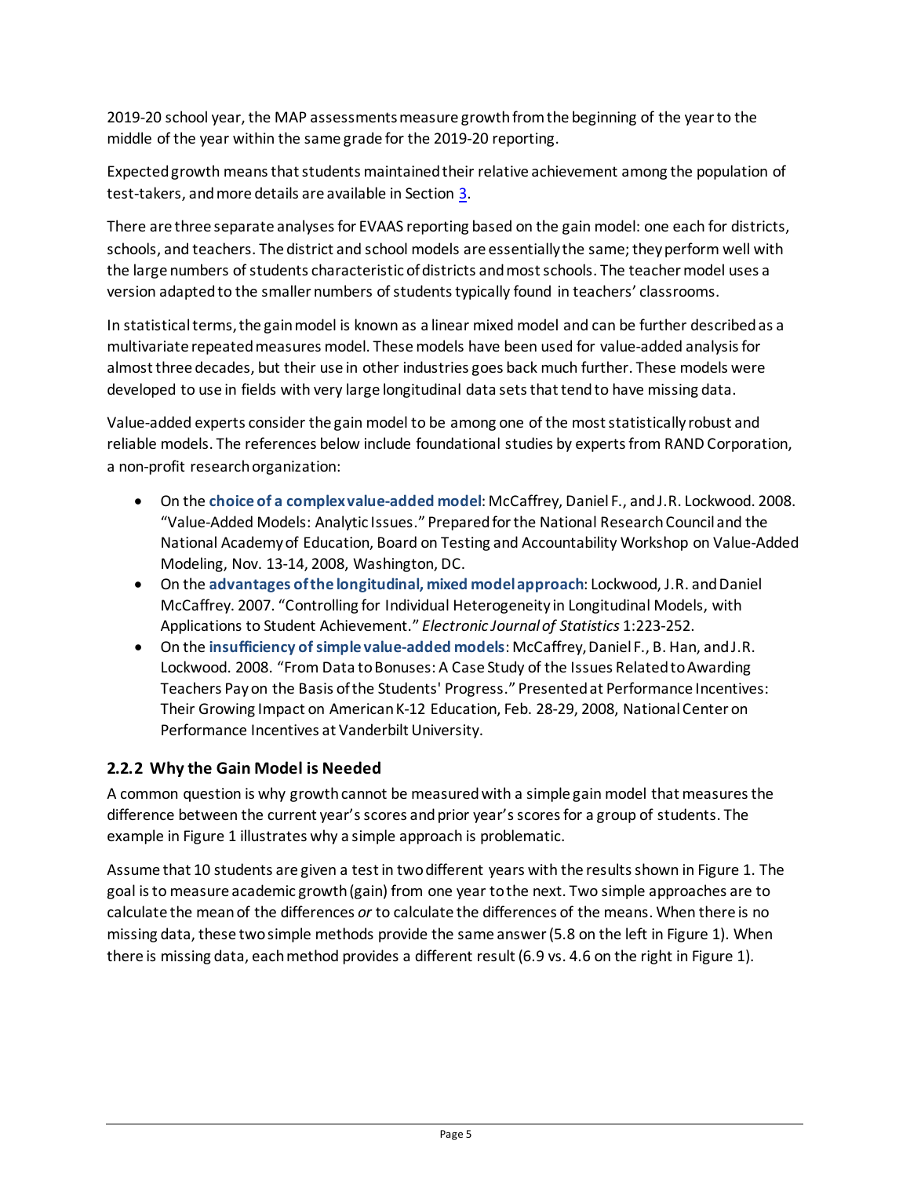2019-20 school year, the MAP assessments measure growth from the beginning of the year to the middle of the year within the same grade for the 2019-20 reporting.

Expected growth means that students maintained their relative achievement among the population of test-takers, and more details are available in Section 3.

There are three separate analyses for EVAAS reporting based on the gain model: one each for districts, schools, and teachers. The district and school models are essentially the same; they perform well with the large numbers of students characteristic of districts and most schools. The teacher model uses a version adapted to the smaller numbers of students typically found in teachers' classrooms.

In statistical terms, the gain model is known as a linear mixed model and can be further described as a multivariate repeated measures model. These models have been used for value-added analysis for almost three decades, but their use in other industries goes back much further. These models were developed to use in fields with very large longitudinal data sets that tend to have missing data.

Value-added experts consider the gain model to be among one of the most statistically robust and reliable models. The references below include foundational studies by experts from RAND Corporation, a non-profit research organization:

- On the **choice of a complex value-added model**: McCaffrey, Daniel F., and J.R. Lockwood. 2008. "Value-Added Models: Analytic Issues." Prepared for the National Research Council and the National Academy of Education, Board on Testing and Accountability Workshop on Value-Added Modeling, Nov. 13-14, 2008, Washington, DC.
- On the **advantages of the longitudinal, mixed model approach**: Lockwood, J.R. and Daniel McCaffrey. 2007. "Controlling for Individual Heterogeneity in Longitudinal Models, with Applications to Student Achievement." *Electronic Journal of Statistics* 1:223-252.
- On the **insufficiency of simple value-added models**: McCaffrey, Daniel F., B. Han, and J.R. Lockwood. 2008. "From Data to Bonuses: A Case Study of the Issues Related to Awarding Teachers Pay on the Basis of the Students' Progress." Presented at Performance Incentives: Their Growing Impact on American K-12 Education, Feb. 28-29, 2008, National Center on Performance Incentives at Vanderbilt University.

### 2.2.2 Why the Gain Model is Needed

A common question is why growth cannot be measured with a simple gain model that measures the difference between the current year's scores and prior year's scores for a group of students. The example in Figure 1 illustrates why a simple approach is problematic.

Assume that 10 students are given a test in two different years with the results shown in Figure 1. The goal is to measure academic growth (gain) from one year to the next. Two simple approaches are to calculate the mean of the differences *or* to calculate the differences of the means. When there is no missing data, these two simple methods provide the same answer (5.8 on the left in Figure 1). When there is missing data, each method provides a different result (6.9 vs. 4.6 on the right in Figure 1).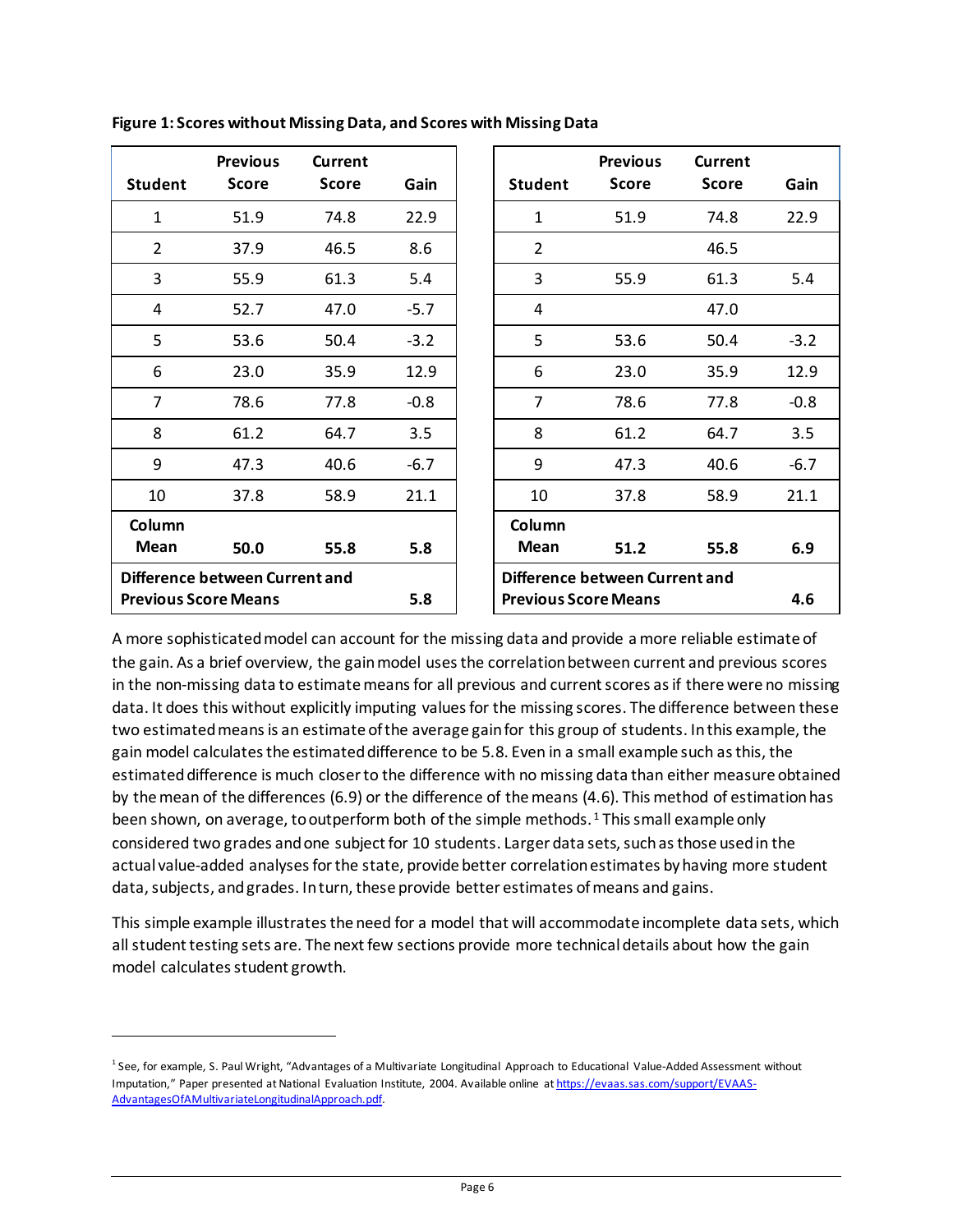**Figure 1: Scores without Missing Data, and Scores with Missing Data**

| Student | Previous Score | Current Score | Gain |
|---|---|---|---|
| 1 | 51.9 | 74.8 | 22.9 |
| 2 | 37.9 | 46.5 | 8.6 |
| 3 | 55.9 | 61.3 | 5.4 |
| 4 | 52.7 | 47.0 | -5.7 |
| 5 | 53.6 | 50.4 | -3.2 |
| 6 | 23.0 | 35.9 | 12.9 |
| 7 | 78.6 | 77.8 | -0.8 |
| 8 | 61.2 | 64.7 | 3.5 |
| 9 | 47.3 | 40.6 | -6.7 |
| 10 | 37.8 | 58.9 | 21.1 |
| **Column Mean** | **50.0** | **55.8** | **5.8** |
| **Difference between Current and Previous Score Means** | | | **5.8** |

| Student | Previous Score | Current Score | Gain |
|---|---|---|---|
| 1 | 51.9 | 74.8 | 22.9 |
| 2 | | 46.5 | |
| 3 | 55.9 | 61.3 | 5.4 |
| 4 | | 47.0 | |
| 5 | 53.6 | 50.4 | -3.2 |
| 6 | 23.0 | 35.9 | 12.9 |
| 7 | 78.6 | 77.8 | -0.8 |
| 8 | 61.2 | 64.7 | 3.5 |
| 9 | 47.3 | 40.6 | -6.7 |
| 10 | 37.8 | 58.9 | 21.1 |
| **Column Mean** | **51.2** | **55.8** | **6.9** |
| **Difference between Current and Previous Score Means** | | | **4.6** |

A more sophisticated model can account for the missing data and provide a more reliable estimate of the gain. As a brief overview, the gain model uses the correlation between current and previous scores in the non-missing data to estimate means for all previous and current scores as if there were no missing data. It does this without explicitly imputing values for the missing scores. The difference between these two estimated means is an estimate of the average gain for this group of students. In this example, the gain model calculates the estimated difference to be 5.8. Even in a small example such as this, the estimated difference is much closer to the difference with no missing data than either measure obtained by the mean of the differences (6.9) or the difference of the means (4.6). This method of estimation has been shown, on average, to outperform both of the simple methods.[1] This small example only considered two grades and one subject for 10 students. Larger data sets, such as those used in the actual value-added analyses for the state, provide better correlation estimates by having more student data, subjects, and grades. In turn, these provide better estimates of means and gains.

This simple example illustrates the need for a model that will accommodate incomplete data sets, which all student testing sets are. The next few sections provide more technical details about how the gain model calculates student growth.

[1] See, for example, S. Paul Wright, "Advantages of a Multivariate Longitudinal Approach to Educational Value-Added Assessment without Imputation," Paper presented at National Evaluation Institute, 2004. Available online at https://evaas.sas.com/support/EVAAS-AdvantagesOfAMultivariateLongitudinalApproach.pdf.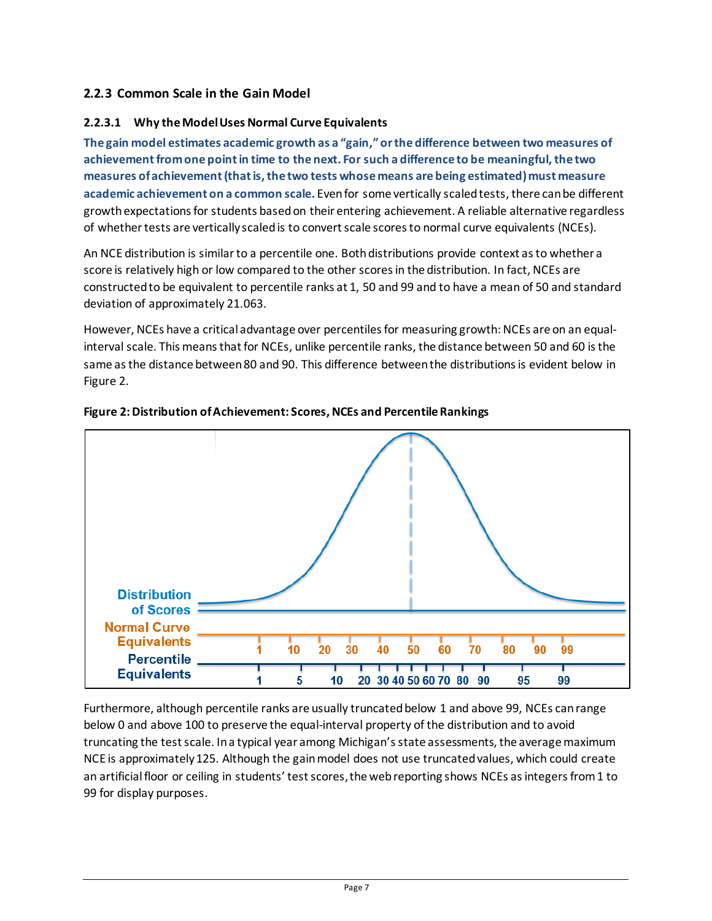### 2.2.3 Common Scale in the Gain Model

#### 2.2.3.1 Why the Model Uses Normal Curve Equivalents

**The gain model estimates academic growth as a "gain," or the difference between two measures of achievement from one point in time to the next. For such a difference to be meaningful, the two measures of achievement (that is, the two tests whose means are being estimated) must measure academic achievement on a common scale.** Even for some vertically scaled tests, there can be different growth expectations for students based on their entering achievement. A reliable alternative regardless of whether tests are vertically scaled is to convert scale scores to normal curve equivalents (NCEs).

An NCE distribution is similar to a percentile one. Both distributions provide context as to whether a score is relatively high or low compared to the other scores in the distribution. In fact, NCEs are constructed to be equivalent to percentile ranks at 1, 50 and 99 and to have a mean of 50 and standard deviation of approximately 21.063.

However, NCEs have a critical advantage over percentiles for measuring growth: NCEs are on an equal-interval scale. This means that for NCEs, unlike percentile ranks, the distance between 50 and 60 is the same as the distance between 80 and 90. This difference between the distributions is evident below in Figure 2.

**Figure 2: Distribution of Achievement: Scores, NCEs and Percentile Rankings**

Furthermore, although percentile ranks are usually truncated below 1 and above 99, NCEs can range below 0 and above 100 to preserve the equal-interval property of the distribution and to avoid truncating the test scale. In a typical year among Michigan's state assessments, the average maximum NCE is approximately 125. Although the gain model does not use truncated values, which could create an artificial floor or ceiling in students' test scores, the web reporting shows NCEs as integers from 1 to 99 for display purposes.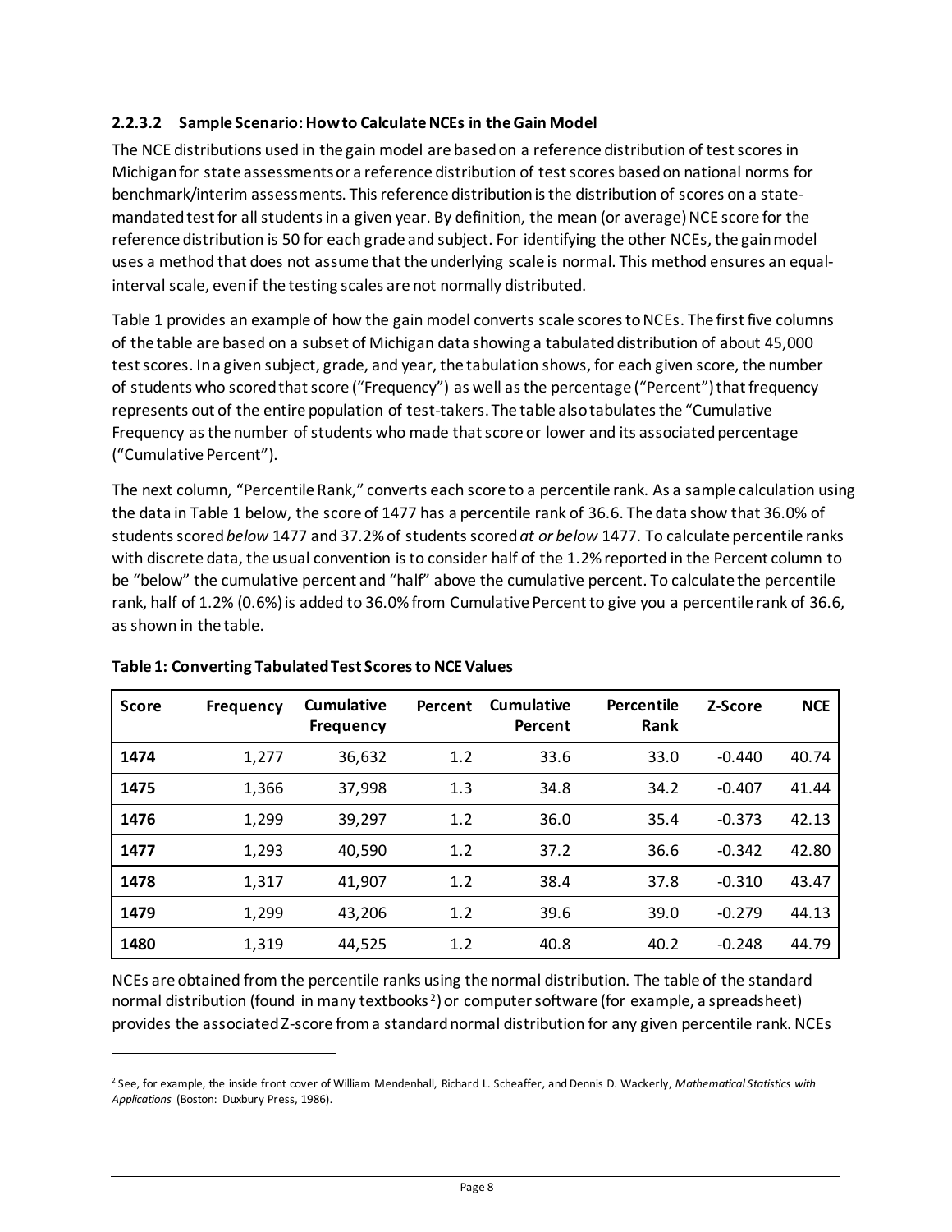#### 2.2.3.2 Sample Scenario: How to Calculate NCEs in the Gain Model

The NCE distributions used in the gain model are based on a reference distribution of test scores in Michigan for state assessments or a reference distribution of test scores based on national norms for benchmark/interim assessments. This reference distribution is the distribution of scores on a state-mandated test for all students in a given year. By definition, the mean (or average) NCE score for the reference distribution is 50 for each grade and subject. For identifying the other NCEs, the gain model uses a method that does not assume that the underlying scale is normal. This method ensures an equal-interval scale, even if the testing scales are not normally distributed.

Table 1 provides an example of how the gain model converts scale scores to NCEs. The first five columns of the table are based on a subset of Michigan data showing a tabulated distribution of about 45,000 test scores. In a given subject, grade, and year, the tabulation shows, for each given score, the number of students who scored that score ("Frequency") as well as the percentage ("Percent") that frequency represents out of the entire population of test-takers. The table also tabulates the "Cumulative Frequency as the number of students who made that score or lower and its associated percentage ("Cumulative Percent").

The next column, "Percentile Rank," converts each score to a percentile rank. As a sample calculation using the data in Table 1 below, the score of 1477 has a percentile rank of 36.6. The data show that 36.0% of students scored *below* 1477 and 37.2% of students scored *at or below* 1477. To calculate percentile ranks with discrete data, the usual convention is to consider half of the 1.2% reported in the Percent column to be "below" the cumulative percent and "half" above the cumulative percent. To calculate the percentile rank, half of 1.2% (0.6%) is added to 36.0% from Cumulative Percent to give you a percentile rank of 36.6, as shown in the table.

**Table 1: Converting Tabulated Test Scores to NCE Values**

| Score | Frequency | Cumulative Frequency | Percent | Cumulative Percent | Percentile Rank | Z-Score | NCE |
|---|---|---|---|---|---|---|---|
| **1474** | 1,277 | 36,632 | 1.2 | 33.6 | 33.0 | -0.440 | 40.74 |
| **1475** | 1,366 | 37,998 | 1.3 | 34.8 | 34.2 | -0.407 | 41.44 |
| **1476** | 1,299 | 39,297 | 1.2 | 36.0 | 35.4 | -0.373 | 42.13 |
| **1477** | 1,293 | 40,590 | 1.2 | 37.2 | 36.6 | -0.342 | 42.80 |
| **1478** | 1,317 | 41,907 | 1.2 | 38.4 | 37.8 | -0.310 | 43.47 |
| **1479** | 1,299 | 43,206 | 1.2 | 39.6 | 39.0 | -0.279 | 44.13 |
| **1480** | 1,319 | 44,525 | 1.2 | 40.8 | 40.2 | -0.248 | 44.79 |

NCEs are obtained from the percentile ranks using the normal distribution. The table of the standard normal distribution (found in many textbooks[2]) or computer software (for example, a spreadsheet) provides the associated Z-score from a standard normal distribution for any given percentile rank. NCEs

[2] See, for example, the inside front cover of William Mendenhall, Richard L. Scheaffer, and Dennis D. Wackerly, *Mathematical Statistics with Applications* (Boston: Duxbury Press, 1986).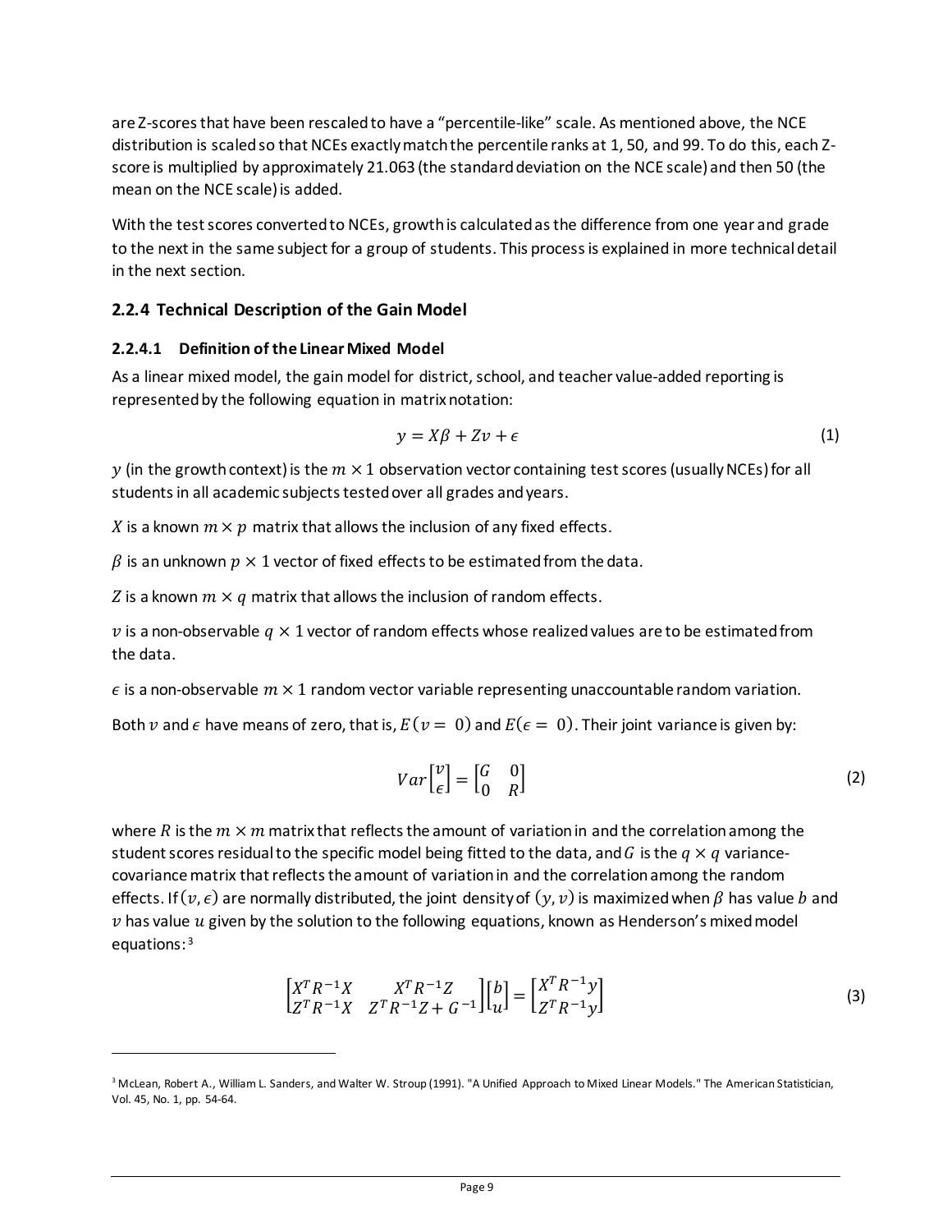are Z-scores that have been rescaled to have a "percentile-like" scale. As mentioned above, the NCE distribution is scaled so that NCEs exactly match the percentile ranks at 1, 50, and 99. To do this, each Z-score is multiplied by approximately 21.063 (the standard deviation on the NCE scale) and then 50 (the mean on the NCE scale) is added.

With the test scores converted to NCEs, growth is calculated as the difference from one year and grade to the next in the same subject for a group of students. This process is explained in more technical detail in the next section.

### 2.2.4 Technical Description of the Gain Model

#### 2.2.4.1 Definition of the Linear Mixed Model

As a linear mixed model, the gain model for district, school, and teacher value-added reporting is represented by the following equation in matrix notation:

$$y = X\beta + Zv + \epsilon \tag{1}$$

$y$ (in the growth context) is the $m \times 1$ observation vector containing test scores (usually NCEs) for all students in all academic subjects tested over all grades and years.

$X$ is a known $m \times p$ matrix that allows the inclusion of any fixed effects.

$\beta$ is an unknown $p \times 1$ vector of fixed effects to be estimated from the data.

$Z$ is a known $m \times q$ matrix that allows the inclusion of random effects.

$v$ is a non-observable $q \times 1$ vector of random effects whose realized values are to be estimated from the data.

$\epsilon$ is a non-observable $m \times 1$ random vector variable representing unaccountable random variation.

Both $v$ and $\epsilon$ have means of zero, that is, $E(v = 0)$ and $E(\epsilon = 0)$. Their joint variance is given by:

$$Var\begin{bmatrix} v \\ \epsilon \end{bmatrix} = \begin{bmatrix} G & 0 \\ 0 & R \end{bmatrix} \tag{2}$$

where $R$ is the $m \times m$ matrix that reflects the amount of variation in and the correlation among the student scores residual to the specific model being fitted to the data, and $G$ is the $q \times q$ variance-covariance matrix that reflects the amount of variation in and the correlation among the random effects. If $(v, \epsilon)$ are normally distributed, the joint density of $(y, v)$ is maximized when $\beta$ has value $b$ and $v$ has value $u$ given by the solution to the following equations, known as Henderson's mixed model equations:[3]

$$\begin{bmatrix} X^T R^{-1} X & X^T R^{-1} Z \\ Z^T R^{-1} X & Z^T R^{-1} Z + G^{-1} \end{bmatrix} \begin{bmatrix} b \\ u \end{bmatrix} = \begin{bmatrix} X^T R^{-1} y \\ Z^T R^{-1} y \end{bmatrix} \tag{3}$$

[3] McLean, Robert A., William L. Sanders, and Walter W. Stroup (1991). "A Unified Approach to Mixed Linear Models." The American Statistician, Vol. 45, No. 1, pp. 54-64.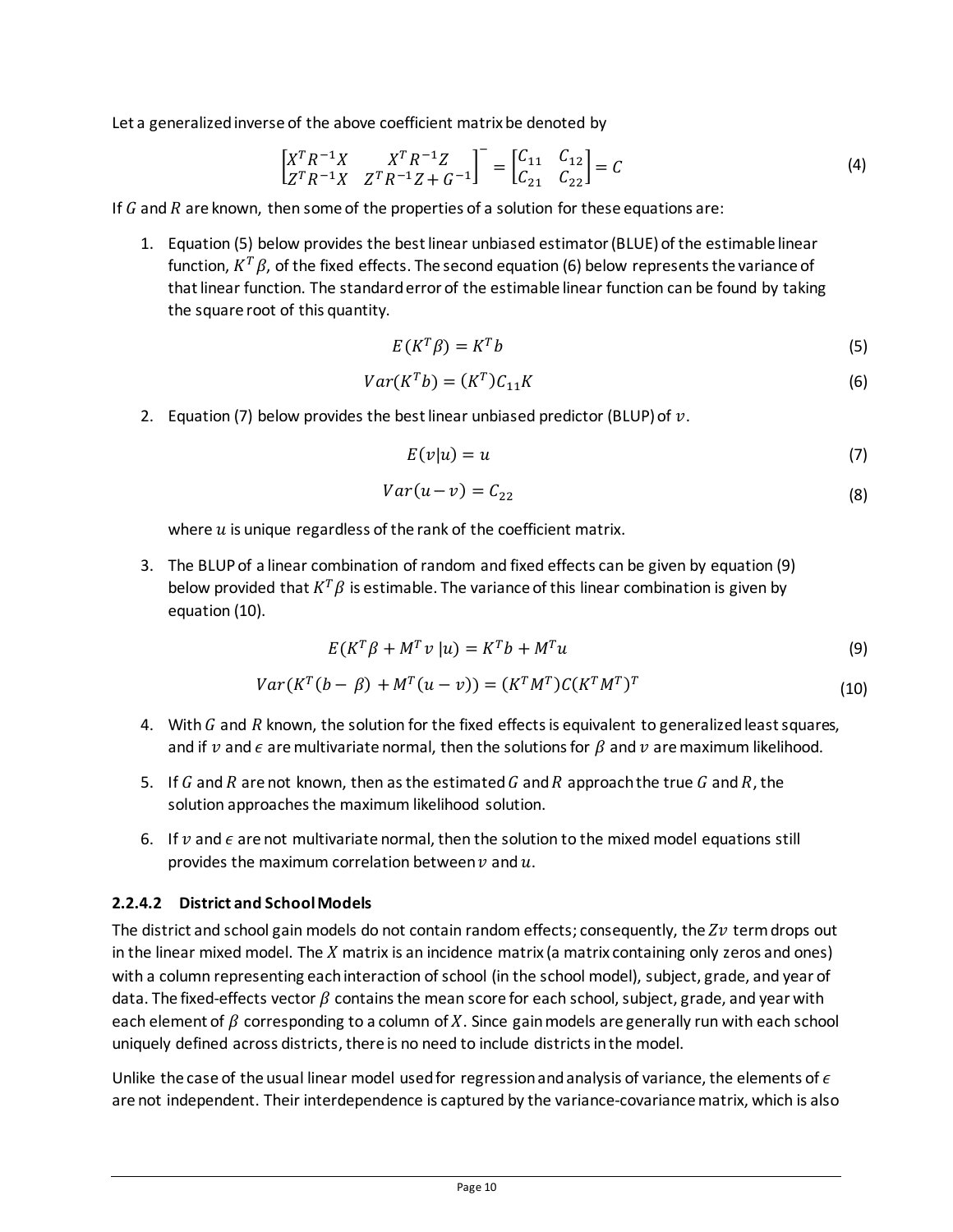Let a generalized inverse of the above coefficient matrix be denoted by

$$\begin{bmatrix} X^T R^{-1} X & X^T R^{-1} Z \\ Z^T R^{-1} X & Z^T R^{-1} Z + G^{-1} \end{bmatrix}^{-} = \begin{bmatrix} C_{11} & C_{12} \\ C_{21} & C_{22} \end{bmatrix} = C \tag{4}$$

If $G$ and $R$ are known, then some of the properties of a solution for these equations are:

1. Equation (5) below provides the best linear unbiased estimator (BLUE) of the estimable linear function, $K^T \beta$, of the fixed effects. The second equation (6) below represents the variance of that linear function. The standard error of the estimable linear function can be found by taking the square root of this quantity.

$$E(K^T \beta) = K^T b \tag{5}$$

$$Var(K^T b) = (K^T) C_{11} K \tag{6}$$

2. Equation (7) below provides the best linear unbiased predictor (BLUP) of $v$.

$$E(v|u) = u \tag{7}$$

$$Var(u - v) = C_{22} \tag{8}$$

   where $u$ is unique regardless of the rank of the coefficient matrix.

3. The BLUP of a linear combination of random and fixed effects can be given by equation (9) below provided that $K^T \beta$ is estimable. The variance of this linear combination is given by equation (10).

$$E(K^T \beta + M^T v \,|u) = K^T b + M^T u \tag{9}$$

$$Var(K^T (b - \beta) + M^T (u - v)) = (K^T M^T) C (K^T M^T)^T \tag{10}$$

4. With $G$ and $R$ known, the solution for the fixed effects is equivalent to generalized least squares, and if $v$ and $\epsilon$ are multivariate normal, then the solutions for $\beta$ and $v$ are maximum likelihood.

5. If $G$ and $R$ are not known, then as the estimated $G$ and $R$ approach the true $G$ and $R$, the solution approaches the maximum likelihood solution.

6. If $v$ and $\epsilon$ are not multivariate normal, then the solution to the mixed model equations still provides the maximum correlation between $v$ and $u$.

#### 2.2.4.2 District and School Models

The district and school gain models do not contain random effects; consequently, the $Zv$ term drops out in the linear mixed model. The $X$ matrix is an incidence matrix (a matrix containing only zeros and ones) with a column representing each interaction of school (in the school model), subject, grade, and year of data. The fixed-effects vector $\beta$ contains the mean score for each school, subject, grade, and year with each element of $\beta$ corresponding to a column of $X$. Since gain models are generally run with each school uniquely defined across districts, there is no need to include districts in the model.

Unlike the case of the usual linear model used for regression and analysis of variance, the elements of $\epsilon$ are not independent. Their interdependence is captured by the variance-covariance matrix, which is also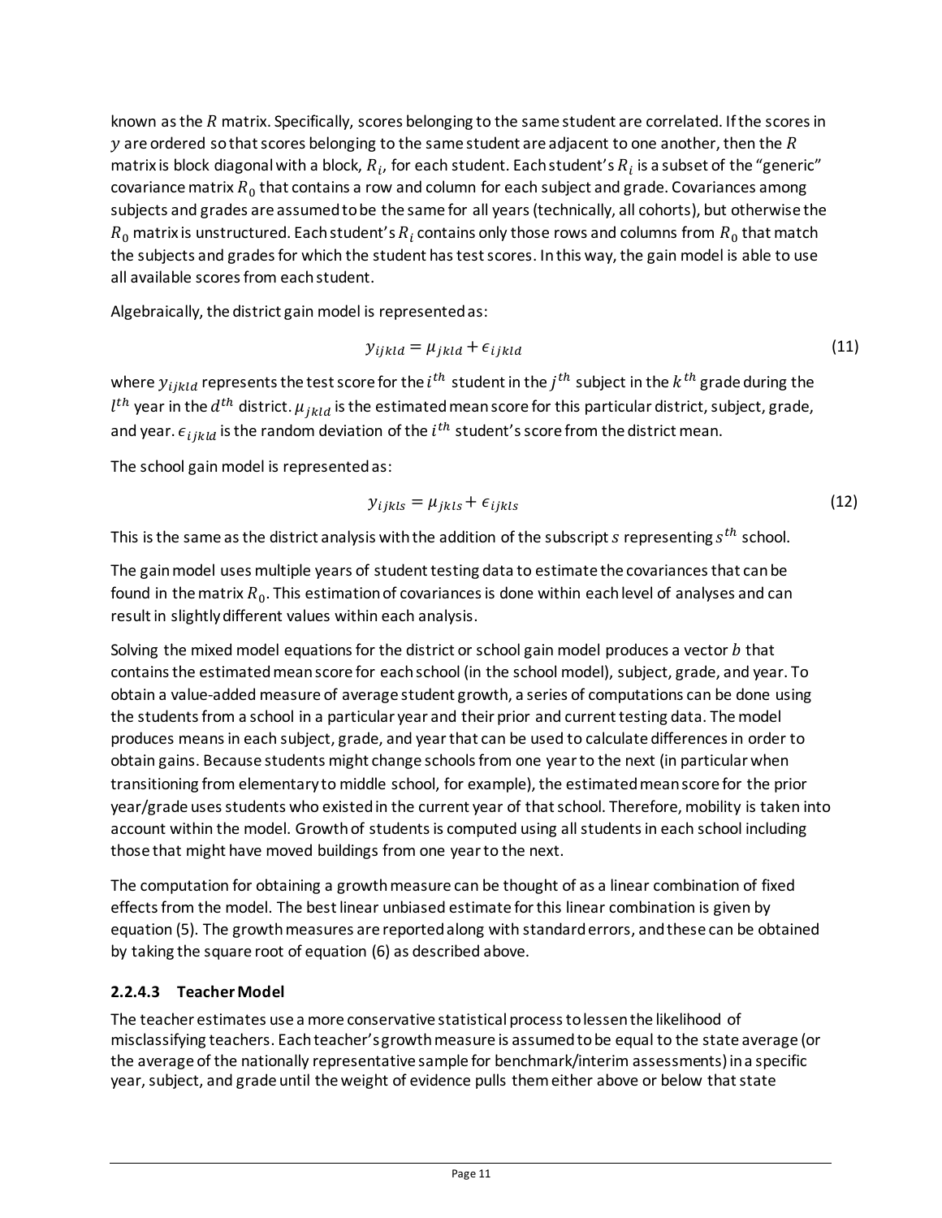known as the $R$ matrix. Specifically, scores belonging to the same student are correlated. If the scores in $y$ are ordered so that scores belonging to the same student are adjacent to one another, then the $R$ matrix is block diagonal with a block, $R_i$, for each student. Each student's $R_i$ is a subset of the "generic" covariance matrix $R_0$ that contains a row and column for each subject and grade. Covariances among subjects and grades are assumed to be the same for all years (technically, all cohorts), but otherwise the $R_0$ matrix is unstructured. Each student's $R_i$ contains only those rows and columns from $R_0$ that match the subjects and grades for which the student has test scores. In this way, the gain model is able to use all available scores from each student.

Algebraically, the district gain model is represented as:

$$y_{ijkld} = \mu_{jkld} + \epsilon_{ijkld} \tag{11}$$

where $y_{ijkld}$ represents the test score for the $i^{th}$ student in the $j^{th}$ subject in the $k^{th}$ grade during the $l^{th}$ year in the $d^{th}$ district. $\mu_{jkld}$ is the estimated mean score for this particular district, subject, grade, and year. $\epsilon_{ijkld}$ is the random deviation of the $i^{th}$ student's score from the district mean.

The school gain model is represented as:

$$y_{ijkls} = \mu_{jkls} + \epsilon_{ijkls} \tag{12}$$

This is the same as the district analysis with the addition of the subscript $s$ representing $s^{th}$ school.

The gain model uses multiple years of student testing data to estimate the covariances that can be found in the matrix $R_0$. This estimation of covariances is done within each level of analyses and can result in slightly different values within each analysis.

Solving the mixed model equations for the district or school gain model produces a vector $b$ that contains the estimated mean score for each school (in the school model), subject, grade, and year. To obtain a value-added measure of average student growth, a series of computations can be done using the students from a school in a particular year and their prior and current testing data. The model produces means in each subject, grade, and year that can be used to calculate differences in order to obtain gains. Because students might change schools from one year to the next (in particular when transitioning from elementary to middle school, for example), the estimated mean score for the prior year/grade uses students who existed in the current year of that school. Therefore, mobility is taken into account within the model. Growth of students is computed using all students in each school including those that might have moved buildings from one year to the next.

The computation for obtaining a growth measure can be thought of as a linear combination of fixed effects from the model. The best linear unbiased estimate for this linear combination is given by equation (5). The growth measures are reported along with standard errors, and these can be obtained by taking the square root of equation (6) as described above.

#### 2.2.4.3 Teacher Model

The teacher estimates use a more conservative statistical process to lessen the likelihood of misclassifying teachers. Each teacher's growth measure is assumed to be equal to the state average (or the average of the nationally representative sample for benchmark/interim assessments) in a specific year, subject, and grade until the weight of evidence pulls them either above or below that state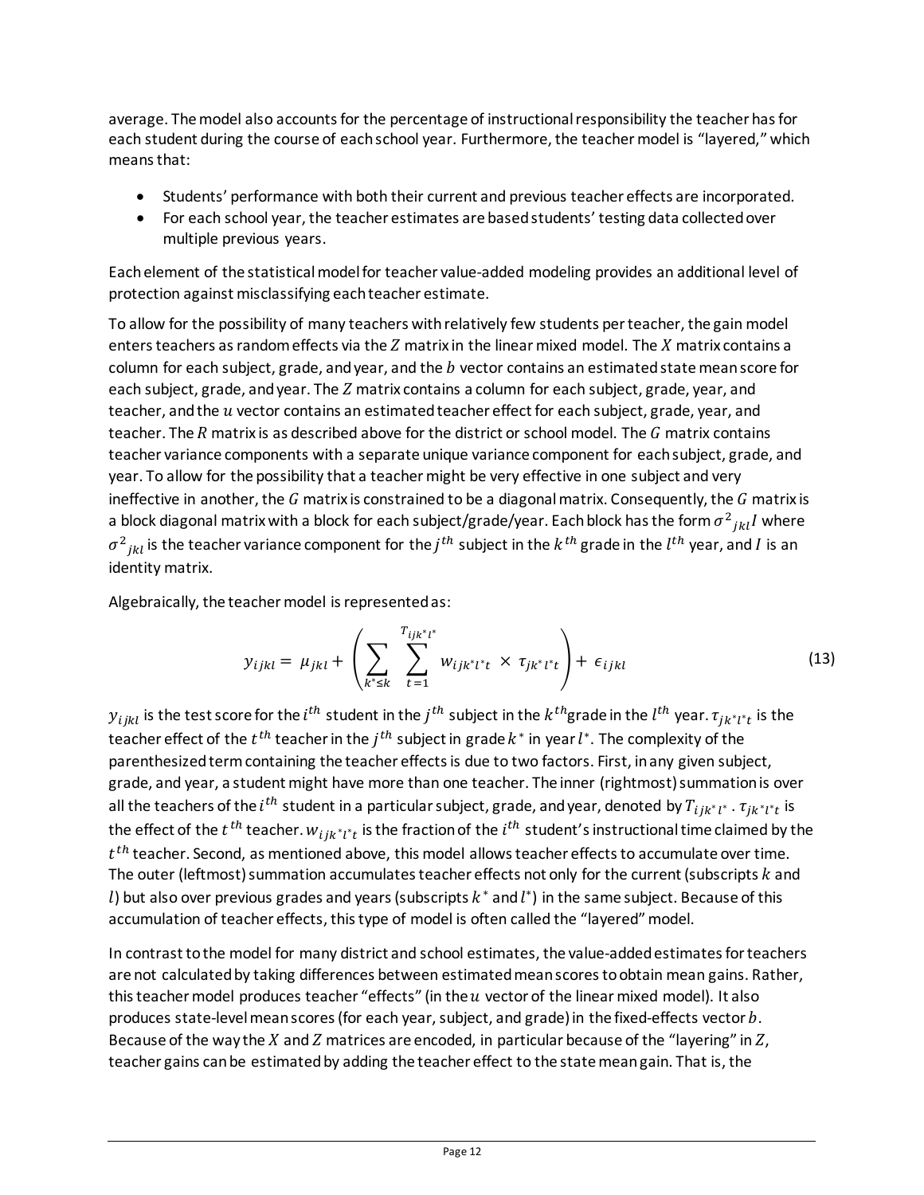average. The model also accounts for the percentage of instructional responsibility the teacher has for each student during the course of each school year. Furthermore, the teacher model is "layered," which means that:

- Students' performance with both their current and previous teacher effects are incorporated.
- For each school year, the teacher estimates are based students' testing data collected over multiple previous years.

Each element of the statistical model for teacher value-added modeling provides an additional level of protection against misclassifying each teacher estimate.

To allow for the possibility of many teachers with relatively few students per teacher, the gain model enters teachers as random effects via the $Z$ matrix in the linear mixed model. The $X$ matrix contains a column for each subject, grade, and year, and the $b$ vector contains an estimated state mean score for each subject, grade, and year. The $Z$ matrix contains a column for each subject, grade, year, and teacher, and the $u$ vector contains an estimated teacher effect for each subject, grade, year, and teacher. The $R$ matrix is as described above for the district or school model. The $G$ matrix contains teacher variance components with a separate unique variance component for each subject, grade, and year. To allow for the possibility that a teacher might be very effective in one subject and very ineffective in another, the $G$ matrix is constrained to be a diagonal matrix. Consequently, the $G$ matrix is a block diagonal matrix with a block for each subject/grade/year. Each block has the form $\sigma^2{}_{jkl}I$ where $\sigma^2{}_{jkl}$ is the teacher variance component for the $j^{th}$ subject in the $k^{th}$ grade in the $l^{th}$ year, and $I$ is an identity matrix.

Algebraically, the teacher model is represented as:

$$y_{ijkl} = \mu_{jkl} + \left( \sum_{k^* \leq k} \sum_{t=1}^{T_{ijk^*l^*}} w_{ijk^*l^*t} \times \tau_{jk^*l^*t} \right) + \epsilon_{ijkl} \tag{13}$$

$y_{ijkl}$ is the test score for the $i^{th}$ student in the $j^{th}$ subject in the $k^{th}$grade in the $l^{th}$ year. $\tau_{jk^*l^*t}$ is the teacher effect of the $t^{th}$ teacher in the $j^{th}$ subject in grade $k^*$ in year $l^*$. The complexity of the parenthesized term containing the teacher effects is due to two factors. First, in any given subject, grade, and year, a student might have more than one teacher. The inner (rightmost) summation is over all the teachers of the $i^{th}$ student in a particular subject, grade, and year, denoted by $T_{ijk^*l^*}$. $\tau_{jk^*l^*t}$ is the effect of the $t^{th}$ teacher. $w_{ijk^*l^*t}$ is the fraction of the $i^{th}$ student's instructional time claimed by the $t^{th}$ teacher. Second, as mentioned above, this model allows teacher effects to accumulate over time. The outer (leftmost) summation accumulates teacher effects not only for the current (subscripts $k$ and $l$) but also over previous grades and years (subscripts $k^*$ and $l^*$) in the same subject. Because of this accumulation of teacher effects, this type of model is often called the "layered" model.

In contrast to the model for many district and school estimates, the value-added estimates for teachers are not calculated by taking differences between estimated mean scores to obtain mean gains. Rather, this teacher model produces teacher "effects" (in the $u$ vector of the linear mixed model). It also produces state-level mean scores (for each year, subject, and grade) in the fixed-effects vector $b$. Because of the way the $X$ and $Z$ matrices are encoded, in particular because of the "layering" in $Z$, teacher gains can be estimated by adding the teacher effect to the state mean gain. That is, the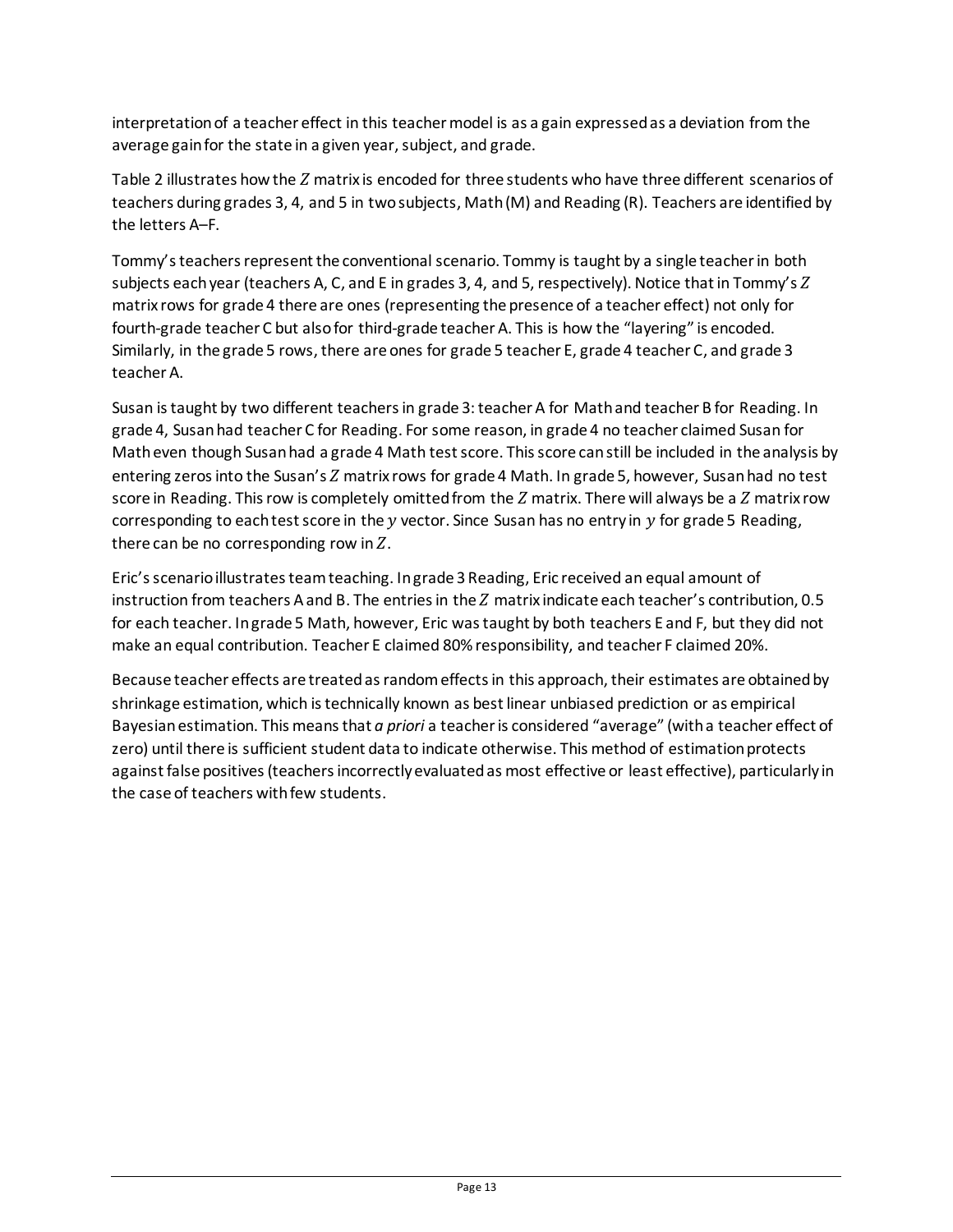interpretation of a teacher effect in this teacher model is as a gain expressed as a deviation from the average gain for the state in a given year, subject, and grade.

Table 2 illustrates how the $Z$ matrix is encoded for three students who have three different scenarios of teachers during grades 3, 4, and 5 in two subjects, Math (M) and Reading (R). Teachers are identified by the letters A–F.

Tommy's teachers represent the conventional scenario. Tommy is taught by a single teacher in both subjects each year (teachers A, C, and E in grades 3, 4, and 5, respectively). Notice that in Tommy's $Z$ matrix rows for grade 4 there are ones (representing the presence of a teacher effect) not only for fourth-grade teacher C but also for third-grade teacher A. This is how the "layering" is encoded. Similarly, in the grade 5 rows, there are ones for grade 5 teacher E, grade 4 teacher C, and grade 3 teacher A.

Susan is taught by two different teachers in grade 3: teacher A for Math and teacher B for Reading. In grade 4, Susan had teacher C for Reading. For some reason, in grade 4 no teacher claimed Susan for Math even though Susan had a grade 4 Math test score. This score can still be included in the analysis by entering zeros into the Susan's $Z$ matrix rows for grade 4 Math. In grade 5, however, Susan had no test score in Reading. This row is completely omitted from the $Z$ matrix. There will always be a $Z$ matrix row corresponding to each test score in the $y$ vector. Since Susan has no entry in $y$ for grade 5 Reading, there can be no corresponding row in $Z$.

Eric's scenario illustrates team teaching. In grade 3 Reading, Eric received an equal amount of instruction from teachers A and B. The entries in the $Z$ matrix indicate each teacher's contribution, 0.5 for each teacher. In grade 5 Math, however, Eric was taught by both teachers E and F, but they did not make an equal contribution. Teacher E claimed 80% responsibility, and teacher F claimed 20%.

Because teacher effects are treated as random effects in this approach, their estimates are obtained by shrinkage estimation, which is technically known as best linear unbiased prediction or as empirical Bayesian estimation. This means that *a priori* a teacher is considered "average" (with a teacher effect of zero) until there is sufficient student data to indicate otherwise. This method of estimation protects against false positives (teachers incorrectly evaluated as most effective or least effective), particularly in the case of teachers with few students.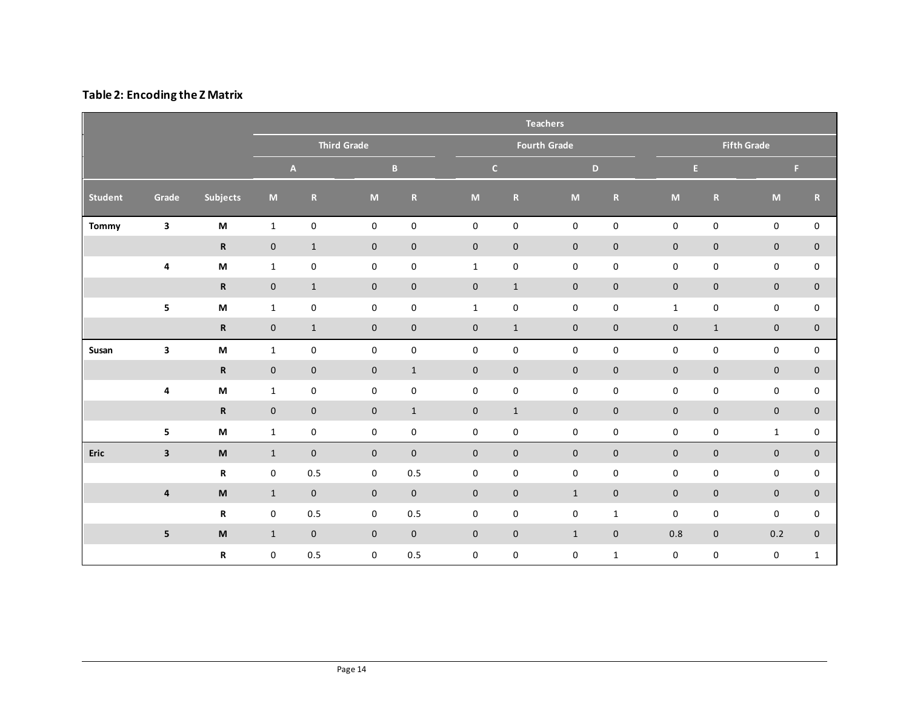### Table 2: Encoding the Z Matrix

| | | | Teachers | | | | | | | | | | | |
|---|---|---|---|---|---|---|---|---|---|---|---|---|---|---|
| | | | Third Grade | | | | Fourth Grade | | | | Fifth Grade | | | |
| | | | A | | B | | C | | D | | E | | F | |
| **Student** | **Grade** | **Subjects** | **M** | **R** | **M** | **R** | **M** | **R** | **M** | **R** | **M** | **R** | **M** | **R** |
| **Tommy** | **3** | **M** | 1 | 0 | 0 | 0 | 0 | 0 | 0 | 0 | 0 | 0 | 0 | 0 |
| | | **R** | 0 | 1 | 0 | 0 | 0 | 0 | 0 | 0 | 0 | 0 | 0 | 0 |
| | **4** | **M** | 1 | 0 | 0 | 0 | 1 | 0 | 0 | 0 | 0 | 0 | 0 | 0 |
| | | **R** | 0 | 1 | 0 | 0 | 0 | 1 | 0 | 0 | 0 | 0 | 0 | 0 |
| | **5** | **M** | 1 | 0 | 0 | 0 | 1 | 0 | 0 | 0 | 1 | 0 | 0 | 0 |
| | | **R** | 0 | 1 | 0 | 0 | 0 | 1 | 0 | 0 | 0 | 1 | 0 | 0 |
| **Susan** | **3** | **M** | 1 | 0 | 0 | 0 | 0 | 0 | 0 | 0 | 0 | 0 | 0 | 0 |
| | | **R** | 0 | 0 | 0 | 1 | 0 | 0 | 0 | 0 | 0 | 0 | 0 | 0 |
| | **4** | **M** | 1 | 0 | 0 | 0 | 0 | 0 | 0 | 0 | 0 | 0 | 0 | 0 |
| | | **R** | 0 | 0 | 0 | 1 | 0 | 1 | 0 | 0 | 0 | 0 | 0 | 0 |
| | **5** | **M** | 1 | 0 | 0 | 0 | 0 | 0 | 0 | 0 | 0 | 0 | 1 | 0 |
| **Eric** | **3** | **M** | 1 | 0 | 0 | 0 | 0 | 0 | 0 | 0 | 0 | 0 | 0 | 0 |
| | | **R** | 0 | 0.5 | 0 | 0.5 | 0 | 0 | 0 | 0 | 0 | 0 | 0 | 0 |
| | **4** | **M** | 1 | 0 | 0 | 0 | 0 | 0 | 1 | 0 | 0 | 0 | 0 | 0 |
| | | **R** | 0 | 0.5 | 0 | 0.5 | 0 | 0 | 0 | 1 | 0 | 0 | 0 | 0 |
| | **5** | **M** | 1 | 0 | 0 | 0 | 0 | 0 | 1 | 0 | 0.8 | 0 | 0.2 | 0 |
| | | **R** | 0 | 0.5 | 0 | 0.5 | 0 | 0 | 0 | 1 | 0 | 0 | 0 | 1 |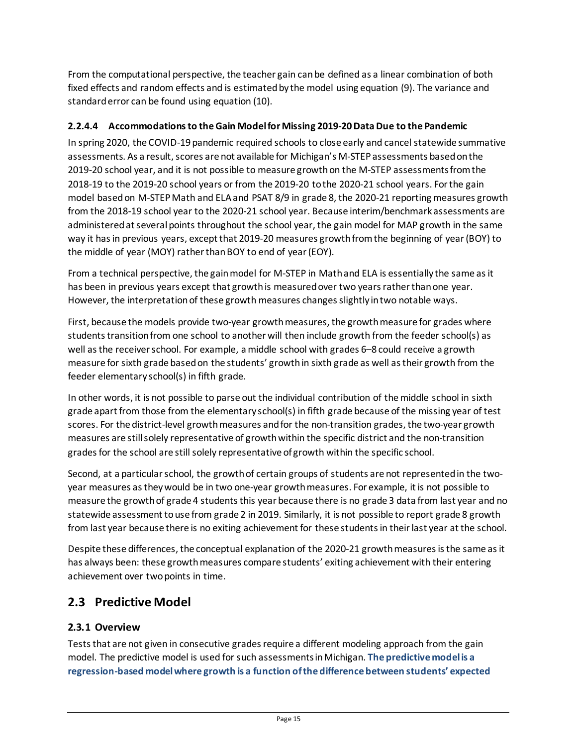From the computational perspective, the teacher gain can be defined as a linear combination of both fixed effects and random effects and is estimated by the model using equation (9). The variance and standard error can be found using equation (10).

#### 2.2.4.4 Accommodations to the Gain Model for Missing 2019-20 Data Due to the Pandemic

In spring 2020, the COVID-19 pandemic required schools to close early and cancel statewide summative assessments. As a result, scores are not available for Michigan's M-STEP assessments based on the 2019-20 school year, and it is not possible to measure growth on the M-STEP assessments from the 2018-19 to the 2019-20 school years or from the 2019-20 to the 2020-21 school years. For the gain model based on M-STEP Math and ELA and PSAT 8/9 in grade 8, the 2020-21 reporting measures growth from the 2018-19 school year to the 2020-21 school year. Because interim/benchmark assessments are administered at several points throughout the school year, the gain model for MAP growth in the same way it has in previous years, except that 2019-20 measures growth from the beginning of year (BOY) to the middle of year (MOY) rather than BOY to end of year (EOY).

From a technical perspective, the gain model for M-STEP in Math and ELA is essentially the same as it has been in previous years except that growth is measured over two years rather than one year. However, the interpretation of these growth measures changes slightly in two notable ways.

First, because the models provide two-year growth measures, the growth measure for grades where students transition from one school to another will then include growth from the feeder school(s) as well as the receiver school. For example, a middle school with grades 6–8 could receive a growth measure for sixth grade based on the students' growth in sixth grade as well as their growth from the feeder elementary school(s) in fifth grade.

In other words, it is not possible to parse out the individual contribution of the middle school in sixth grade apart from those from the elementary school(s) in fifth grade because of the missing year of test scores. For the district-level growth measures and for the non-transition grades, the two-year growth measures are still solely representative of growth within the specific district and the non-transition grades for the school are still solely representative of growth within the specific school.

Second, at a particular school, the growth of certain groups of students are not represented in the two-year measures as they would be in two one-year growth measures. For example, it is not possible to measure the growth of grade 4 students this year because there is no grade 3 data from last year and no statewide assessment to use from grade 2 in 2019. Similarly, it is not possible to report grade 8 growth from last year because there is no exiting achievement for these students in their last year at the school.

Despite these differences, the conceptual explanation of the 2020-21 growth measures is the same as it has always been: these growth measures compare students' exiting achievement with their entering achievement over two points in time.

## 2.3 Predictive Model

### 2.3.1 Overview

Tests that are not given in consecutive grades require a different modeling approach from the gain model. The predictive model is used for such assessments in Michigan. **The predictive model is a regression-based model where growth is a function of the difference between students' expected**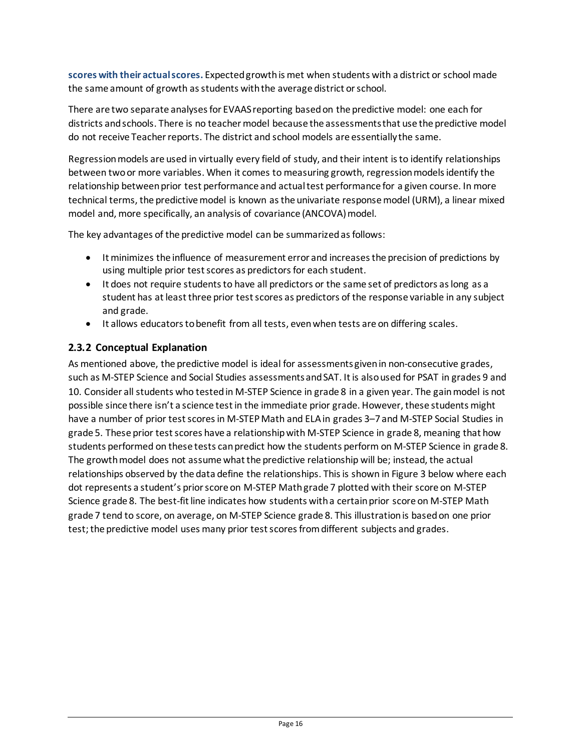**scores with their actual scores.** Expected growth is met when students with a district or school made the same amount of growth as students with the average district or school.

There are two separate analyses for EVAAS reporting based on the predictive model: one each for districts and schools. There is no teacher model because the assessments that use the predictive model do not receive Teacher reports. The district and school models are essentially the same.

Regression models are used in virtually every field of study, and their intent is to identify relationships between two or more variables. When it comes to measuring growth, regression models identify the relationship between prior test performance and actual test performance for a given course. In more technical terms, the predictive model is known as the univariate response model (URM), a linear mixed model and, more specifically, an analysis of covariance (ANCOVA) model.

The key advantages of the predictive model can be summarized as follows:

- It minimizes the influence of measurement error and increases the precision of predictions by using multiple prior test scores as predictors for each student.
- It does not require students to have all predictors or the same set of predictors as long as a student has at least three prior test scores as predictors of the response variable in any subject and grade.
- It allows educators to benefit from all tests, even when tests are on differing scales.

### 2.3.2 Conceptual Explanation

As mentioned above, the predictive model is ideal for assessments given in non-consecutive grades, such as M-STEP Science and Social Studies assessments and SAT. It is also used for PSAT in grades 9 and 10. Consider all students who tested in M-STEP Science in grade 8 in a given year. The gain model is not possible since there isn't a science test in the immediate prior grade. However, these students might have a number of prior test scores in M-STEP Math and ELA in grades 3–7 and M-STEP Social Studies in grade 5. These prior test scores have a relationship with M-STEP Science in grade 8, meaning that how students performed on these tests can predict how the students perform on M-STEP Science in grade 8. The growth model does not assume what the predictive relationship will be; instead, the actual relationships observed by the data define the relationships. This is shown in Figure 3 below where each dot represents a student's prior score on M-STEP Math grade 7 plotted with their score on M-STEP Science grade 8. The best-fit line indicates how students with a certain prior score on M-STEP Math grade 7 tend to score, on average, on M-STEP Science grade 8. This illustration is based on one prior test; the predictive model uses many prior test scores from different subjects and grades.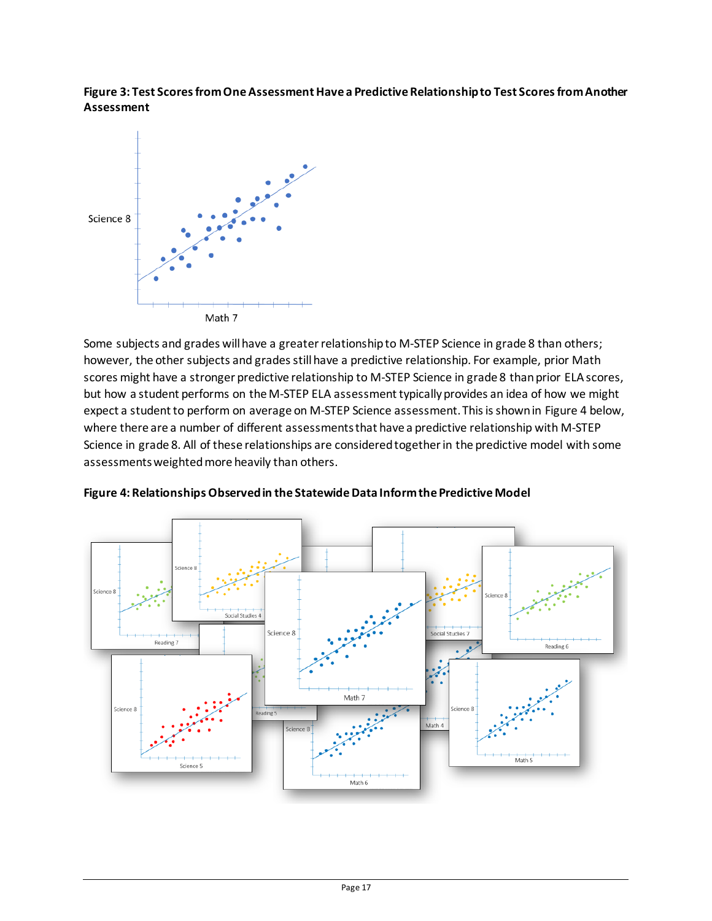**Figure 3: Test Scores from One Assessment Have a Predictive Relationship to Test Scores from Another Assessment**

Some subjects and grades will have a greater relationship to M-STEP Science in grade 8 than others; however, the other subjects and grades still have a predictive relationship. For example, prior Math scores might have a stronger predictive relationship to M-STEP Science in grade 8 than prior ELA scores, but how a student performs on the M-STEP ELA assessment typically provides an idea of how we might expect a student to perform on average on M-STEP Science assessment. This is shown in Figure 4 below, where there are a number of different assessments that have a predictive relationship with M-STEP Science in grade 8. All of these relationships are considered together in the predictive model with some assessments weighted more heavily than others.

**Figure 4: Relationships Observed in the Statewide Data Inform the Predictive Model**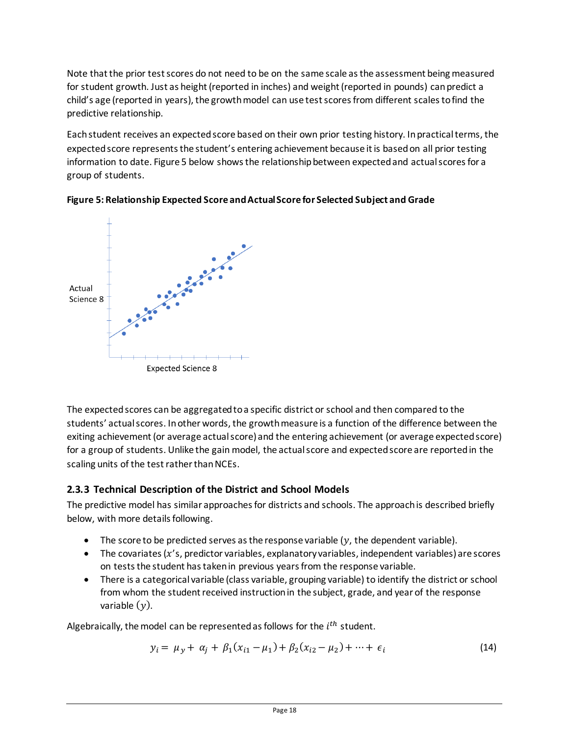Note that the prior test scores do not need to be on the same scale as the assessment being measured for student growth. Just as height (reported in inches) and weight (reported in pounds) can predict a child's age (reported in years), the growth model can use test scores from different scales to find the predictive relationship.

Each student receives an expected score based on their own prior testing history. In practical terms, the expected score represents the student's entering achievement because it is based on all prior testing information to date. Figure 5 below shows the relationship between expected and actual scores for a group of students.

**Figure 5: Relationship Expected Score and Actual Score for Selected Subject and Grade**

The expected scores can be aggregated to a specific district or school and then compared to the students' actual scores. In other words, the growth measure is a function of the difference between the exiting achievement (or average actual score) and the entering achievement (or average expected score) for a group of students. Unlike the gain model, the actual score and expected score are reported in the scaling units of the test rather than NCEs.

### 2.3.3 Technical Description of the District and School Models

The predictive model has similar approaches for districts and schools. The approach is described briefly below, with more details following.

- The score to be predicted serves as the response variable ($y$, the dependent variable).
- The covariates ($x$'s, predictor variables, explanatory variables, independent variables) are scores on tests the student has taken in previous years from the response variable.
- There is a categorical variable (class variable, grouping variable) to identify the district or school from whom the student received instruction in the subject, grade, and year of the response variable ($y$).

Algebraically, the model can be represented as follows for the $i^{th}$ student.

$$y_i = \mu_y + \alpha_j + \beta_1(x_{i1} - \mu_1) + \beta_2(x_{i2} - \mu_2) + \cdots + \epsilon_i \tag{14}$$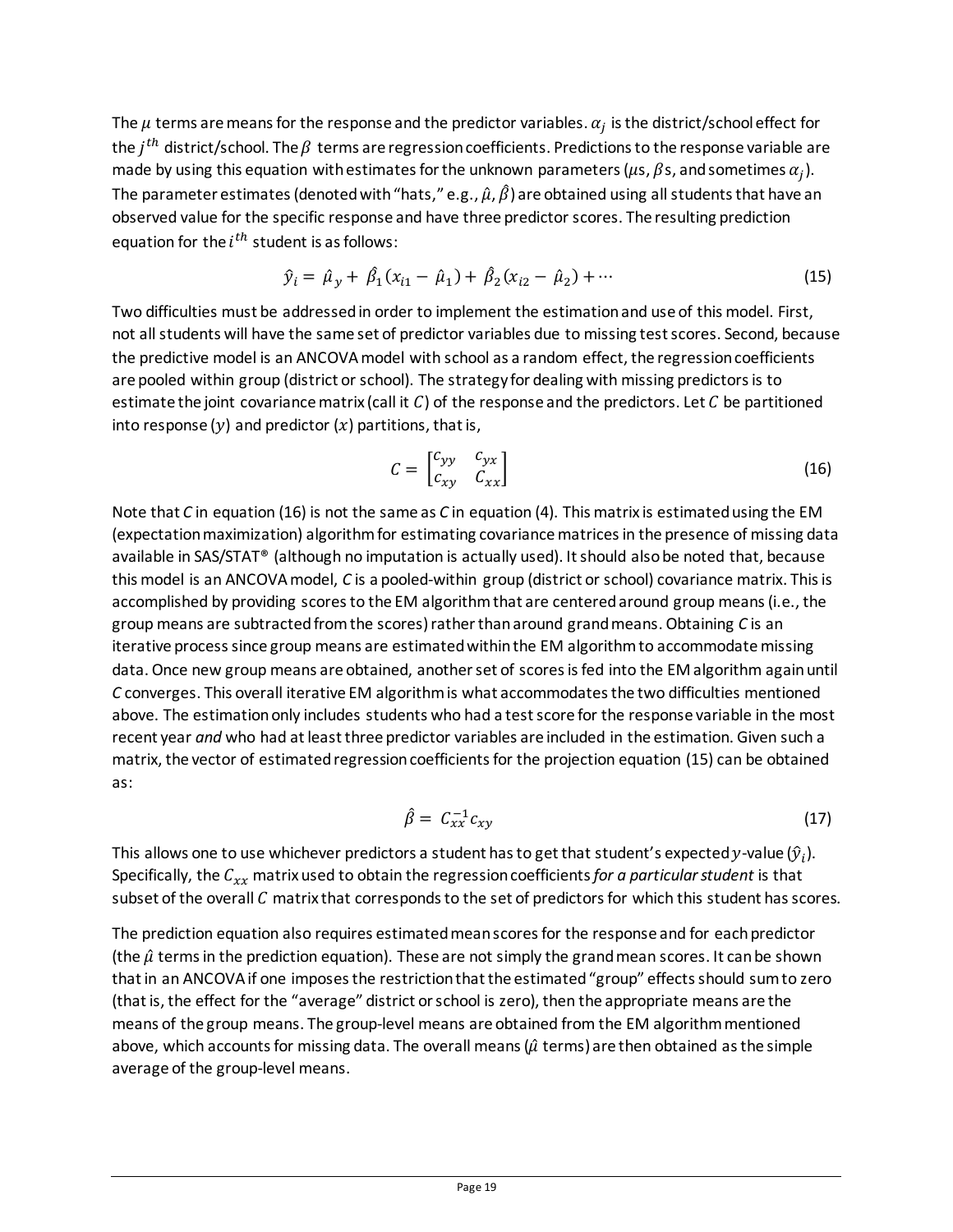The $\mu$ terms are means for the response and the predictor variables. $\alpha_j$ is the district/school effect for the $j^{th}$ district/school. The $\beta$ terms are regression coefficients. Predictions to the response variable are made by using this equation with estimates for the unknown parameters ($\mu$s, $\beta$s, and sometimes $\alpha_j$). The parameter estimates (denoted with "hats," e.g., $\hat{\mu}$, $\hat{\beta}$) are obtained using all students that have an observed value for the specific response and have three predictor scores. The resulting prediction equation for the $i^{th}$ student is as follows:

$$\hat{y}_i = \hat{\mu}_y + \hat{\beta}_1(x_{i1} - \hat{\mu}_1) + \hat{\beta}_2(x_{i2} - \hat{\mu}_2) + \cdots \tag{15}$$

Two difficulties must be addressed in order to implement the estimation and use of this model. First, not all students will have the same set of predictor variables due to missing test scores. Second, because the predictive model is an ANCOVA model with school as a random effect, the regression coefficients are pooled within group (district or school). The strategy for dealing with missing predictors is to estimate the joint covariance matrix (call it $C$) of the response and the predictors. Let $C$ be partitioned into response ($y$) and predictor ($x$) partitions, that is,

$$C = \begin{bmatrix} c_{yy} & c_{yx} \\ c_{xy} & C_{xx} \end{bmatrix} \tag{16}$$

Note that *C* in equation (16) is not the same as *C* in equation (4). This matrix is estimated using the EM (expectation maximization) algorithm for estimating covariance matrices in the presence of missing data available in SAS/STAT® (although no imputation is actually used). It should also be noted that, because this model is an ANCOVA model, *C* is a pooled-within group (district or school) covariance matrix. This is accomplished by providing scores to the EM algorithm that are centered around group means (i.e., the group means are subtracted from the scores) rather than around grand means. Obtaining *C* is an iterative process since group means are estimated within the EM algorithm to accommodate missing data. Once new group means are obtained, another set of scores is fed into the EM algorithm again until *C* converges. This overall iterative EM algorithm is what accommodates the two difficulties mentioned above. The estimation only includes students who had a test score for the response variable in the most recent year *and* who had at least three predictor variables are included in the estimation. Given such a matrix, the vector of estimated regression coefficients for the projection equation (15) can be obtained as:

$$\hat{\beta} = C_{xx}^{-1} c_{xy} \tag{17}$$

This allows one to use whichever predictors a student has to get that student's expected $y$-value ($\hat{y}_i$). Specifically, the $C_{xx}$ matrix used to obtain the regression coefficients *for a particular student* is that subset of the overall $C$ matrix that corresponds to the set of predictors for which this student has scores.

The prediction equation also requires estimated mean scores for the response and for each predictor (the $\hat{\mu}$ terms in the prediction equation). These are not simply the grand mean scores. It can be shown that in an ANCOVA if one imposes the restriction that the estimated "group" effects should sum to zero (that is, the effect for the "average" district or school is zero), then the appropriate means are the means of the group means. The group-level means are obtained from the EM algorithm mentioned above, which accounts for missing data. The overall means ($\hat{\mu}$ terms) are then obtained as the simple average of the group-level means.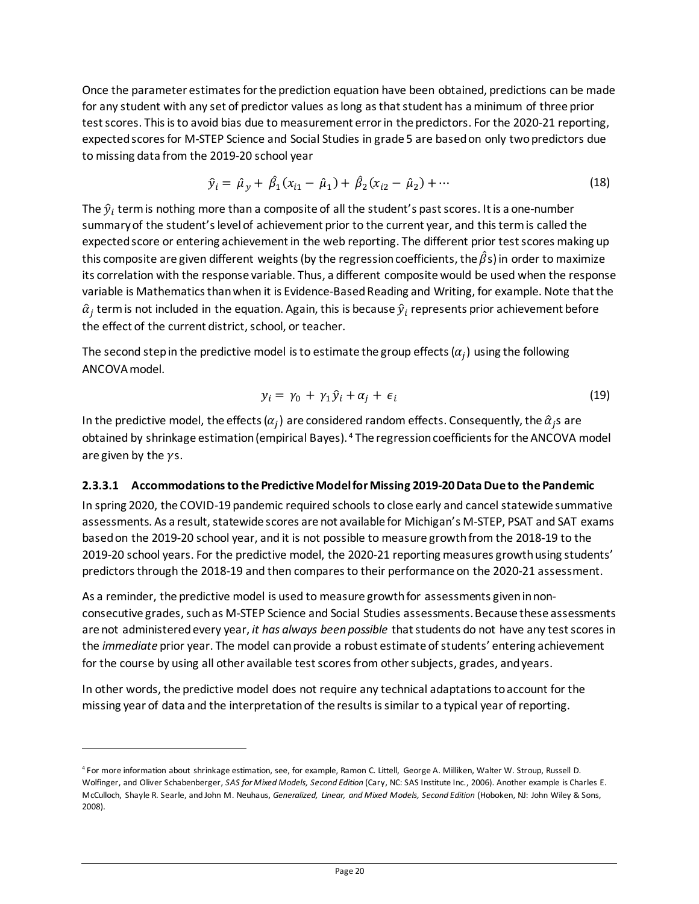Once the parameter estimates for the prediction equation have been obtained, predictions can be made for any student with any set of predictor values as long as that student has a minimum of three prior test scores. This is to avoid bias due to measurement error in the predictors. For the 2020-21 reporting, expected scores for M-STEP Science and Social Studies in grade 5 are based on only two predictors due to missing data from the 2019-20 school year

$$\hat{y}_i = \hat{\mu}_y + \hat{\beta}_1(x_{i1} - \hat{\mu}_1) + \hat{\beta}_2(x_{i2} - \hat{\mu}_2) + \cdots \tag{18}$$

The $\hat{y}_i$ term is nothing more than a composite of all the student's past scores. It is a one-number summary of the student's level of achievement prior to the current year, and this term is called the expected score or entering achievement in the web reporting. The different prior test scores making up this composite are given different weights (by the regression coefficients, the $\hat{\beta}$s) in order to maximize its correlation with the response variable. Thus, a different composite would be used when the response variable is Mathematics than when it is Evidence-Based Reading and Writing, for example. Note that the $\hat{\alpha}_j$ term is not included in the equation. Again, this is because $\hat{y}_i$ represents prior achievement before the effect of the current district, school, or teacher.

The second step in the predictive model is to estimate the group effects ($\alpha_j$) using the following ANCOVA model.

$$y_i = \gamma_0 + \gamma_1\hat{y}_i + \alpha_j + \epsilon_i \tag{19}$$

In the predictive model, the effects ($\alpha_j$) are considered random effects. Consequently, the $\hat{\alpha}_j$s are obtained by shrinkage estimation (empirical Bayes).[4] The regression coefficients for the ANCOVA model are given by the $\gamma$s.

#### 2.3.3.1 Accommodations to the Predictive Model for Missing 2019-20 Data Due to the Pandemic

In spring 2020, the COVID-19 pandemic required schools to close early and cancel statewide summative assessments. As a result, statewide scores are not available for Michigan's M-STEP, PSAT and SAT exams based on the 2019-20 school year, and it is not possible to measure growth from the 2018-19 to the 2019-20 school years. For the predictive model, the 2020-21 reporting measures growth using students' predictors through the 2018-19 and then compares to their performance on the 2020-21 assessment.

As a reminder, the predictive model is used to measure growth for assessments given in non-consecutive grades, such as M-STEP Science and Social Studies assessments. Because these assessments are not administered every year, *it has always been possible* that students do not have any test scores in the *immediate* prior year. The model can provide a robust estimate of students' entering achievement for the course by using all other available test scores from other subjects, grades, and years.

In other words, the predictive model does not require any technical adaptations to account for the missing year of data and the interpretation of the results is similar to a typical year of reporting.

---

[4] For more information about shrinkage estimation, see, for example, Ramon C. Littell, George A. Milliken, Walter W. Stroup, Russell D. Wolfinger, and Oliver Schabenberger, *SAS for Mixed Models, Second Edition* (Cary, NC: SAS Institute Inc., 2006). Another example is Charles E. McCulloch, Shayle R. Searle, and John M. Neuhaus, *Generalized, Linear, and Mixed Models, Second Edition* (Hoboken, NJ: John Wiley & Sons, 2008).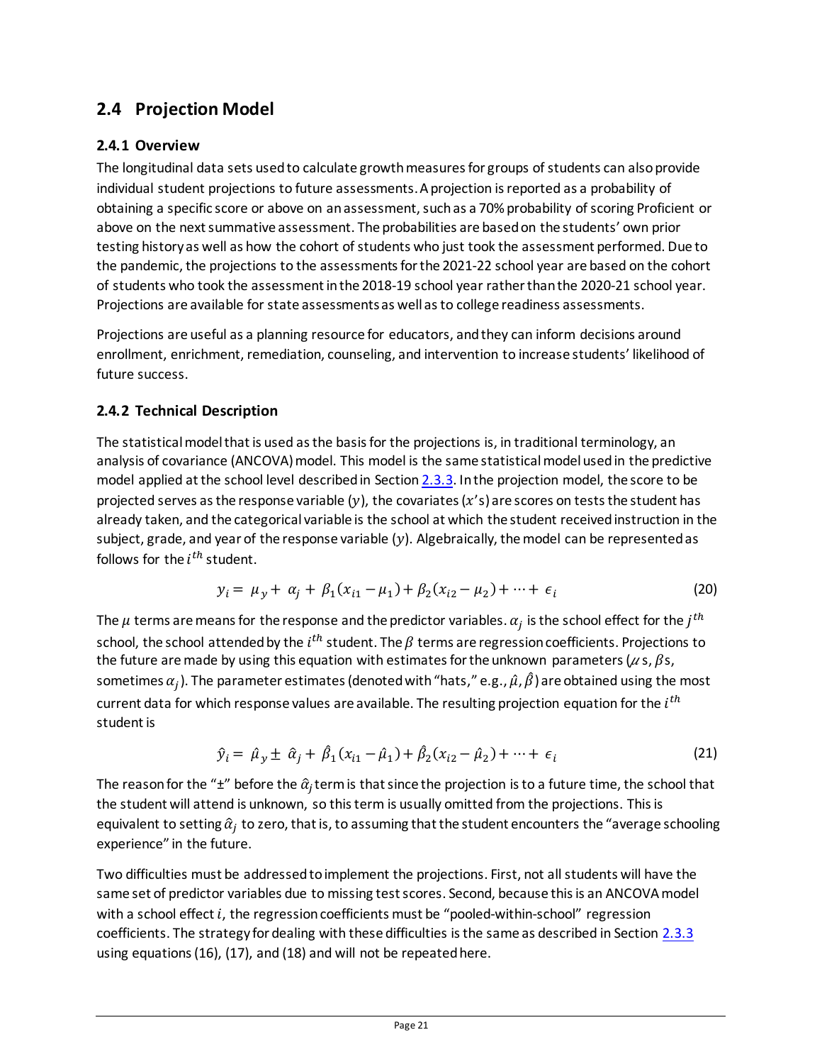## 2.4 Projection Model

### 2.4.1 Overview

The longitudinal data sets used to calculate growth measures for groups of students can also provide individual student projections to future assessments. A projection is reported as a probability of obtaining a specific score or above on an assessment, such as a 70% probability of scoring Proficient or above on the next summative assessment. The probabilities are based on the students' own prior testing history as well as how the cohort of students who just took the assessment performed. Due to the pandemic, the projections to the assessments for the 2021-22 school year are based on the cohort of students who took the assessment in the 2018-19 school year rather than the 2020-21 school year. Projections are available for state assessments as well as to college readiness assessments.

Projections are useful as a planning resource for educators, and they can inform decisions around enrollment, enrichment, remediation, counseling, and intervention to increase students' likelihood of future success.

### 2.4.2 Technical Description

The statistical model that is used as the basis for the projections is, in traditional terminology, an analysis of covariance (ANCOVA) model. This model is the same statistical model used in the predictive model applied at the school level described in Section 2.3.3. In the projection model, the score to be projected serves as the response variable ($y$), the covariates ($x$'s) are scores on tests the student has already taken, and the categorical variable is the school at which the student received instruction in the subject, grade, and year of the response variable ($y$). Algebraically, the model can be represented as follows for the $i^{th}$ student.

$$y_i = \mu_y + \alpha_j + \beta_1(x_{i1} - \mu_1) + \beta_2(x_{i2} - \mu_2) + \cdots + \epsilon_i \tag{20}$$

The $\mu$ terms are means for the response and the predictor variables. $\alpha_j$ is the school effect for the $j^{th}$ school, the school attended by the $i^{th}$ student. The $\beta$ terms are regression coefficients. Projections to the future are made by using this equation with estimates for the unknown parameters ($\mu$s, $\beta$s, sometimes $\alpha_j$). The parameter estimates (denoted with "hats," e.g., $\hat{\mu}$, $\hat{\beta}$) are obtained using the most current data for which response values are available. The resulting projection equation for the $i^{th}$ student is

$$\hat{y}_i = \hat{\mu}_y \pm \hat{\alpha}_j + \hat{\beta}_1(x_{i1} - \hat{\mu}_1) + \hat{\beta}_2(x_{i2} - \hat{\mu}_2) + \cdots + \epsilon_i \tag{21}$$

The reason for the "±" before the $\hat{\alpha}_j$ term is that since the projection is to a future time, the school that the student will attend is unknown, so this term is usually omitted from the projections. This is equivalent to setting $\hat{\alpha}_j$ to zero, that is, to assuming that the student encounters the "average schooling experience" in the future.

Two difficulties must be addressed to implement the projections. First, not all students will have the same set of predictor variables due to missing test scores. Second, because this is an ANCOVA model with a school effect $i$, the regression coefficients must be "pooled-within-school" regression coefficients. The strategy for dealing with these difficulties is the same as described in Section 2.3.3 using equations (16), (17), and (18) and will not be repeated here.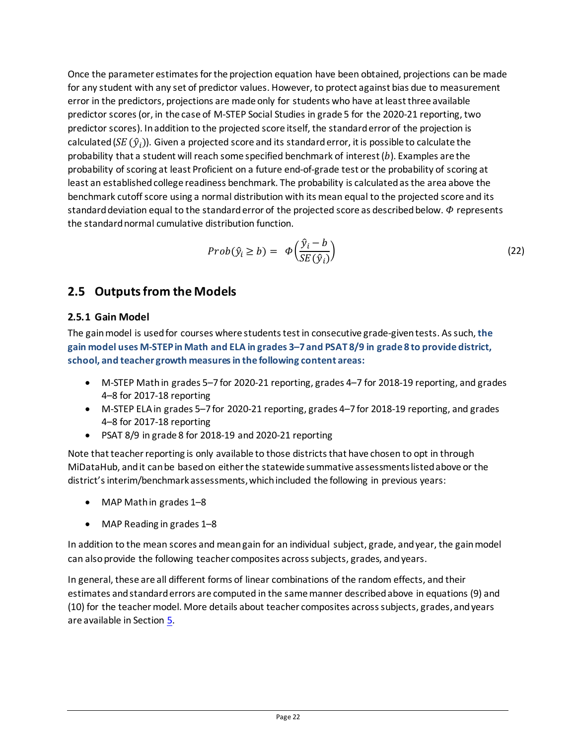Once the parameter estimates for the projection equation have been obtained, projections can be made for any student with any set of predictor values. However, to protect against bias due to measurement error in the predictors, projections are made only for students who have at least three available predictor scores (or, in the case of M-STEP Social Studies in grade 5 for the 2020-21 reporting, two predictor scores). In addition to the projected score itself, the standard error of the projection is calculated ($SE(\hat{y}_i)$). Given a projected score and its standard error, it is possible to calculate the probability that a student will reach some specified benchmark of interest ($b$). Examples are the probability of scoring at least Proficient on a future end-of-grade test or the probability of scoring at least an established college readiness benchmark. The probability is calculated as the area above the benchmark cutoff score using a normal distribution with its mean equal to the projected score and its standard deviation equal to the standard error of the projected score as described below. $\Phi$ represents the standard normal cumulative distribution function.

$$Prob(\hat{y}_i \geq b) = \Phi\left(\frac{\hat{y}_i - b}{SE(\hat{y}_i)}\right) \tag{22}$$

## 2.5 Outputs from the Models

### 2.5.1 Gain Model

The gain model is used for courses where students test in consecutive grade-given tests. As such, **the gain model uses M-STEP in Math and ELA in grades 3–7 and PSAT 8/9 in grade 8 to provide district, school, and teacher growth measures in the following content areas:**

- M-STEP Math in grades 5–7 for 2020-21 reporting, grades 4–7 for 2018-19 reporting, and grades 4–8 for 2017-18 reporting
- M-STEP ELA in grades 5–7 for 2020-21 reporting, grades 4–7 for 2018-19 reporting, and grades 4–8 for 2017-18 reporting
- PSAT 8/9 in grade 8 for 2018-19 and 2020-21 reporting

Note that teacher reporting is only available to those districts that have chosen to opt in through MiDataHub, and it can be based on either the statewide summative assessments listed above or the district's interim/benchmark assessments, which included the following in previous years:

- MAP Math in grades 1–8
- MAP Reading in grades 1–8

In addition to the mean scores and mean gain for an individual subject, grade, and year, the gain model can also provide the following teacher composites across subjects, grades, and years.

In general, these are all different forms of linear combinations of the random effects, and their estimates and standard errors are computed in the same manner described above in equations (9) and (10) for the teacher model. More details about teacher composites across subjects, grades, and years are available in Section 5.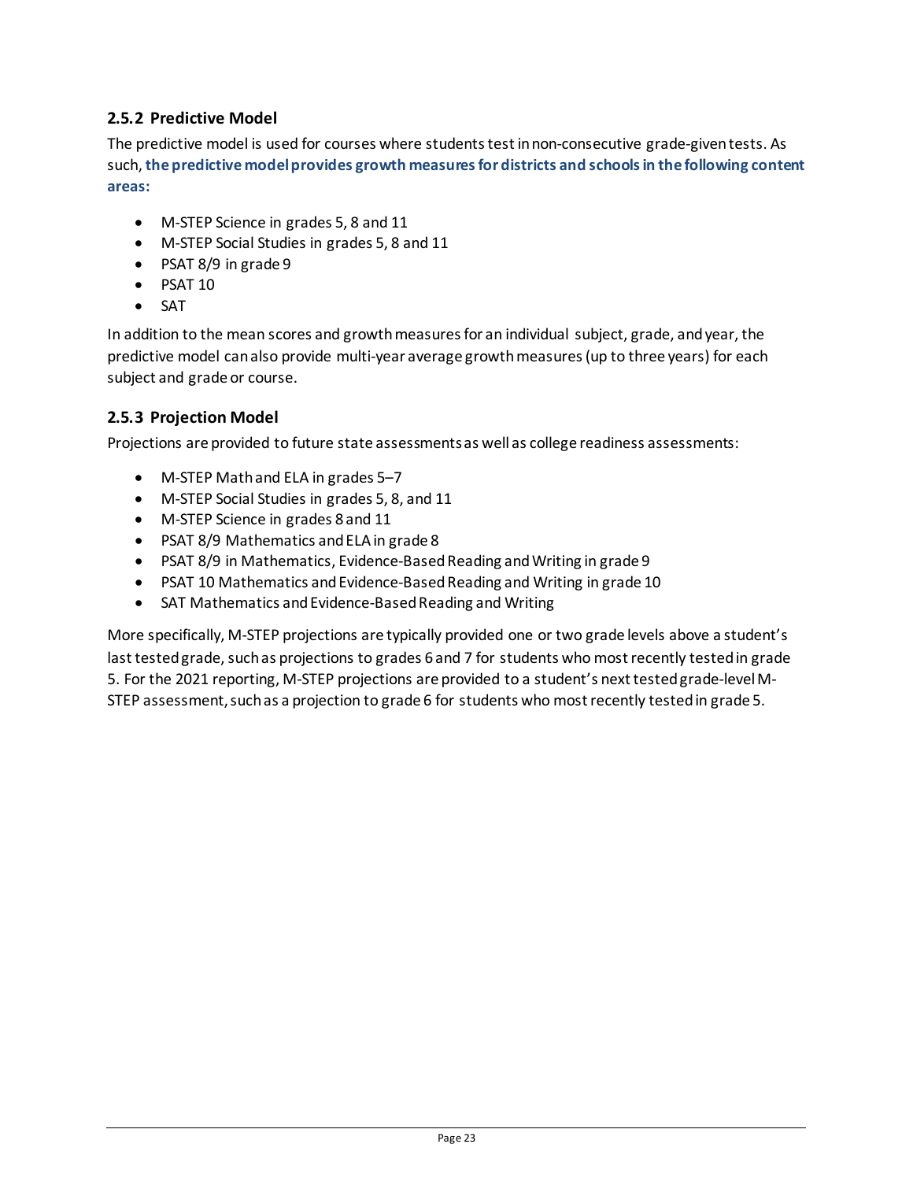### 2.5.2 Predictive Model

The predictive model is used for courses where students test in non-consecutive grade-given tests. As such, **the predictive model provides growth measures for districts and schools in the following content areas:**

- M-STEP Science in grades 5, 8 and 11
- M-STEP Social Studies in grades 5, 8 and 11
- PSAT 8/9 in grade 9
- PSAT 10
- SAT

In addition to the mean scores and growth measures for an individual subject, grade, and year, the predictive model can also provide multi-year average growth measures (up to three years) for each subject and grade or course.

### 2.5.3 Projection Model

Projections are provided to future state assessments as well as college readiness assessments:

- M-STEP Math and ELA in grades 5–7
- M-STEP Social Studies in grades 5, 8, and 11
- M-STEP Science in grades 8 and 11
- PSAT 8/9 Mathematics and ELA in grade 8
- PSAT 8/9 in Mathematics, Evidence-Based Reading and Writing in grade 9
- PSAT 10 Mathematics and Evidence-Based Reading and Writing in grade 10
- SAT Mathematics and Evidence-Based Reading and Writing

More specifically, M-STEP projections are typically provided one or two grade levels above a student's last tested grade, such as projections to grades 6 and 7 for students who most recently tested in grade 5. For the 2021 reporting, M-STEP projections are provided to a student's next tested grade-level M-STEP assessment, such as a projection to grade 6 for students who most recently tested in grade 5.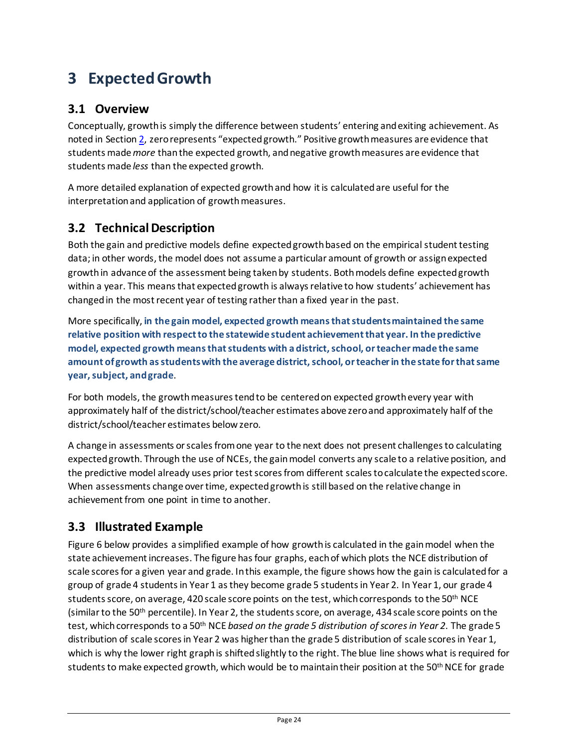# 3 Expected Growth

## 3.1 Overview

Conceptually, growth is simply the difference between students' entering and exiting achievement. As noted in Section 2, zero represents "expected growth." Positive growth measures are evidence that students made *more* than the expected growth, and negative growth measures are evidence that students made *less* than the expected growth.

A more detailed explanation of expected growth and how it is calculated are useful for the interpretation and application of growth measures.

## 3.2 Technical Description

Both the gain and predictive models define expected growth based on the empirical student testing data; in other words, the model does not assume a particular amount of growth or assign expected growth in advance of the assessment being taken by students. Both models define expected growth within a year. This means that expected growth is always relative to how students' achievement has changed in the most recent year of testing rather than a fixed year in the past.

More specifically, **in the gain model, expected growth means that students maintained the same relative position with respect to the statewide student achievement that year. In the predictive model, expected growth means that students with a district, school, or teacher made the same amount of growth as students with the average district, school, or teacher in the state for that same year, subject, and grade**.

For both models, the growth measures tend to be centered on expected growth every year with approximately half of the district/school/teacher estimates above zero and approximately half of the district/school/teacher estimates below zero.

A change in assessments or scales from one year to the next does not present challenges to calculating expected growth. Through the use of NCEs, the gain model converts any scale to a relative position, and the predictive model already uses prior test scores from different scales to calculate the expected score. When assessments change over time, expected growth is still based on the relative change in achievement from one point in time to another.

## 3.3 Illustrated Example

Figure 6 below provides a simplified example of how growth is calculated in the gain model when the state achievement increases. The figure has four graphs, each of which plots the NCE distribution of scale scores for a given year and grade. In this example, the figure shows how the gain is calculated for a group of grade 4 students in Year 1 as they become grade 5 students in Year 2. In Year 1, our grade 4 students score, on average, 420 scale score points on the test, which corresponds to the 50th NCE (similar to the 50th percentile). In Year 2, the students score, on average, 434 scale score points on the test, which corresponds to a 50th NCE *based on the grade 5 distribution of scores in Year 2*. The grade 5 distribution of scale scores in Year 2 was higher than the grade 5 distribution of scale scores in Year 1, which is why the lower right graph is shifted slightly to the right. The blue line shows what is required for students to make expected growth, which would be to maintain their position at the 50th NCE for grade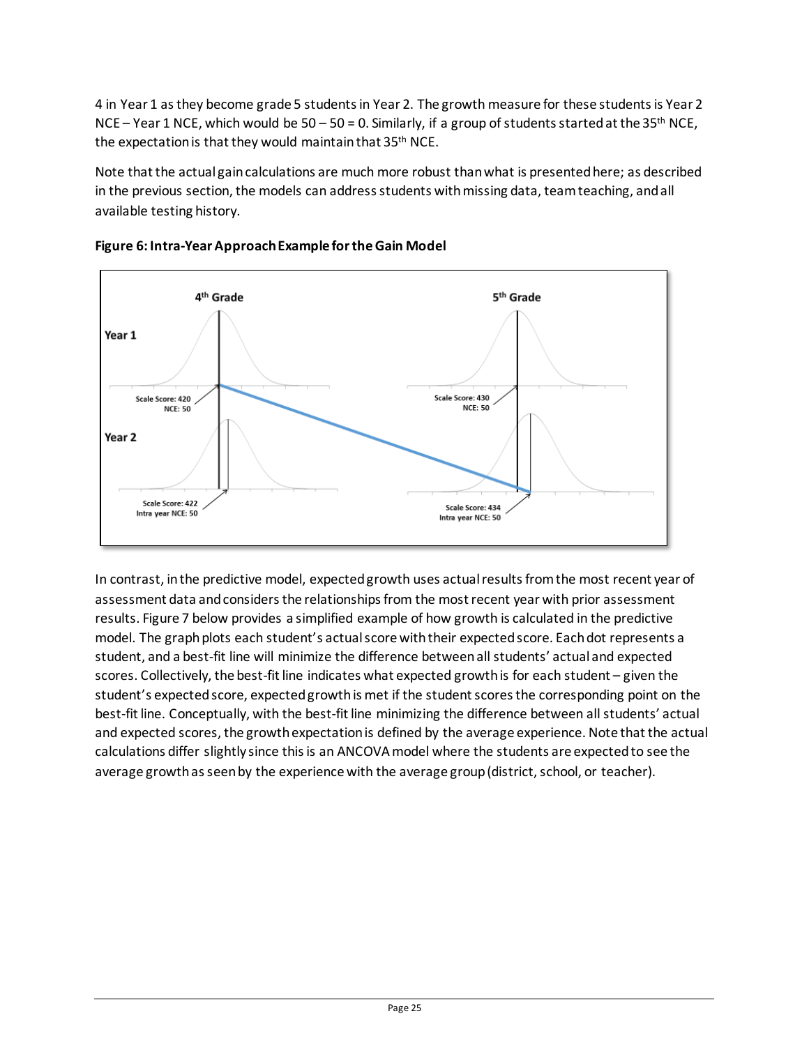4 in Year 1 as they become grade 5 students in Year 2. The growth measure for these students is Year 2 NCE – Year 1 NCE, which would be 50 – 50 = 0. Similarly, if a group of students started at the 35th NCE, the expectation is that they would maintain that 35th NCE.

Note that the actual gain calculations are much more robust than what is presented here; as described in the previous section, the models can address students with missing data, team teaching, and all available testing history.

**Figure 6: Intra-Year Approach Example for the Gain Model**

In contrast, in the predictive model, expected growth uses actual results from the most recent year of assessment data and considers the relationships from the most recent year with prior assessment results. Figure 7 below provides a simplified example of how growth is calculated in the predictive model. The graph plots each student's actual score with their expected score. Each dot represents a student, and a best-fit line will minimize the difference between all students' actual and expected scores. Collectively, the best-fit line indicates what expected growth is for each student – given the student's expected score, expected growth is met if the student scores the corresponding point on the best-fit line. Conceptually, with the best-fit line minimizing the difference between all students' actual and expected scores, the growth expectation is defined by the average experience. Note that the actual calculations differ slightly since this is an ANCOVA model where the students are expected to see the average growth as seen by the experience with the average group (district, school, or teacher).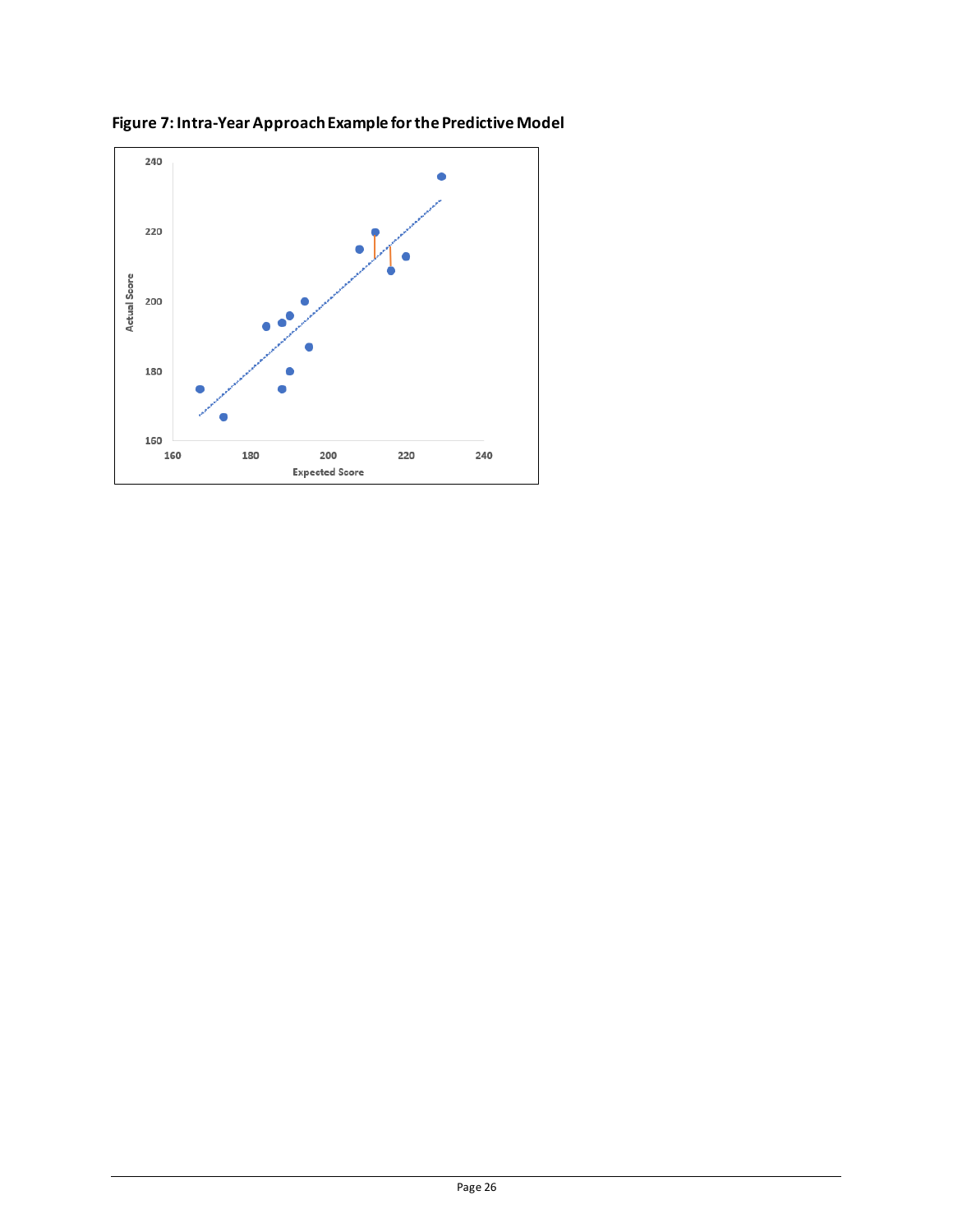**Figure 7: Intra-Year Approach Example for the Predictive Model**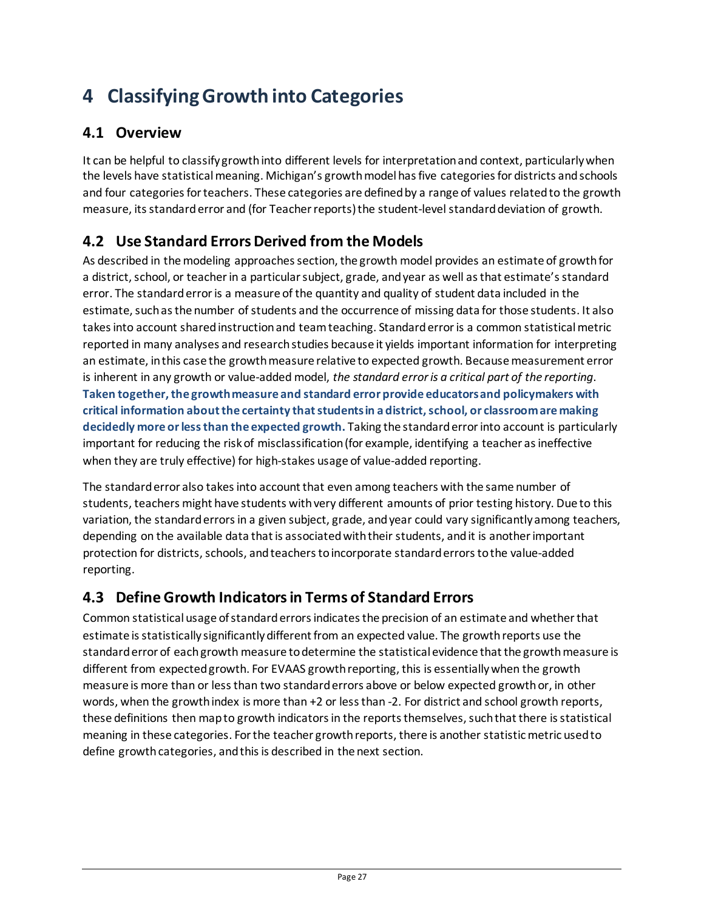# 4 Classifying Growth into Categories

## 4.1 Overview

It can be helpful to classify growth into different levels for interpretation and context, particularly when the levels have statistical meaning. Michigan's growth model has five categories for districts and schools and four categories for teachers. These categories are defined by a range of values related to the growth measure, its standard error and (for Teacher reports) the student-level standard deviation of growth.

## 4.2 Use Standard Errors Derived from the Models

As described in the modeling approaches section, the growth model provides an estimate of growth for a district, school, or teacher in a particular subject, grade, and year as well as that estimate's standard error. The standard error is a measure of the quantity and quality of student data included in the estimate, such as the number of students and the occurrence of missing data for those students. It also takes into account shared instruction and team teaching. Standard error is a common statistical metric reported in many analyses and research studies because it yields important information for interpreting an estimate, in this case the growth measure relative to expected growth. Because measurement error is inherent in any growth or value-added model, *the standard error is a critical part of the reporting*. **Taken together, the growth measure and standard error provide educators and policymakers with critical information about the certainty that students in a district, school, or classroom are making decidedly more or less than the expected growth.** Taking the standard error into account is particularly important for reducing the risk of misclassification (for example, identifying a teacher as ineffective when they are truly effective) for high-stakes usage of value-added reporting.

The standard error also takes into account that even among teachers with the same number of students, teachers might have students with very different amounts of prior testing history. Due to this variation, the standard errors in a given subject, grade, and year could vary significantly among teachers, depending on the available data that is associated with their students, and it is another important protection for districts, schools, and teachers to incorporate standard errors to the value-added reporting.

## 4.3 Define Growth Indicators in Terms of Standard Errors

Common statistical usage of standard errors indicates the precision of an estimate and whether that estimate is statistically significantly different from an expected value. The growth reports use the standard error of each growth measure to determine the statistical evidence that the growth measure is different from expected growth. For EVAAS growth reporting, this is essentially when the growth measure is more than or less than two standard errors above or below expected growth or, in other words, when the growth index is more than +2 or less than -2. For district and school growth reports, these definitions then map to growth indicators in the reports themselves, such that there is statistical meaning in these categories. For the teacher growth reports, there is another statistic metric used to define growth categories, and this is described in the next section.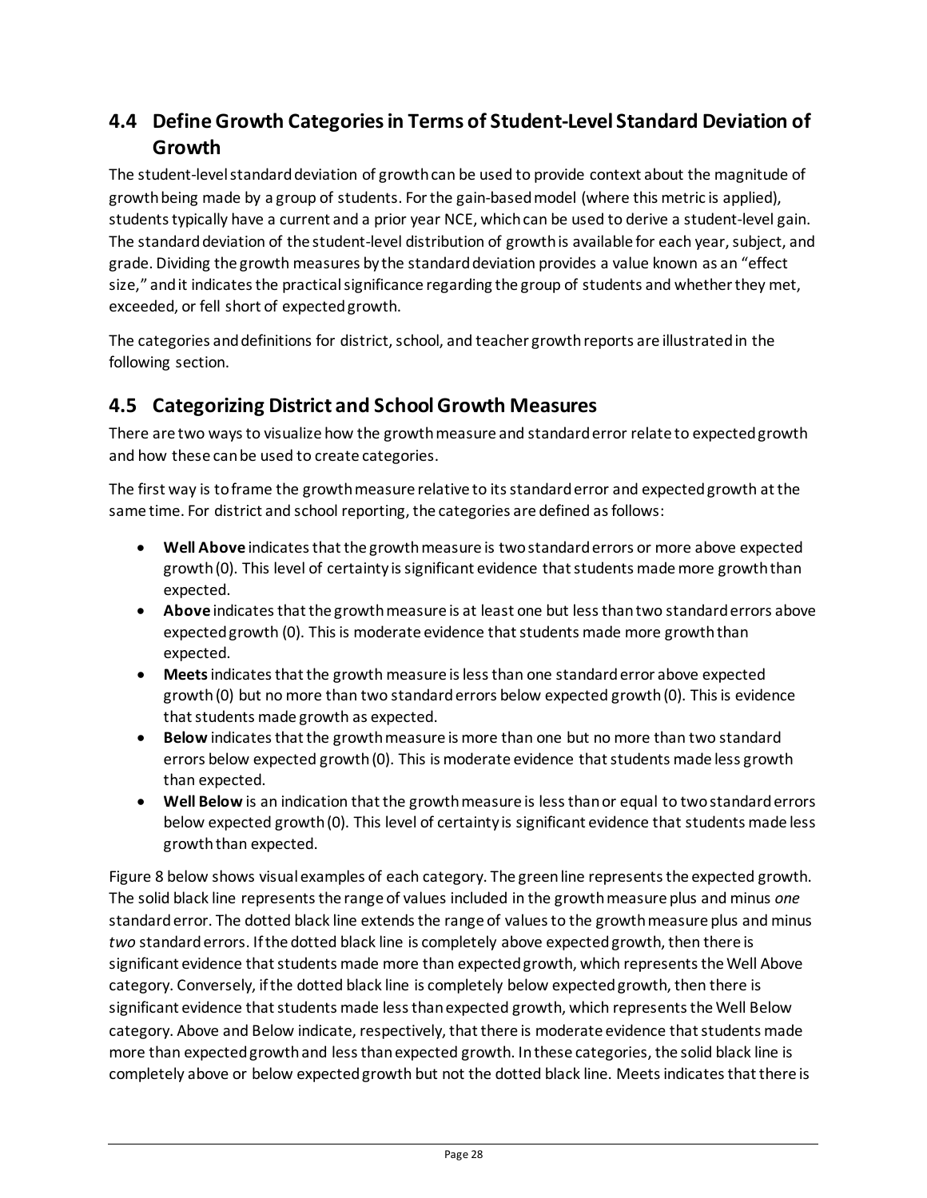## 4.4 Define Growth Categories in Terms of Student-Level Standard Deviation of Growth

The student-level standard deviation of growth can be used to provide context about the magnitude of growth being made by a group of students. For the gain-based model (where this metric is applied), students typically have a current and a prior year NCE, which can be used to derive a student-level gain. The standard deviation of the student-level distribution of growth is available for each year, subject, and grade. Dividing the growth measures by the standard deviation provides a value known as an "effect size," and it indicates the practical significance regarding the group of students and whether they met, exceeded, or fell short of expected growth.

The categories and definitions for district, school, and teacher growth reports are illustrated in the following section.

## 4.5 Categorizing District and School Growth Measures

There are two ways to visualize how the growth measure and standard error relate to expected growth and how these can be used to create categories.

The first way is to frame the growth measure relative to its standard error and expected growth at the same time. For district and school reporting, the categories are defined as follows:

- **Well Above** indicates that the growth measure is two standard errors or more above expected growth (0). This level of certainty is significant evidence that students made more growth than expected.
- **Above** indicates that the growth measure is at least one but less than two standard errors above expected growth (0). This is moderate evidence that students made more growth than expected.
- **Meets** indicates that the growth measure is less than one standard error above expected growth (0) but no more than two standard errors below expected growth (0). This is evidence that students made growth as expected.
- **Below** indicates that the growth measure is more than one but no more than two standard errors below expected growth (0). This is moderate evidence that students made less growth than expected.
- **Well Below** is an indication that the growth measure is less than or equal to two standard errors below expected growth (0). This level of certainty is significant evidence that students made less growth than expected.

Figure 8 below shows visual examples of each category. The green line represents the expected growth. The solid black line represents the range of values included in the growth measure plus and minus *one* standard error. The dotted black line extends the range of values to the growth measure plus and minus *two* standard errors. If the dotted black line is completely above expected growth, then there is significant evidence that students made more than expected growth, which represents the Well Above category. Conversely, if the dotted black line is completely below expected growth, then there is significant evidence that students made less than expected growth, which represents the Well Below category. Above and Below indicate, respectively, that there is moderate evidence that students made more than expected growth and less than expected growth. In these categories, the solid black line is completely above or below expected growth but not the dotted black line. Meets indicates that there is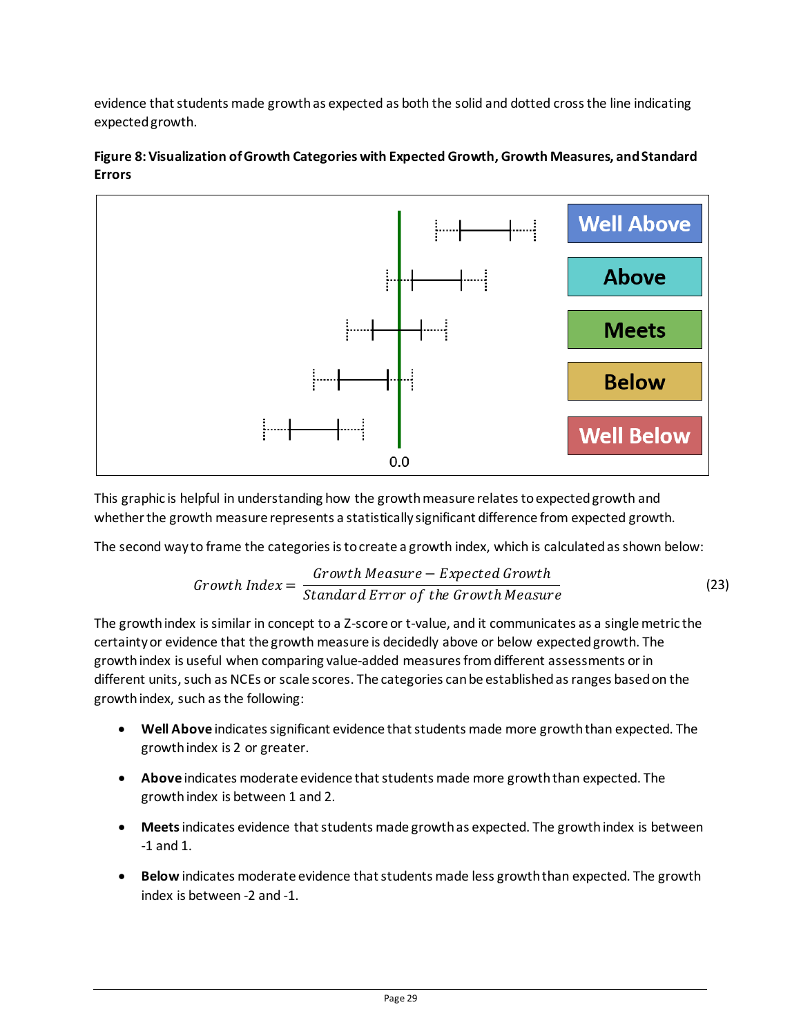evidence that students made growth as expected as both the solid and dotted cross the line indicating expected growth.

**Figure 8: Visualization of Growth Categories with Expected Growth, Growth Measures, and Standard Errors**

This graphic is helpful in understanding how the growth measure relates to expected growth and whether the growth measure represents a statistically significant difference from expected growth.

The second way to frame the categories is to create a growth index, which is calculated as shown below:

$$Growth\ Index = \frac{Growth\ Measure - Expected\ Growth}{Standard\ Error\ of\ the\ Growth\ Measure} \tag{23}$$

The growth index is similar in concept to a Z-score or t-value, and it communicates as a single metric the certainty or evidence that the growth measure is decidedly above or below expected growth. The growth index is useful when comparing value-added measures from different assessments or in different units, such as NCEs or scale scores. The categories can be established as ranges based on the growth index, such as the following:

- **Well Above** indicates significant evidence that students made more growth than expected. The growth index is 2 or greater.
- **Above** indicates moderate evidence that students made more growth than expected. The growth index is between 1 and 2.
- **Meets** indicates evidence that students made growth as expected. The growth index is between -1 and 1.
- **Below** indicates moderate evidence that students made less growth than expected. The growth index is between -2 and -1.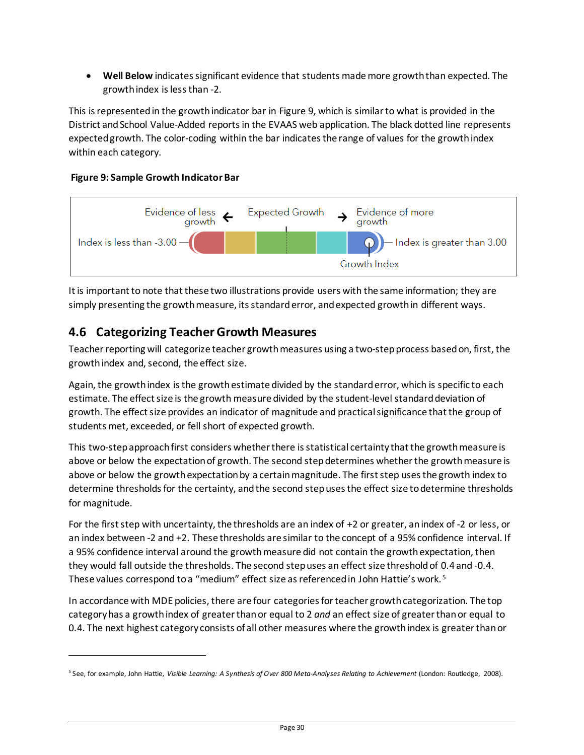- **Well Below** indicates significant evidence that students made more growth than expected. The growth index is less than -2.

This is represented in the growth indicator bar in Figure 9, which is similar to what is provided in the District and School Value-Added reports in the EVAAS web application. The black dotted line represents expected growth. The color-coding within the bar indicates the range of values for the growth index within each category.

**Figure 9: Sample Growth Indicator Bar**

Evidence of less growth ← Expected Growth → Evidence of more growth

Index is less than -3.00 — Index is greater than 3.00

Growth Index

It is important to note that these two illustrations provide users with the same information; they are simply presenting the growth measure, its standard error, and expected growth in different ways.

## 4.6 Categorizing Teacher Growth Measures

Teacher reporting will categorize teacher growth measures using a two-step process based on, first, the growth index and, second, the effect size.

Again, the growth index is the growth estimate divided by the standard error, which is specific to each estimate. The effect size is the growth measure divided by the student-level standard deviation of growth. The effect size provides an indicator of magnitude and practical significance that the group of students met, exceeded, or fell short of expected growth.

This two-step approach first considers whether there is statistical certainty that the growth measure is above or below the expectation of growth. The second step determines whether the growth measure is above or below the growth expectation by a certain magnitude. The first step uses the growth index to determine thresholds for the certainty, and the second step uses the effect size to determine thresholds for magnitude.

For the first step with uncertainty, the thresholds are an index of +2 or greater, an index of -2 or less, or an index between -2 and +2. These thresholds are similar to the concept of a 95% confidence interval. If a 95% confidence interval around the growth measure did not contain the growth expectation, then they would fall outside the thresholds. The second step uses an effect size threshold of 0.4 and -0.4. These values correspond to a "medium" effect size as referenced in John Hattie's work.[5]

In accordance with MDE policies, there are four categories for teacher growth categorization. The top category has a growth index of greater than or equal to 2 *and* an effect size of greater than or equal to 0.4. The next highest category consists of all other measures where the growth index is greater than or

[5] See, for example, John Hattie, *Visible Learning: A Synthesis of Over 800 Meta-Analyses Relating to Achievement* (London: Routledge, 2008).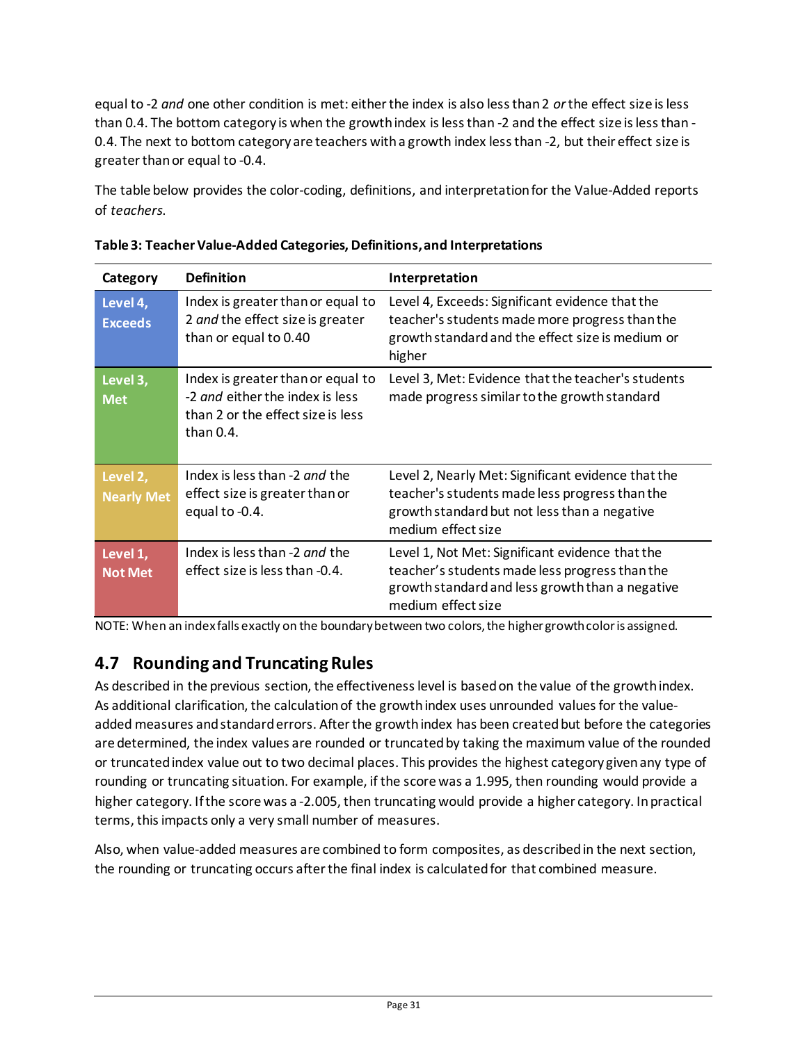equal to -2 *and* one other condition is met: either the index is also less than 2 *or* the effect size is less than 0.4. The bottom category is when the growth index is less than -2 and the effect size is less than -0.4. The next to bottom category are teachers with a growth index less than -2, but their effect size is greater than or equal to -0.4.

The table below provides the color-coding, definitions, and interpretation for the Value-Added reports of *teachers*.

**Table 3: Teacher Value-Added Categories, Definitions, and Interpretations**

| Category | Definition | Interpretation |
|---|---|---|
| **Level 4, Exceeds** | Index is greater than or equal to 2 *and* the effect size is greater than or equal to 0.40 | Level 4, Exceeds: Significant evidence that the teacher's students made more progress than the growth standard and the effect size is medium or higher |
| **Level 3, Met** | Index is greater than or equal to -2 *and* either the index is less than 2 or the effect size is less than 0.4. | Level 3, Met: Evidence that the teacher's students made progress similar to the growth standard |
| **Level 2, Nearly Met** | Index is less than -2 *and* the effect size is greater than or equal to -0.4. | Level 2, Nearly Met: Significant evidence that the teacher's students made less progress than the growth standard but not less than a negative medium effect size |
| **Level 1, Not Met** | Index is less than -2 *and* the effect size is less than -0.4. | Level 1, Not Met: Significant evidence that the teacher's students made less progress than the growth standard and less growth than a negative medium effect size |

NOTE: When an index falls exactly on the boundary between two colors, the higher growth color is assigned.

## 4.7 Rounding and Truncating Rules

As described in the previous section, the effectiveness level is based on the value of the growth index. As additional clarification, the calculation of the growth index uses unrounded values for the value-added measures and standard errors. After the growth index has been created but before the categories are determined, the index values are rounded or truncated by taking the maximum value of the rounded or truncated index value out to two decimal places. This provides the highest category given any type of rounding or truncating situation. For example, if the score was a 1.995, then rounding would provide a higher category. If the score was a -2.005, then truncating would provide a higher category. In practical terms, this impacts only a very small number of measures.

Also, when value-added measures are combined to form composites, as described in the next section, the rounding or truncating occurs after the final index is calculated for that combined measure.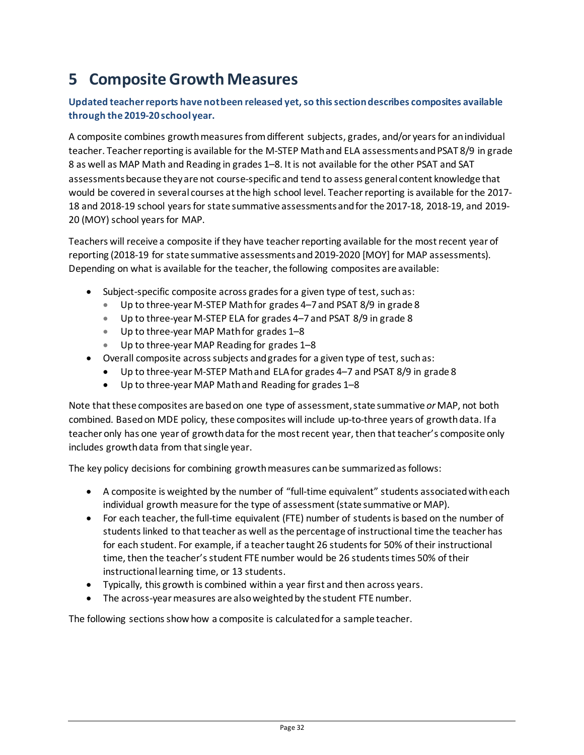# 5 Composite Growth Measures

**Updated teacher reports have not been released yet, so this section describes composites available through the 2019-20 school year.**

A composite combines growth measures from different subjects, grades, and/or years for an individual teacher. Teacher reporting is available for the M-STEP Math and ELA assessments and PSAT 8/9 in grade 8 as well as MAP Math and Reading in grades 1–8. It is not available for the other PSAT and SAT assessments because they are not course-specific and tend to assess general content knowledge that would be covered in several courses at the high school level. Teacher reporting is available for the 2017-18 and 2018-19 school years for state summative assessments and for the 2017-18, 2018-19, and 2019-20 (MOY) school years for MAP.

Teachers will receive a composite if they have teacher reporting available for the most recent year of reporting (2018-19 for state summative assessments and 2019-2020 [MOY] for MAP assessments). Depending on what is available for the teacher, the following composites are available:

- Subject-specific composite across grades for a given type of test, such as:
  - Up to three-year M-STEP Math for grades 4–7 and PSAT 8/9 in grade 8
  - Up to three-year M-STEP ELA for grades 4–7 and PSAT 8/9 in grade 8
  - Up to three-year MAP Math for grades 1–8
  - Up to three-year MAP Reading for grades 1–8
- Overall composite across subjects and grades for a given type of test, such as:
  - Up to three-year M-STEP Math and ELA for grades 4–7 and PSAT 8/9 in grade 8
  - Up to three-year MAP Math and Reading for grades 1–8

Note that these composites are based on one type of assessment, state summative *or* MAP, not both combined. Based on MDE policy, these composites will include up-to-three years of growth data. If a teacher only has one year of growth data for the most recent year, then that teacher's composite only includes growth data from that single year.

The key policy decisions for combining growth measures can be summarized as follows:

- A composite is weighted by the number of "full-time equivalent" students associated with each individual growth measure for the type of assessment (state summative or MAP).
- For each teacher, the full-time equivalent (FTE) number of students is based on the number of students linked to that teacher as well as the percentage of instructional time the teacher has for each student. For example, if a teacher taught 26 students for 50% of their instructional time, then the teacher's student FTE number would be 26 students times 50% of their instructional learning time, or 13 students.
- Typically, this growth is combined within a year first and then across years.
- The across-year measures are also weighted by the student FTE number.

The following sections show how a composite is calculated for a sample teacher.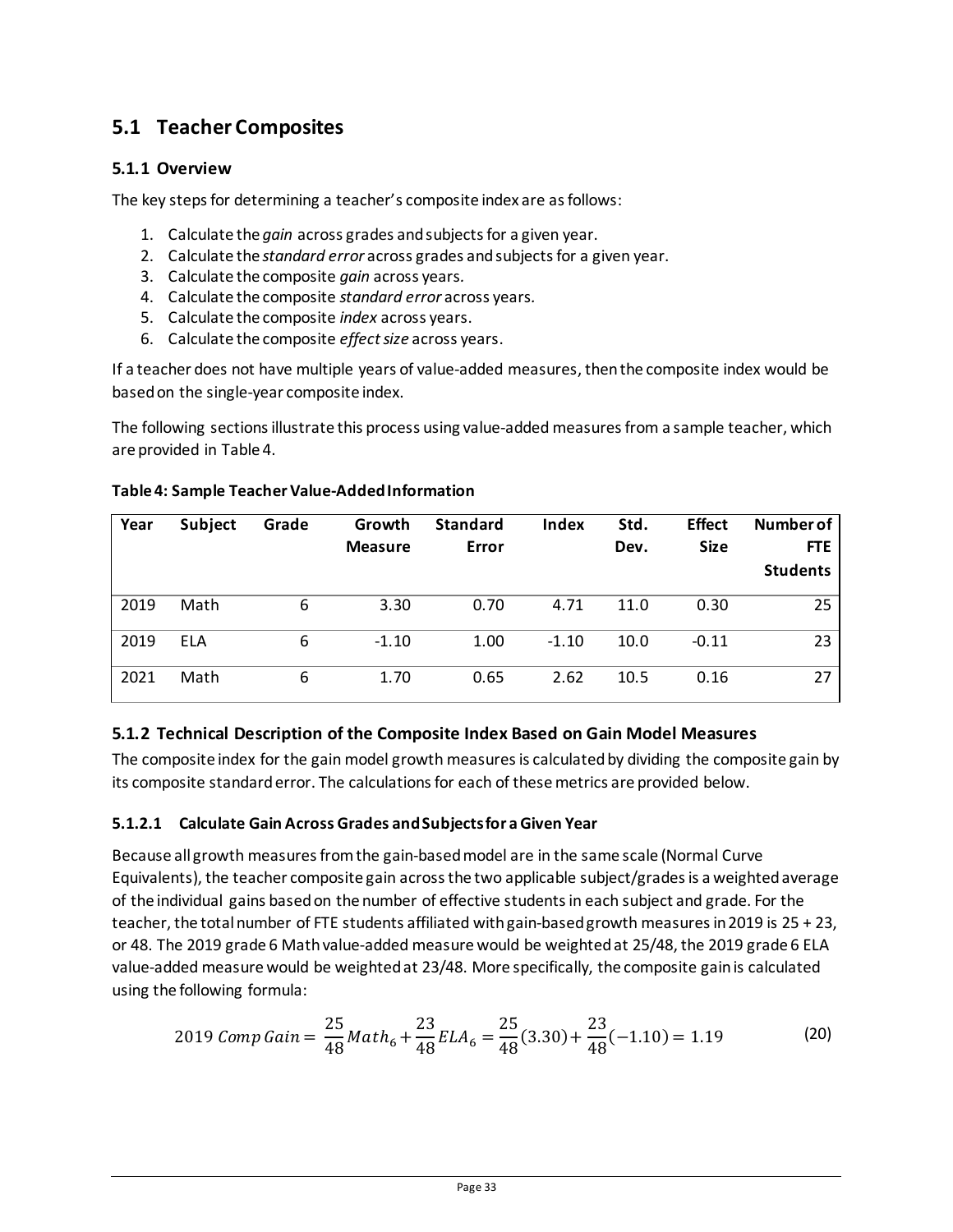## 5.1 Teacher Composites

### 5.1.1 Overview

The key steps for determining a teacher's composite index are as follows:

1. Calculate the *gain* across grades and subjects for a given year.
2. Calculate the *standard error* across grades and subjects for a given year.
3. Calculate the composite *gain* across years.
4. Calculate the composite *standard error* across years.
5. Calculate the composite *index* across years.
6. Calculate the composite *effect size* across years.

If a teacher does not have multiple years of value-added measures, then the composite index would be based on the single-year composite index.

The following sections illustrate this process using value-added measures from a sample teacher, which are provided in Table 4.

**Table 4: Sample Teacher Value-Added Information**

| Year | Subject | Grade | Growth Measure | Standard Error | Index | Std. Dev. | Effect Size | Number of FTE Students |
|---|---|---|---|---|---|---|---|---|
| 2019 | Math | 6 | 3.30 | 0.70 | 4.71 | 11.0 | 0.30 | 25 |
| 2019 | ELA | 6 | -1.10 | 1.00 | -1.10 | 10.0 | -0.11 | 23 |
| 2021 | Math | 6 | 1.70 | 0.65 | 2.62 | 10.5 | 0.16 | 27 |

### 5.1.2 Technical Description of the Composite Index Based on Gain Model Measures

The composite index for the gain model growth measures is calculated by dividing the composite gain by its composite standard error. The calculations for each of these metrics are provided below.

#### 5.1.2.1 Calculate Gain Across Grades and Subjects for a Given Year

Because all growth measures from the gain-based model are in the same scale (Normal Curve Equivalents), the teacher composite gain across the two applicable subject/grades is a weighted average of the individual gains based on the number of effective students in each subject and grade. For the teacher, the total number of FTE students affiliated with gain-based growth measures in 2019 is 25 + 23, or 48. The 2019 grade 6 Math value-added measure would be weighted at 25/48, the 2019 grade 6 ELA value-added measure would be weighted at 23/48. More specifically, the composite gain is calculated using the following formula:

$$2019\ Comp\ Gain = \frac{25}{48} Math_6 + \frac{23}{48} ELA_6 = \frac{25}{48}(3.30) + \frac{23}{48}(-1.10) = 1.19 \qquad (20)$$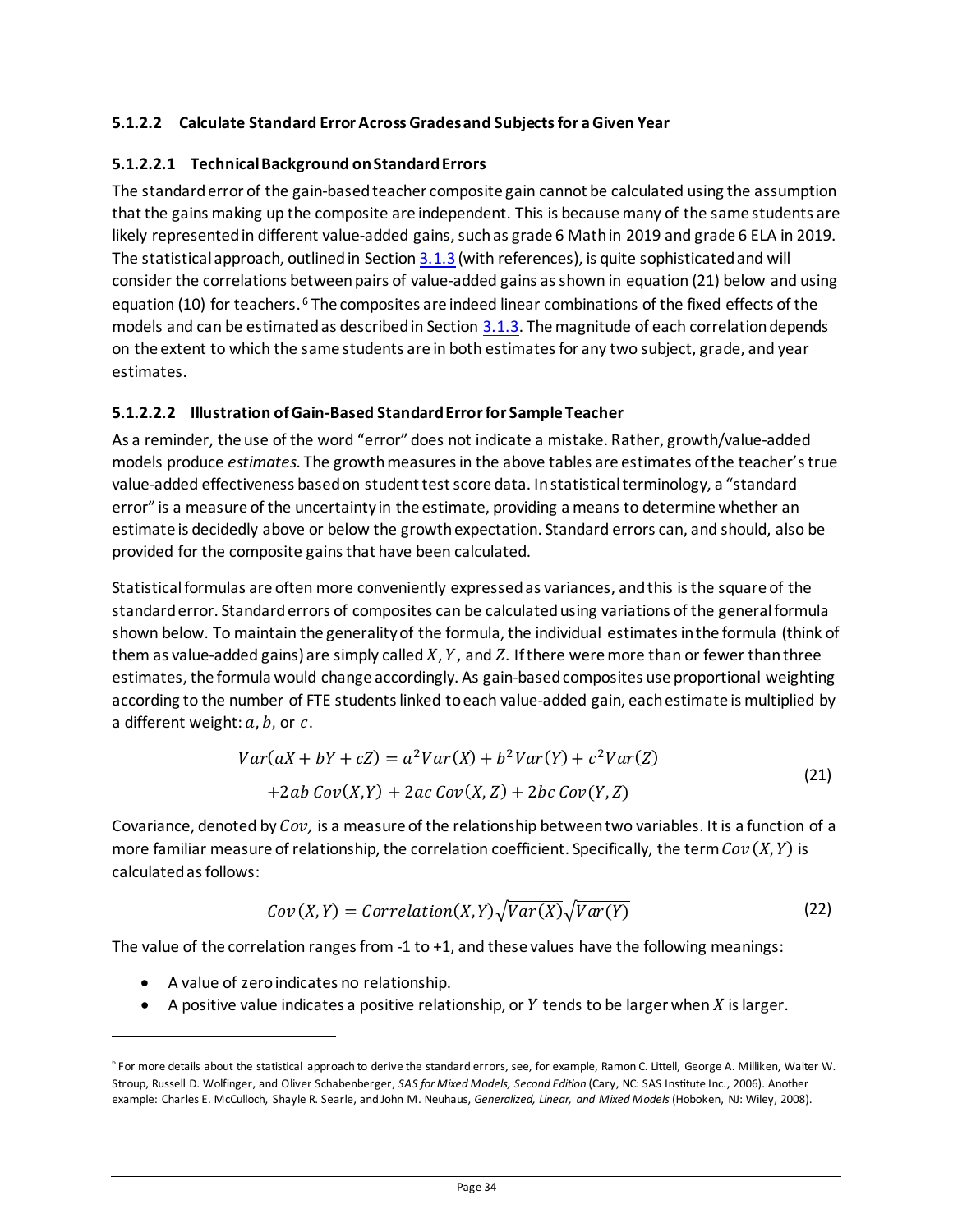#### 5.1.2.2 Calculate Standard Error Across Grades and Subjects for a Given Year

##### 5.1.2.2.1 Technical Background on Standard Errors

The standard error of the gain-based teacher composite gain cannot be calculated using the assumption that the gains making up the composite are independent. This is because many of the same students are likely represented in different value-added gains, such as grade 6 Math in 2019 and grade 6 ELA in 2019. The statistical approach, outlined in Section 3.1.3 (with references), is quite sophisticated and will consider the correlations between pairs of value-added gains as shown in equation (21) below and using equation (10) for teachers.[6] The composites are indeed linear combinations of the fixed effects of the models and can be estimated as described in Section 3.1.3. The magnitude of each correlation depends on the extent to which the same students are in both estimates for any two subject, grade, and year estimates.

##### 5.1.2.2.2 Illustration of Gain-Based Standard Error for Sample Teacher

As a reminder, the use of the word "error" does not indicate a mistake. Rather, growth/value-added models produce *estimates*. The growth measures in the above tables are estimates of the teacher's true value-added effectiveness based on student test score data. In statistical terminology, a "standard error" is a measure of the uncertainty in the estimate, providing a means to determine whether an estimate is decidedly above or below the growth expectation. Standard errors can, and should, also be provided for the composite gains that have been calculated.

Statistical formulas are often more conveniently expressed as variances, and this is the square of the standard error. Standard errors of composites can be calculated using variations of the general formula shown below. To maintain the generality of the formula, the individual estimates in the formula (think of them as value-added gains) are simply called $X$, $Y$, and $Z$. If there were more than or fewer than three estimates, the formula would change accordingly. As gain-based composites use proportional weighting according to the number of FTE students linked to each value-added gain, each estimate is multiplied by a different weight: $a$, $b$, or $c$.

$$
\begin{aligned}
Var(aX + bY + cZ) &= a^2 Var(X) + b^2 Var(Y) + c^2 Var(Z) \\
&\quad + 2ab\, Cov(X,Y) + 2ac\, Cov(X,Z) + 2bc\, Cov(Y,Z)
\end{aligned}
\tag{21}
$$

Covariance, denoted by $Cov$, is a measure of the relationship between two variables. It is a function of a more familiar measure of relationship, the correlation coefficient. Specifically, the term $Cov(X,Y)$ is calculated as follows:

$$
Cov(X,Y) = Correlation(X,Y)\sqrt{Var(X)}\sqrt{Var(Y)} \tag{22}
$$

The value of the correlation ranges from -1 to +1, and these values have the following meanings:

- A value of zero indicates no relationship.
- A positive value indicates a positive relationship, or $Y$ tends to be larger when $X$ is larger.

[6] For more details about the statistical approach to derive the standard errors, see, for example, Ramon C. Littell, George A. Milliken, Walter W. Stroup, Russell D. Wolfinger, and Oliver Schabenberger, *SAS for Mixed Models, Second Edition* (Cary, NC: SAS Institute Inc., 2006). Another example: Charles E. McCulloch, Shayle R. Searle, and John M. Neuhaus, *Generalized, Linear, and Mixed Models* (Hoboken, NJ: Wiley, 2008).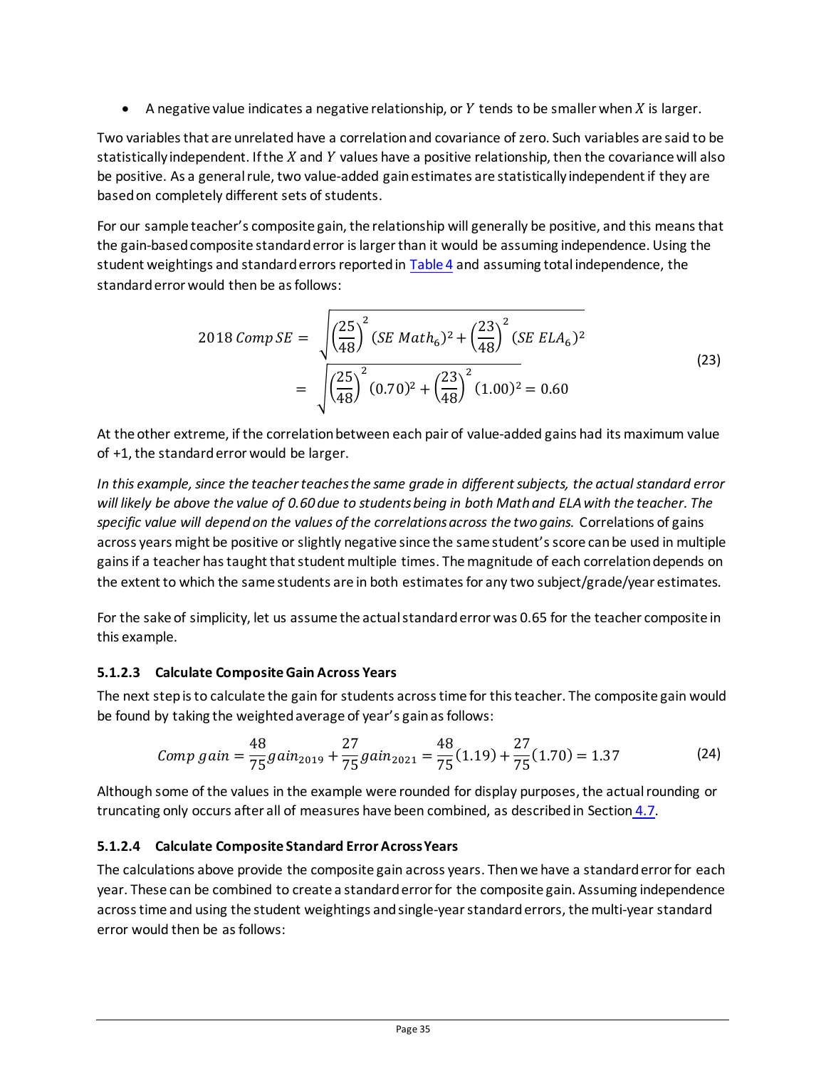- A negative value indicates a negative relationship, or $Y$ tends to be smaller when $X$ is larger.

Two variables that are unrelated have a correlation and covariance of zero. Such variables are said to be statistically independent. If the $X$ and $Y$ values have a positive relationship, then the covariance will also be positive. As a general rule, two value-added gain estimates are statistically independent if they are based on completely different sets of students.

For our sample teacher's composite gain, the relationship will generally be positive, and this means that the gain-based composite standard error is larger than it would be assuming independence. Using the student weightings and standard errors reported in Table 4 and assuming total independence, the standard error would then be as follows:

$$
\begin{aligned}
2018\ Comp\ SE &= \sqrt{\left(\frac{25}{48}\right)^2 (SE\ Math_6)^2 + \left(\frac{23}{48}\right)^2 (SE\ ELA_6)^2} \\
&= \sqrt{\left(\frac{25}{48}\right)^2 (0.70)^2 + \left(\frac{23}{48}\right)^2 (1.00)^2} = 0.60
\end{aligned}
\tag{23}
$$

At the other extreme, if the correlation between each pair of value-added gains had its maximum value of +1, the standard error would be larger.

*In this example, since the teacher teaches the same grade in different subjects, the actual standard error will likely be above the value of 0.60 due to students being in both Math and ELA with the teacher. The specific value will depend on the values of the correlations across the two gains.* Correlations of gains across years might be positive or slightly negative since the same student's score can be used in multiple gains if a teacher has taught that student multiple times. The magnitude of each correlation depends on the extent to which the same students are in both estimates for any two subject/grade/year estimates.

For the sake of simplicity, let us assume the actual standard error was 0.65 for the teacher composite in this example.

#### 5.1.2.3 Calculate Composite Gain Across Years

The next step is to calculate the gain for students across time for this teacher. The composite gain would be found by taking the weighted average of year's gain as follows:

$$
Comp\ gain = \frac{48}{75} gain_{2019} + \frac{27}{75} gain_{2021} = \frac{48}{75}(1.19) + \frac{27}{75}(1.70) = 1.37 \tag{24}
$$

Although some of the values in the example were rounded for display purposes, the actual rounding or truncating only occurs after all of measures have been combined, as described in Section 4.7.

#### 5.1.2.4 Calculate Composite Standard Error Across Years

The calculations above provide the composite gain across years. Then we have a standard error for each year. These can be combined to create a standard error for the composite gain. Assuming independence across time and using the student weightings and single-year standard errors, the multi-year standard error would then be as follows: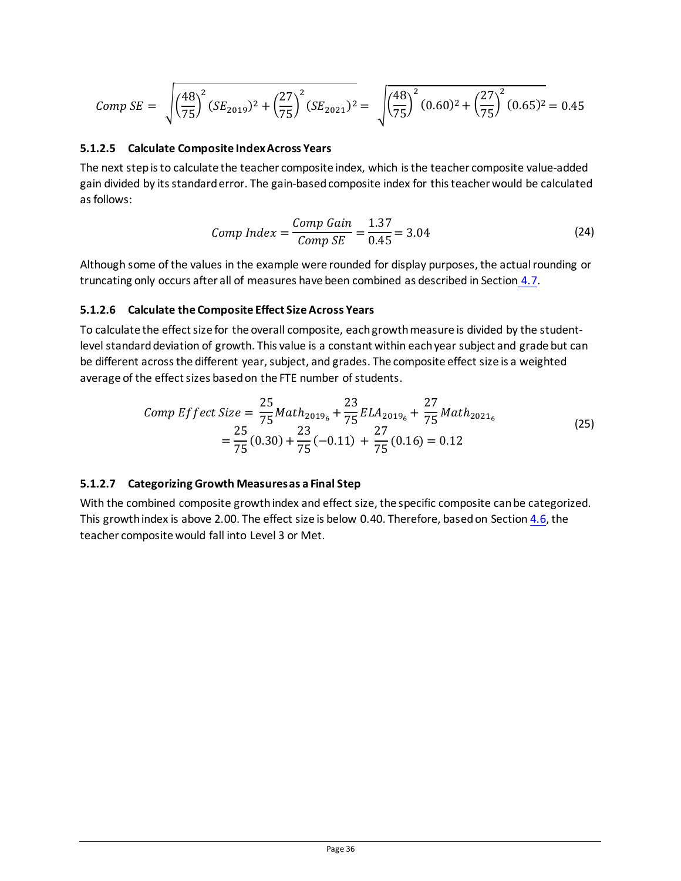$$Comp\ SE = \sqrt{\left(\frac{48}{75}\right)^2 (SE_{2019})^2 + \left(\frac{27}{75}\right)^2 (SE_{2021})^2} = \sqrt{\left(\frac{48}{75}\right)^2 (0.60)^2 + \left(\frac{27}{75}\right)^2 (0.65)^2} = 0.45$$

#### 5.1.2.5 Calculate Composite Index Across Years

The next step is to calculate the teacher composite index, which is the teacher composite value-added gain divided by its standard error. The gain-based composite index for this teacher would be calculated as follows:

$$Comp\ Index = \frac{Comp\ Gain}{Comp\ SE} = \frac{1.37}{0.45} = 3.04 \tag{24}$$

Although some of the values in the example were rounded for display purposes, the actual rounding or truncating only occurs after all of measures have been combined as described in Section 4.7.

#### 5.1.2.6 Calculate the Composite Effect Size Across Years

To calculate the effect size for the overall composite, each growth measure is divided by the student-level standard deviation of growth. This value is a constant within each year subject and grade but can be different across the different year, subject, and grades. The composite effect size is a weighted average of the effect sizes based on the FTE number of students.

$$\begin{aligned} Comp\ Effect\ Size &= \frac{25}{75} Math_{2019_6} + \frac{23}{75} ELA_{2019_6} + \frac{27}{75} Math_{2021_6} \\ &= \frac{25}{75}(0.30) + \frac{23}{75}(-0.11) + \frac{27}{75}(0.16) = 0.12 \end{aligned} \tag{25}$$

#### 5.1.2.7 Categorizing Growth Measures as a Final Step

With the combined composite growth index and effect size, the specific composite can be categorized. This growth index is above 2.00. The effect size is below 0.40. Therefore, based on Section 4.6, the teacher composite would fall into Level 3 or Met.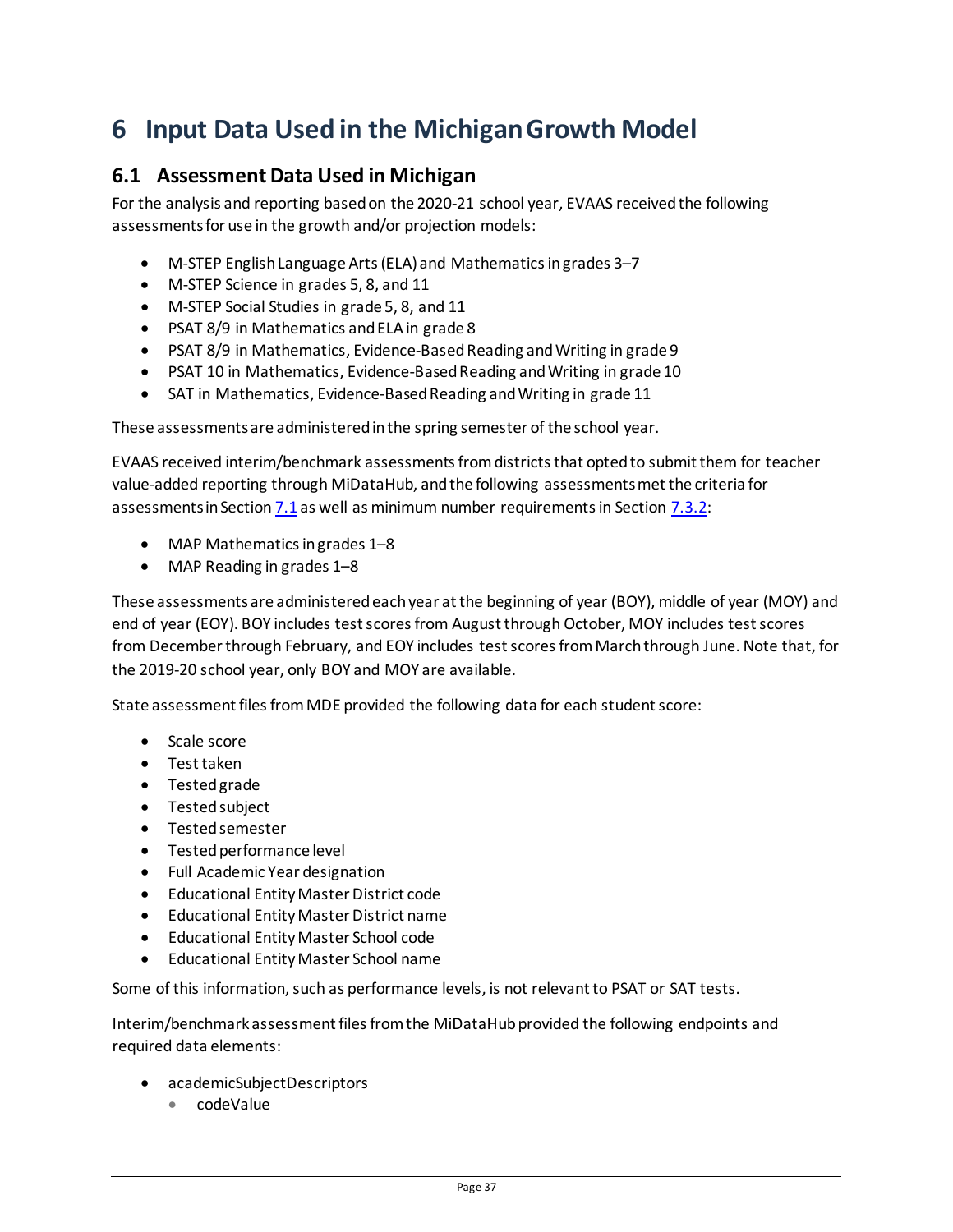# 6 Input Data Used in the Michigan Growth Model

## 6.1 Assessment Data Used in Michigan

For the analysis and reporting based on the 2020-21 school year, EVAAS received the following assessments for use in the growth and/or projection models:

- M-STEP English Language Arts (ELA) and Mathematics in grades 3–7
- M-STEP Science in grades 5, 8, and 11
- M-STEP Social Studies in grade 5, 8, and 11
- PSAT 8/9 in Mathematics and ELA in grade 8
- PSAT 8/9 in Mathematics, Evidence-Based Reading and Writing in grade 9
- PSAT 10 in Mathematics, Evidence-Based Reading and Writing in grade 10
- SAT in Mathematics, Evidence-Based Reading and Writing in grade 11

These assessments are administered in the spring semester of the school year.

EVAAS received interim/benchmark assessments from districts that opted to submit them for teacher value-added reporting through MiDataHub, and the following assessments met the criteria for assessments in Section 7.1 as well as minimum number requirements in Section 7.3.2:

- MAP Mathematics in grades 1–8
- MAP Reading in grades 1–8

These assessments are administered each year at the beginning of year (BOY), middle of year (MOY) and end of year (EOY). BOY includes test scores from August through October, MOY includes test scores from December through February, and EOY includes test scores from March through June. Note that, for the 2019-20 school year, only BOY and MOY are available.

State assessment files from MDE provided the following data for each student score:

- Scale score
- Test taken
- Tested grade
- Tested subject
- Tested semester
- Tested performance level
- Full Academic Year designation
- Educational Entity Master District code
- Educational Entity Master District name
- Educational Entity Master School code
- Educational Entity Master School name

Some of this information, such as performance levels, is not relevant to PSAT or SAT tests.

Interim/benchmark assessment files from the MiDataHub provided the following endpoints and required data elements:

- academicSubjectDescriptors
  - codeValue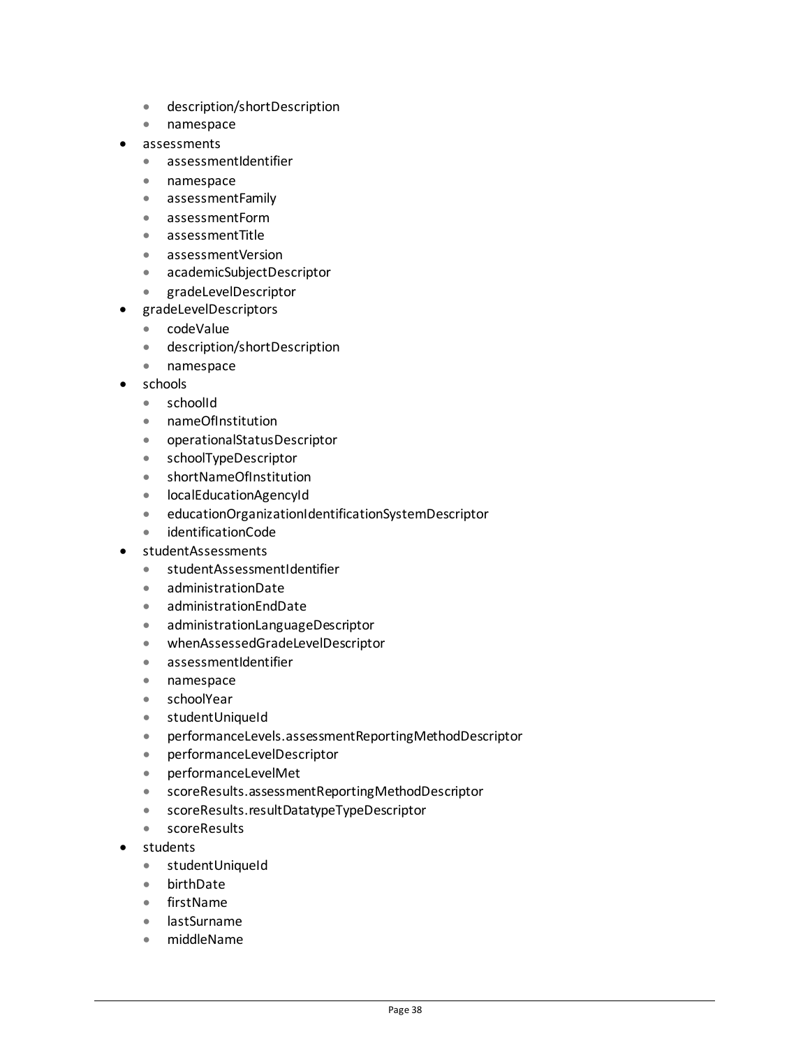- description/shortDescription
  - namespace
- assessments
  - assessmentIdentifier
  - namespace
  - assessmentFamily
  - assessmentForm
  - assessmentTitle
  - assessmentVersion
  - academicSubjectDescriptor
  - gradeLevelDescriptor
- gradeLevelDescriptors
  - codeValue
  - description/shortDescription
  - namespace
- schools
  - schoolId
  - nameOfInstitution
  - operationalStatusDescriptor
  - schoolTypeDescriptor
  - shortNameOfInstitution
  - localEducationAgencyId
  - educationOrganizationIdentificationSystemDescriptor
  - identificationCode
- studentAssessments
  - studentAssessmentIdentifier
  - administrationDate
  - administrationEndDate
  - administrationLanguageDescriptor
  - whenAssessedGradeLevelDescriptor
  - assessmentIdentifier
  - namespace
  - schoolYear
  - studentUniqueId
  - performanceLevels.assessmentReportingMethodDescriptor
  - performanceLevelDescriptor
  - performanceLevelMet
  - scoreResults.assessmentReportingMethodDescriptor
  - scoreResults.resultDatatypeTypeDescriptor
  - scoreResults
- students
  - studentUniqueId
  - birthDate
  - firstName
  - lastSurname
  - middleName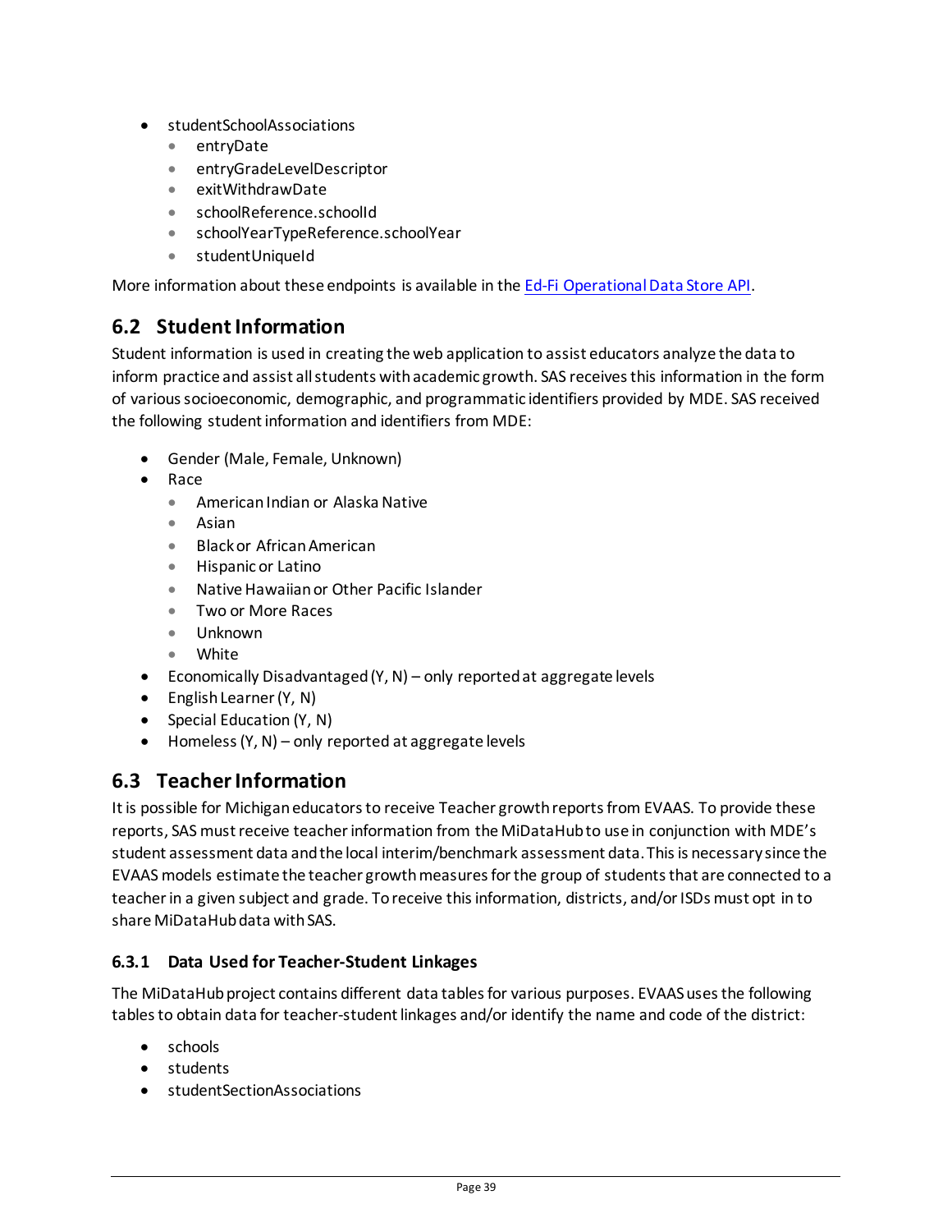- studentSchoolAssociations
  - entryDate
  - entryGradeLevelDescriptor
  - exitWithdrawDate
  - schoolReference.schoolId
  - schoolYearTypeReference.schoolYear
  - studentUniqueId

More information about these endpoints is available in the [Ed-Fi Operational Data Store API](Ed-Fi Operational Data Store API).

## 6.2 Student Information

Student information is used in creating the web application to assist educators analyze the data to inform practice and assist all students with academic growth. SAS receives this information in the form of various socioeconomic, demographic, and programmatic identifiers provided by MDE. SAS received the following student information and identifiers from MDE:

- Gender (Male, Female, Unknown)
- Race
  - American Indian or Alaska Native
  - Asian
  - Black or African American
  - Hispanic or Latino
  - Native Hawaiian or Other Pacific Islander
  - Two or More Races
  - Unknown
  - White
- Economically Disadvantaged (Y, N) – only reported at aggregate levels
- English Learner (Y, N)
- Special Education (Y, N)
- Homeless (Y, N) – only reported at aggregate levels

## 6.3 Teacher Information

It is possible for Michigan educators to receive Teacher growth reports from EVAAS. To provide these reports, SAS must receive teacher information from the MiDataHub to use in conjunction with MDE's student assessment data and the local interim/benchmark assessment data. This is necessary since the EVAAS models estimate the teacher growth measures for the group of students that are connected to a teacher in a given subject and grade. To receive this information, districts, and/or ISDs must opt in to share MiDataHub data with SAS.

### 6.3.1 Data Used for Teacher-Student Linkages

The MiDataHub project contains different data tables for various purposes. EVAAS uses the following tables to obtain data for teacher-student linkages and/or identify the name and code of the district:

- schools
- students
- studentSectionAssociations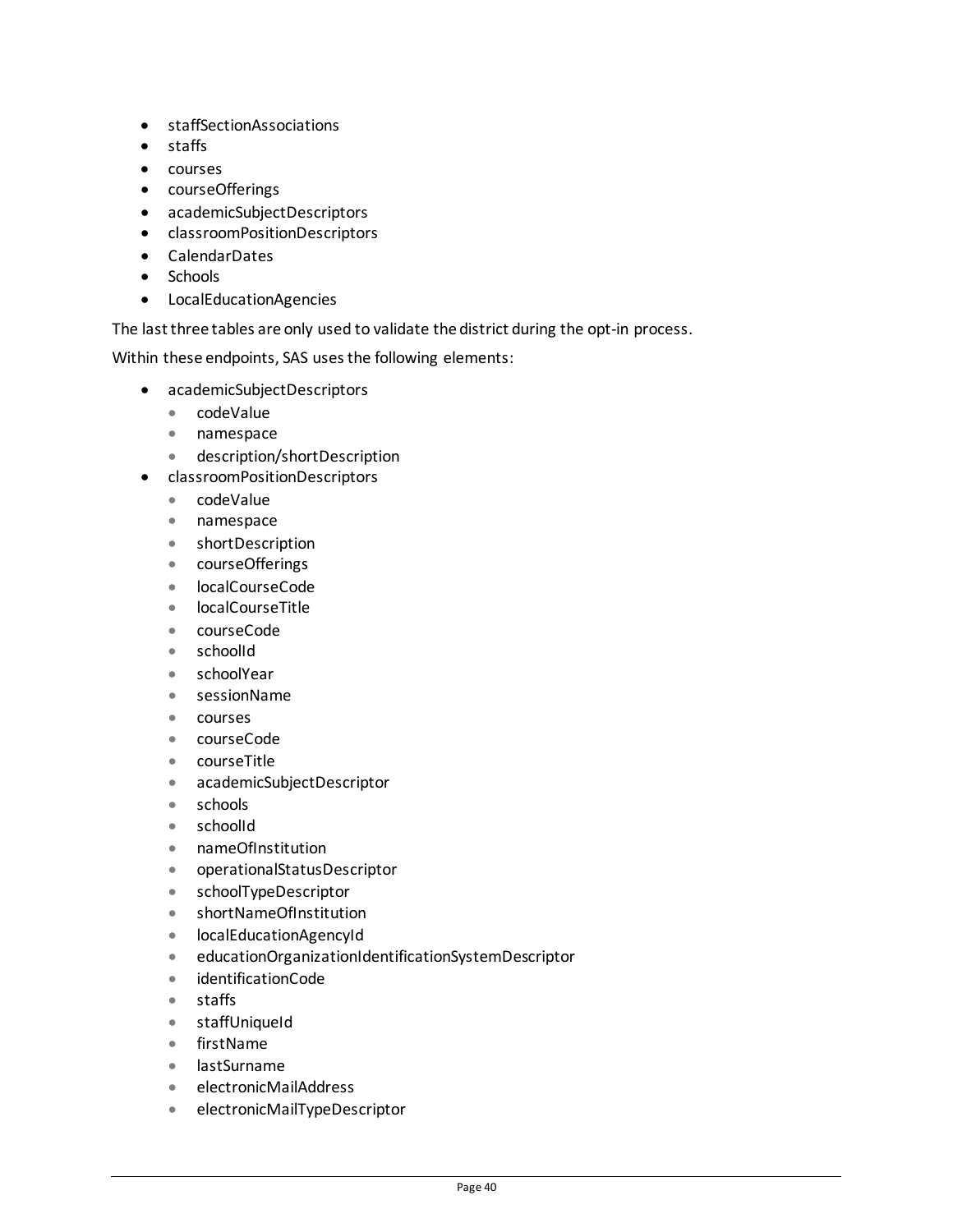- staffSectionAssociations
- staffs
- courses
- courseOfferings
- academicSubjectDescriptors
- classroomPositionDescriptors
- CalendarDates
- Schools
- LocalEducationAgencies

The last three tables are only used to validate the district during the opt-in process.

Within these endpoints, SAS uses the following elements:

- academicSubjectDescriptors
    - codeValue
    - namespace
    - description/shortDescription
- classroomPositionDescriptors
    - codeValue
    - namespace
    - shortDescription
    - courseOfferings
    - localCourseCode
    - localCourseTitle
    - courseCode
    - schoolId
    - schoolYear
    - sessionName
    - courses
    - courseCode
    - courseTitle
    - academicSubjectDescriptor
    - schools
    - schoolId
    - nameOfInstitution
    - operationalStatusDescriptor
    - schoolTypeDescriptor
    - shortNameOfInstitution
    - localEducationAgencyId
    - educationOrganizationIdentificationSystemDescriptor
    - identificationCode
    - staffs
    - staffUniqueId
    - firstName
    - lastSurname
    - electronicMailAddress
    - electronicMailTypeDescriptor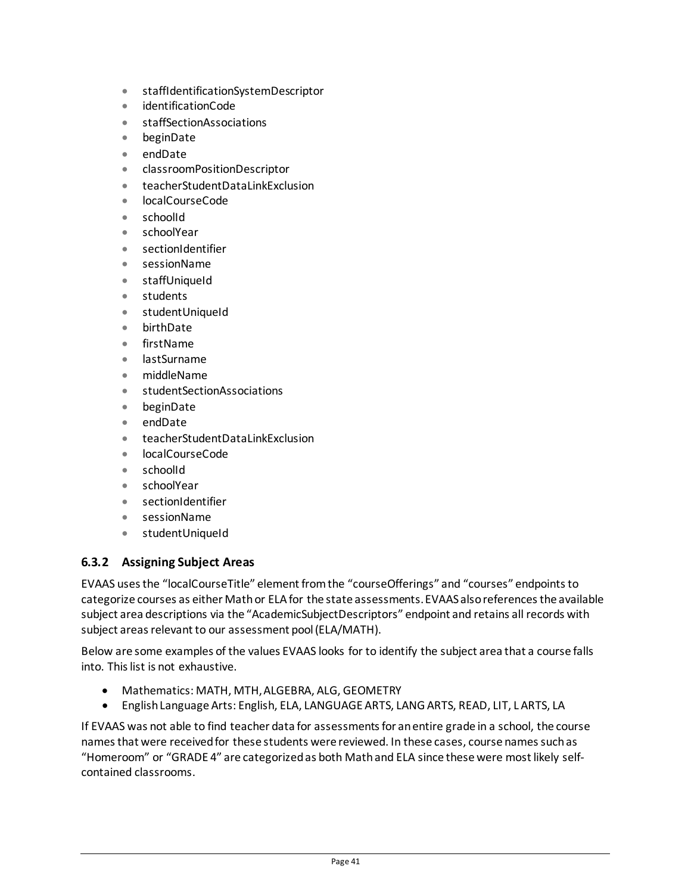- staffIdentificationSystemDescriptor
- identificationCode
- staffSectionAssociations
- beginDate
- endDate
- classroomPositionDescriptor
- teacherStudentDataLinkExclusion
- localCourseCode
- schoolId
- schoolYear
- sectionIdentifier
- sessionName
- staffUniqueId
- students
- studentUniqueId
- birthDate
- firstName
- lastSurname
- middleName
- studentSectionAssociations
- beginDate
- endDate
- teacherStudentDataLinkExclusion
- localCourseCode
- schoolId
- schoolYear
- sectionIdentifier
- sessionName
- studentUniqueId

### 6.3.2 Assigning Subject Areas

EVAAS uses the "localCourseTitle" element from the "courseOfferings" and "courses" endpoints to categorize courses as either Math or ELA for the state assessments. EVAAS also references the available subject area descriptions via the "AcademicSubjectDescriptors" endpoint and retains all records with subject areas relevant to our assessment pool (ELA/MATH).

Below are some examples of the values EVAAS looks for to identify the subject area that a course falls into. This list is not exhaustive.

- Mathematics: MATH, MTH, ALGEBRA, ALG, GEOMETRY
- English Language Arts: English, ELA, LANGUAGE ARTS, LANG ARTS, READ, LIT, L ARTS, LA

If EVAAS was not able to find teacher data for assessments for an entire grade in a school, the course names that were received for these students were reviewed. In these cases, course names such as "Homeroom" or "GRADE 4" are categorized as both Math and ELA since these were most likely self-contained classrooms.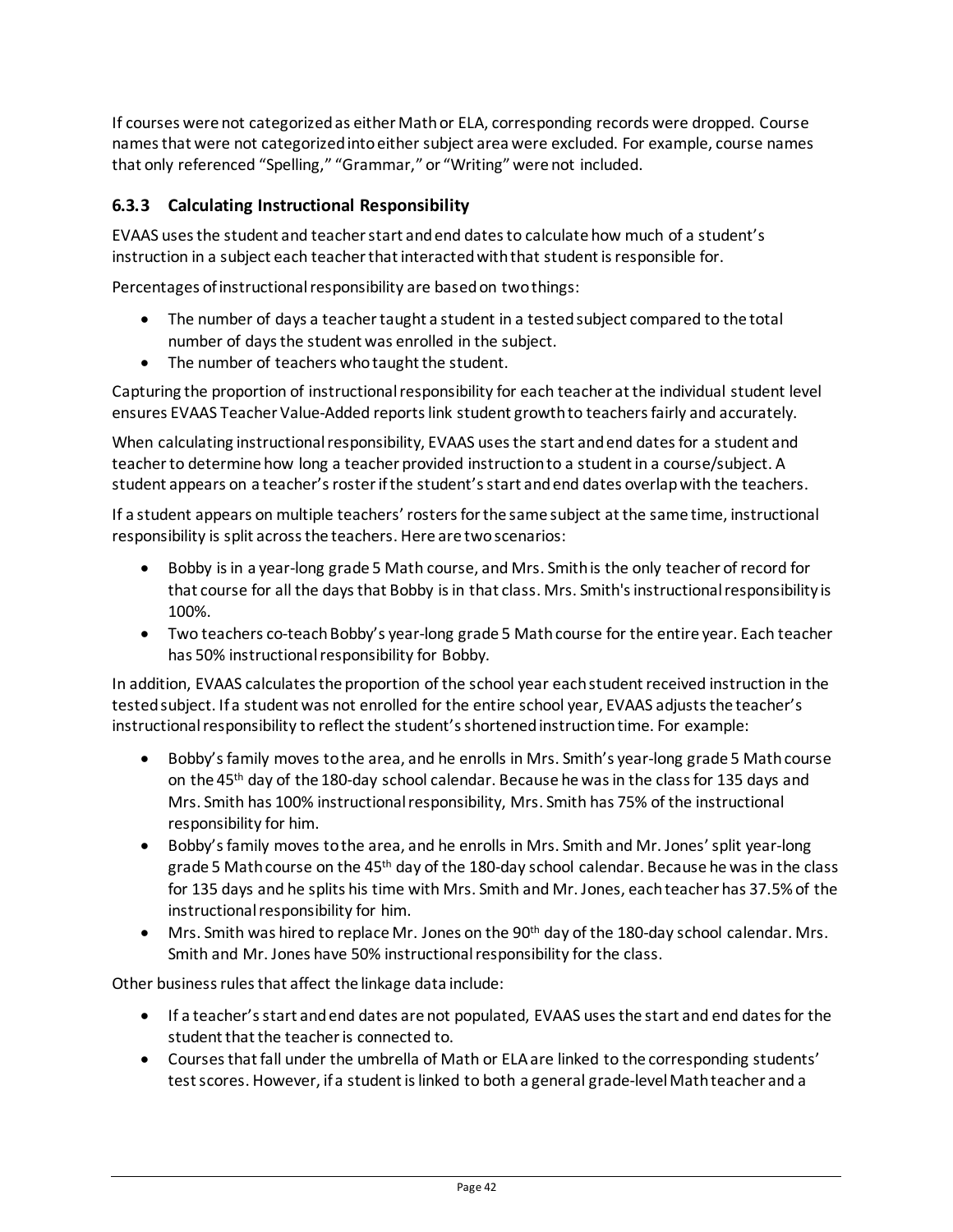If courses were not categorized as either Math or ELA, corresponding records were dropped. Course names that were not categorized into either subject area were excluded. For example, course names that only referenced "Spelling," "Grammar," or "Writing" were not included.

### 6.3.3 Calculating Instructional Responsibility

EVAAS uses the student and teacher start and end dates to calculate how much of a student's instruction in a subject each teacher that interacted with that student is responsible for.

Percentages of instructional responsibility are based on two things:

- The number of days a teacher taught a student in a tested subject compared to the total number of days the student was enrolled in the subject.
- The number of teachers who taught the student.

Capturing the proportion of instructional responsibility for each teacher at the individual student level ensures EVAAS Teacher Value-Added reports link student growth to teachers fairly and accurately.

When calculating instructional responsibility, EVAAS uses the start and end dates for a student and teacher to determine how long a teacher provided instruction to a student in a course/subject. A student appears on a teacher's roster if the student's start and end dates overlap with the teachers.

If a student appears on multiple teachers' rosters for the same subject at the same time, instructional responsibility is split across the teachers. Here are two scenarios:

- Bobby is in a year-long grade 5 Math course, and Mrs. Smith is the only teacher of record for that course for all the days that Bobby is in that class. Mrs. Smith's instructional responsibility is 100%.
- Two teachers co-teach Bobby's year-long grade 5 Math course for the entire year. Each teacher has 50% instructional responsibility for Bobby.

In addition, EVAAS calculates the proportion of the school year each student received instruction in the tested subject. If a student was not enrolled for the entire school year, EVAAS adjusts the teacher's instructional responsibility to reflect the student's shortened instruction time. For example:

- Bobby's family moves to the area, and he enrolls in Mrs. Smith's year-long grade 5 Math course on the 45th day of the 180-day school calendar. Because he was in the class for 135 days and Mrs. Smith has 100% instructional responsibility, Mrs. Smith has 75% of the instructional responsibility for him.
- Bobby's family moves to the area, and he enrolls in Mrs. Smith and Mr. Jones' split year-long grade 5 Math course on the 45th day of the 180-day school calendar. Because he was in the class for 135 days and he splits his time with Mrs. Smith and Mr. Jones, each teacher has 37.5% of the instructional responsibility for him.
- Mrs. Smith was hired to replace Mr. Jones on the 90th day of the 180-day school calendar. Mrs. Smith and Mr. Jones have 50% instructional responsibility for the class.

Other business rules that affect the linkage data include:

- If a teacher's start and end dates are not populated, EVAAS uses the start and end dates for the student that the teacher is connected to.
- Courses that fall under the umbrella of Math or ELA are linked to the corresponding students' test scores. However, if a student is linked to both a general grade-level Math teacher and a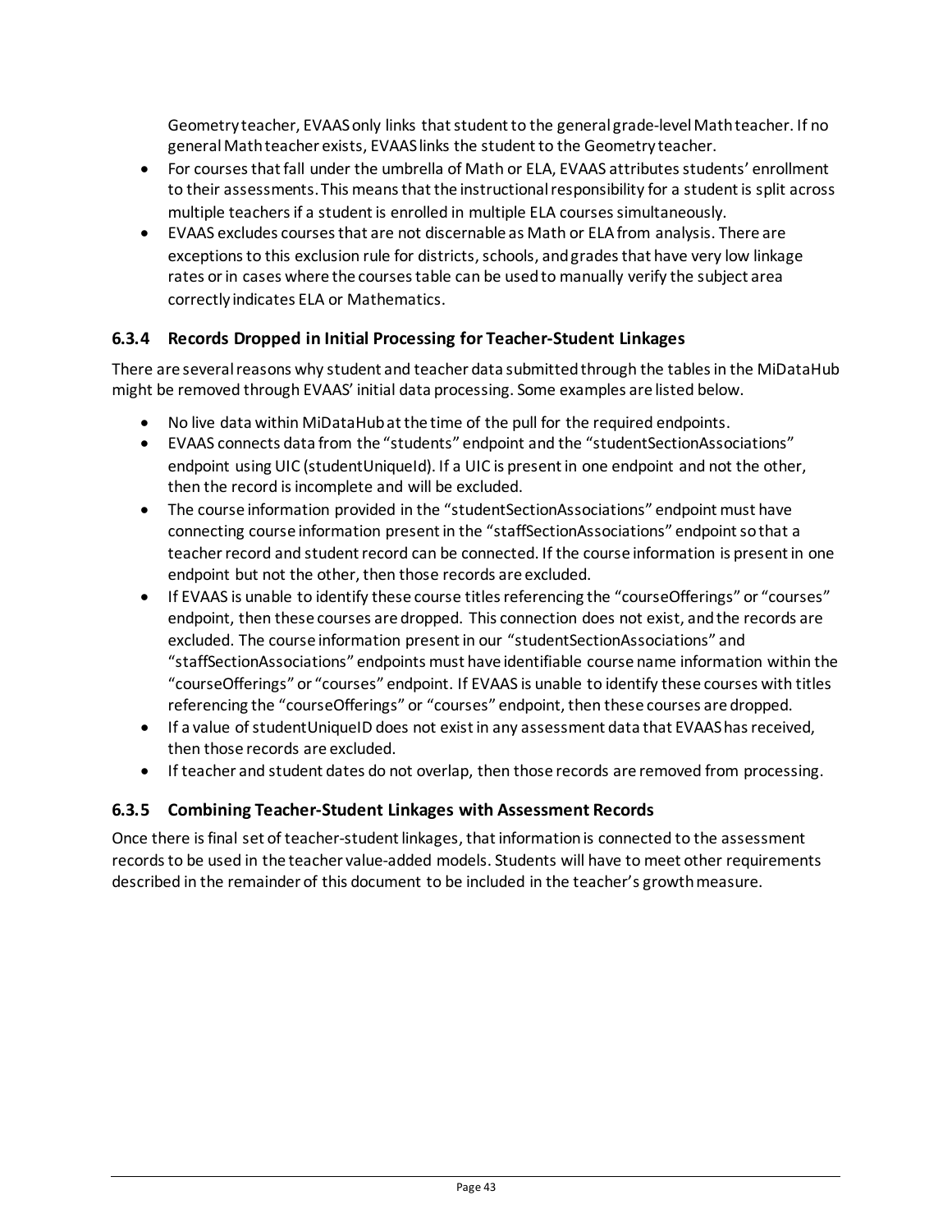Geometry teacher, EVAAS only links that student to the general grade-level Math teacher. If no general Math teacher exists, EVAAS links the student to the Geometry teacher.

- For courses that fall under the umbrella of Math or ELA, EVAAS attributes students' enrollment to their assessments. This means that the instructional responsibility for a student is split across multiple teachers if a student is enrolled in multiple ELA courses simultaneously.
- EVAAS excludes courses that are not discernable as Math or ELA from analysis. There are exceptions to this exclusion rule for districts, schools, and grades that have very low linkage rates or in cases where the courses table can be used to manually verify the subject area correctly indicates ELA or Mathematics.

### 6.3.4 Records Dropped in Initial Processing for Teacher-Student Linkages

There are several reasons why student and teacher data submitted through the tables in the MiDataHub might be removed through EVAAS' initial data processing. Some examples are listed below.

- No live data within MiDataHub at the time of the pull for the required endpoints.
- EVAAS connects data from the "students" endpoint and the "studentSectionAssociations" endpoint using UIC (studentUniqueId). If a UIC is present in one endpoint and not the other, then the record is incomplete and will be excluded.
- The course information provided in the "studentSectionAssociations" endpoint must have connecting course information present in the "staffSectionAssociations" endpoint so that a teacher record and student record can be connected. If the course information is present in one endpoint but not the other, then those records are excluded.
- If EVAAS is unable to identify these course titles referencing the "courseOfferings" or "courses" endpoint, then these courses are dropped. This connection does not exist, and the records are excluded. The course information present in our "studentSectionAssociations" and "staffSectionAssociations" endpoints must have identifiable course name information within the "courseOfferings" or "courses" endpoint. If EVAAS is unable to identify these courses with titles referencing the "courseOfferings" or "courses" endpoint, then these courses are dropped.
- If a value of studentUniqueID does not exist in any assessment data that EVAAS has received, then those records are excluded.
- If teacher and student dates do not overlap, then those records are removed from processing.

### 6.3.5 Combining Teacher-Student Linkages with Assessment Records

Once there is final set of teacher-student linkages, that information is connected to the assessment records to be used in the teacher value-added models. Students will have to meet other requirements described in the remainder of this document to be included in the teacher's growth measure.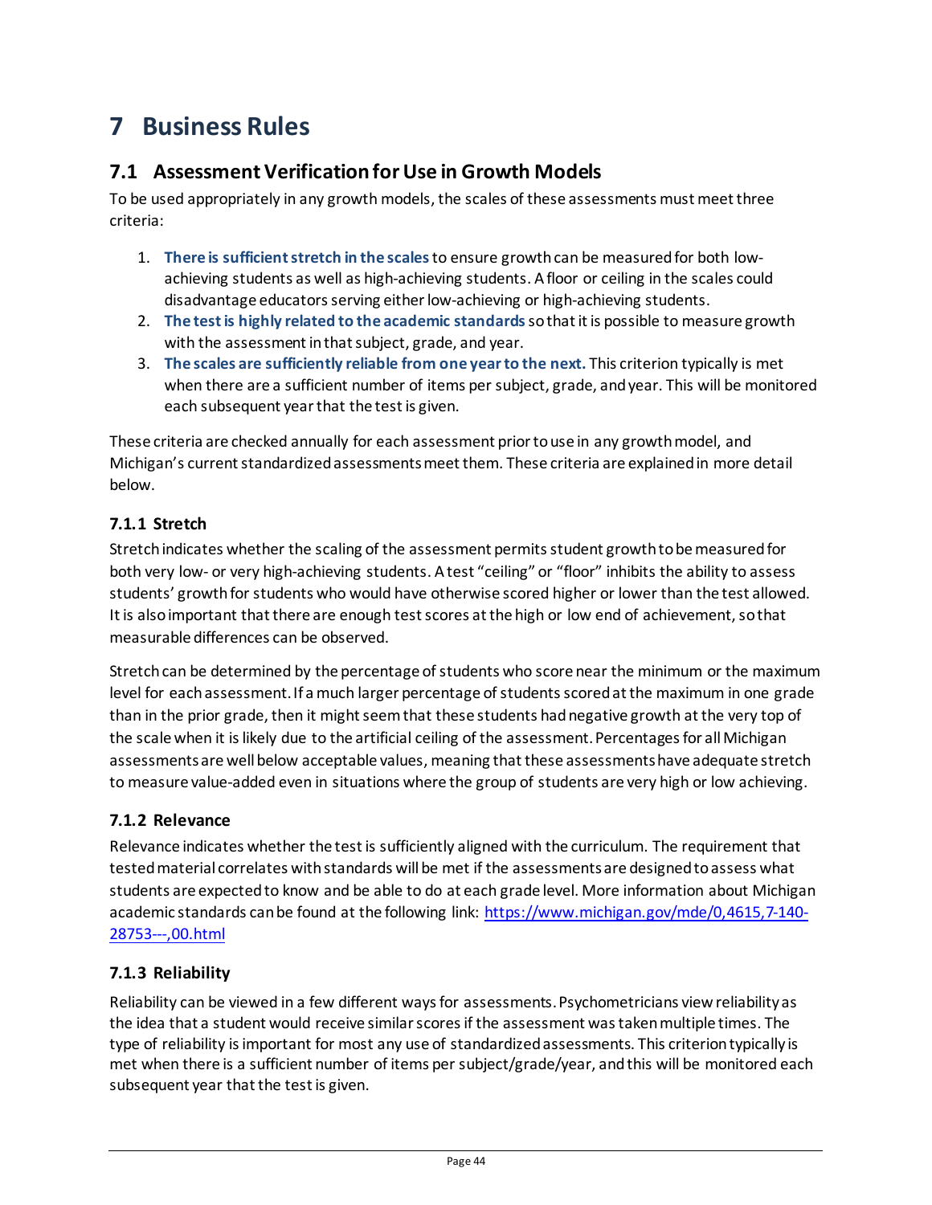# 7 Business Rules

## 7.1 Assessment Verification for Use in Growth Models

To be used appropriately in any growth models, the scales of these assessments must meet three criteria:

1. **There is sufficient stretch in the scales** to ensure growth can be measured for both low-achieving students as well as high-achieving students. A floor or ceiling in the scales could disadvantage educators serving either low-achieving or high-achieving students.
2. **The test is highly related to the academic standards** so that it is possible to measure growth with the assessment in that subject, grade, and year.
3. **The scales are sufficiently reliable from one year to the next.** This criterion typically is met when there are a sufficient number of items per subject, grade, and year. This will be monitored each subsequent year that the test is given.

These criteria are checked annually for each assessment prior to use in any growth model, and Michigan's current standardized assessments meet them. These criteria are explained in more detail below.

### 7.1.1 Stretch

Stretch indicates whether the scaling of the assessment permits student growth to be measured for both very low- or very high-achieving students. A test "ceiling" or "floor" inhibits the ability to assess students' growth for students who would have otherwise scored higher or lower than the test allowed. It is also important that there are enough test scores at the high or low end of achievement, so that measurable differences can be observed.

Stretch can be determined by the percentage of students who score near the minimum or the maximum level for each assessment. If a much larger percentage of students scored at the maximum in one grade than in the prior grade, then it might seem that these students had negative growth at the very top of the scale when it is likely due to the artificial ceiling of the assessment. Percentages for all Michigan assessments are well below acceptable values, meaning that these assessments have adequate stretch to measure value-added even in situations where the group of students are very high or low achieving.

### 7.1.2 Relevance

Relevance indicates whether the test is sufficiently aligned with the curriculum. The requirement that tested material correlates with standards will be met if the assessments are designed to assess what students are expected to know and be able to do at each grade level. More information about Michigan academic standards can be found at the following link: https://www.michigan.gov/mde/0,4615,7-140-28753---,00.html

### 7.1.3 Reliability

Reliability can be viewed in a few different ways for assessments. Psychometricians view reliability as the idea that a student would receive similar scores if the assessment was taken multiple times. The type of reliability is important for most any use of standardized assessments. This criterion typically is met when there is a sufficient number of items per subject/grade/year, and this will be monitored each subsequent year that the test is given.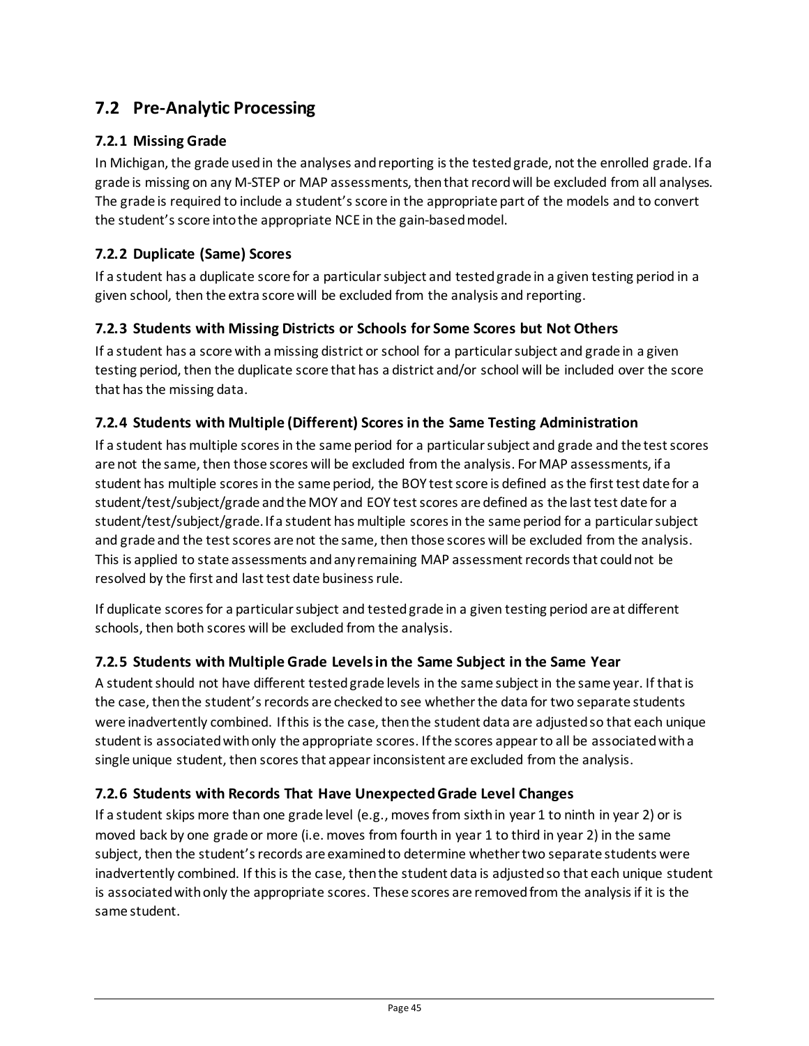## 7.2 Pre-Analytic Processing

### 7.2.1 Missing Grade

In Michigan, the grade used in the analyses and reporting is the tested grade, not the enrolled grade. If a grade is missing on any M-STEP or MAP assessments, then that record will be excluded from all analyses. The grade is required to include a student's score in the appropriate part of the models and to convert the student's score into the appropriate NCE in the gain-based model.

### 7.2.2 Duplicate (Same) Scores

If a student has a duplicate score for a particular subject and tested grade in a given testing period in a given school, then the extra score will be excluded from the analysis and reporting.

### 7.2.3 Students with Missing Districts or Schools for Some Scores but Not Others

If a student has a score with a missing district or school for a particular subject and grade in a given testing period, then the duplicate score that has a district and/or school will be included over the score that has the missing data.

### 7.2.4 Students with Multiple (Different) Scores in the Same Testing Administration

If a student has multiple scores in the same period for a particular subject and grade and the test scores are not the same, then those scores will be excluded from the analysis. For MAP assessments, if a student has multiple scores in the same period, the BOY test score is defined as the first test date for a student/test/subject/grade and the MOY and EOY test scores are defined as the last test date for a student/test/subject/grade. If a student has multiple scores in the same period for a particular subject and grade and the test scores are not the same, then those scores will be excluded from the analysis. This is applied to state assessments and any remaining MAP assessment records that could not be resolved by the first and last test date business rule.

If duplicate scores for a particular subject and tested grade in a given testing period are at different schools, then both scores will be excluded from the analysis.

### 7.2.5 Students with Multiple Grade Levels in the Same Subject in the Same Year

A student should not have different tested grade levels in the same subject in the same year. If that is the case, then the student's records are checked to see whether the data for two separate students were inadvertently combined. If this is the case, then the student data are adjusted so that each unique student is associated with only the appropriate scores. If the scores appear to all be associated with a single unique student, then scores that appear inconsistent are excluded from the analysis.

### 7.2.6 Students with Records That Have Unexpected Grade Level Changes

If a student skips more than one grade level (e.g., moves from sixth in year 1 to ninth in year 2) or is moved back by one grade or more (i.e. moves from fourth in year 1 to third in year 2) in the same subject, then the student's records are examined to determine whether two separate students were inadvertently combined. If this is the case, then the student data is adjusted so that each unique student is associated with only the appropriate scores. These scores are removed from the analysis if it is the same student.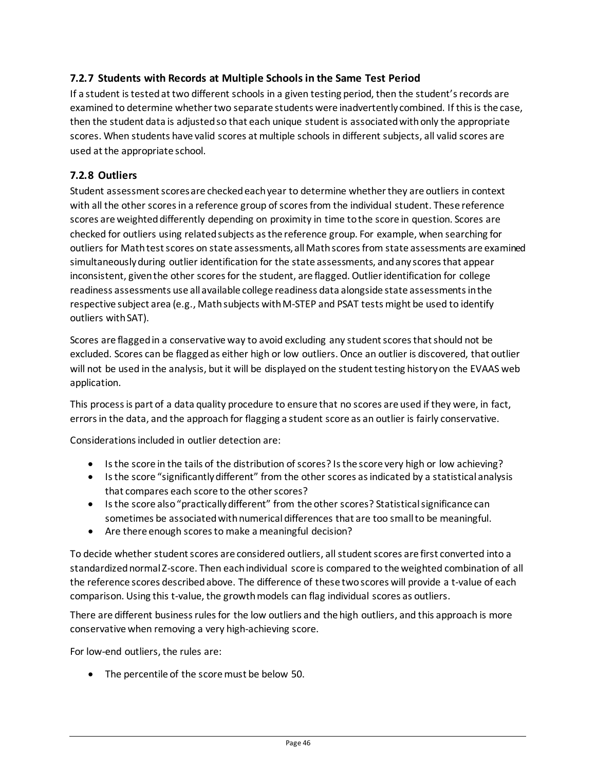### 7.2.7 Students with Records at Multiple Schools in the Same Test Period

If a student is tested at two different schools in a given testing period, then the student's records are examined to determine whether two separate students were inadvertently combined. If this is the case, then the student data is adjusted so that each unique student is associated with only the appropriate scores. When students have valid scores at multiple schools in different subjects, all valid scores are used at the appropriate school.

### 7.2.8 Outliers

Student assessment scores are checked each year to determine whether they are outliers in context with all the other scores in a reference group of scores from the individual student. These reference scores are weighted differently depending on proximity in time to the score in question. Scores are checked for outliers using related subjects as the reference group. For example, when searching for outliers for Math test scores on state assessments, all Math scores from state assessments are examined simultaneously during outlier identification for the state assessments, and any scores that appear inconsistent, given the other scores for the student, are flagged. Outlier identification for college readiness assessments use all available college readiness data alongside state assessments in the respective subject area (e.g., Math subjects with M-STEP and PSAT tests might be used to identify outliers with SAT).

Scores are flagged in a conservative way to avoid excluding any student scores that should not be excluded. Scores can be flagged as either high or low outliers. Once an outlier is discovered, that outlier will not be used in the analysis, but it will be displayed on the student testing history on the EVAAS web application.

This process is part of a data quality procedure to ensure that no scores are used if they were, in fact, errors in the data, and the approach for flagging a student score as an outlier is fairly conservative.

Considerations included in outlier detection are:

- Is the score in the tails of the distribution of scores? Is the score very high or low achieving?
- Is the score "significantly different" from the other scores as indicated by a statistical analysis that compares each score to the other scores?
- Is the score also "practically different" from the other scores? Statistical significance can sometimes be associated with numerical differences that are too small to be meaningful.
- Are there enough scores to make a meaningful decision?

To decide whether student scores are considered outliers, all student scores are first converted into a standardized normal Z-score. Then each individual score is compared to the weighted combination of all the reference scores described above. The difference of these two scores will provide a t-value of each comparison. Using this t-value, the growth models can flag individual scores as outliers.

There are different business rules for the low outliers and the high outliers, and this approach is more conservative when removing a very high-achieving score.

For low-end outliers, the rules are:

- The percentile of the score must be below 50.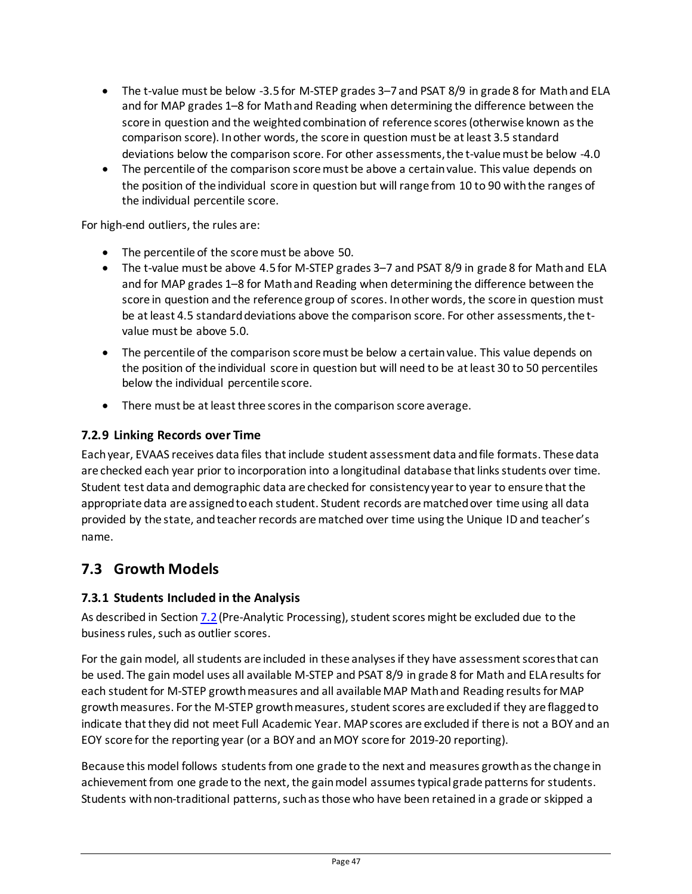- The t-value must be below -3.5 for M-STEP grades 3–7 and PSAT 8/9 in grade 8 for Math and ELA and for MAP grades 1–8 for Math and Reading when determining the difference between the score in question and the weighted combination of reference scores (otherwise known as the comparison score). In other words, the score in question must be at least 3.5 standard deviations below the comparison score. For other assessments, the t-value must be below -4.0
- The percentile of the comparison score must be above a certain value. This value depends on the position of the individual score in question but will range from 10 to 90 with the ranges of the individual percentile score.

For high-end outliers, the rules are:

- The percentile of the score must be above 50.
- The t-value must be above 4.5 for M-STEP grades 3–7 and PSAT 8/9 in grade 8 for Math and ELA and for MAP grades 1–8 for Math and Reading when determining the difference between the score in question and the reference group of scores. In other words, the score in question must be at least 4.5 standard deviations above the comparison score. For other assessments, the t-value must be above 5.0.
- The percentile of the comparison score must be below a certain value. This value depends on the position of the individual score in question but will need to be at least 30 to 50 percentiles below the individual percentile score.
- There must be at least three scores in the comparison score average.

### 7.2.9 Linking Records over Time

Each year, EVAAS receives data files that include student assessment data and file formats. These data are checked each year prior to incorporation into a longitudinal database that links students over time. Student test data and demographic data are checked for consistency year to year to ensure that the appropriate data are assigned to each student. Student records are matched over time using all data provided by the state, and teacher records are matched over time using the Unique ID and teacher's name.

## 7.3 Growth Models

### 7.3.1 Students Included in the Analysis

As described in Section 7.2 (Pre-Analytic Processing), student scores might be excluded due to the business rules, such as outlier scores.

For the gain model, all students are included in these analyses if they have assessment scores that can be used. The gain model uses all available M-STEP and PSAT 8/9 in grade 8 for Math and ELA results for each student for M-STEP growth measures and all available MAP Math and Reading results for MAP growth measures. For the M-STEP growth measures, student scores are excluded if they are flagged to indicate that they did not meet Full Academic Year. MAP scores are excluded if there is not a BOY and an EOY score for the reporting year (or a BOY and an MOY score for 2019-20 reporting).

Because this model follows students from one grade to the next and measures growth as the change in achievement from one grade to the next, the gain model assumes typical grade patterns for students. Students with non-traditional patterns, such as those who have been retained in a grade or skipped a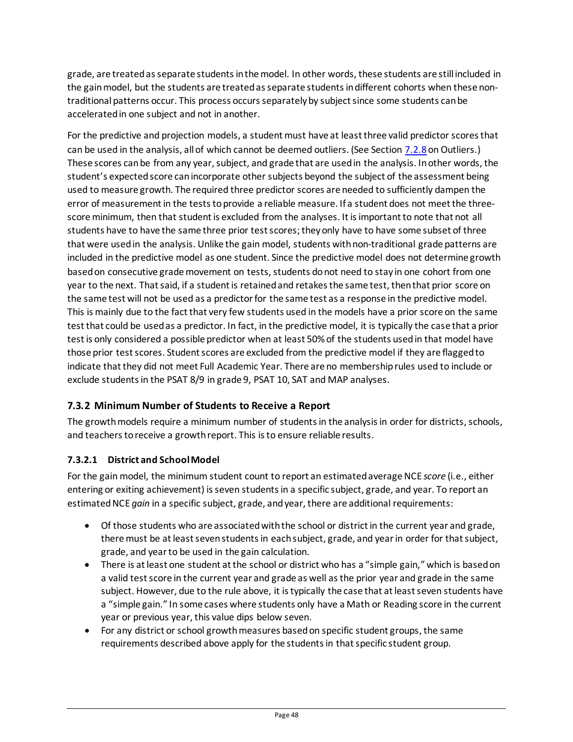grade, are treated as separate students in the model. In other words, these students are still included in the gain model, but the students are treated as separate students in different cohorts when these non-traditional patterns occur. This process occurs separately by subject since some students can be accelerated in one subject and not in another.

For the predictive and projection models, a student must have at least three valid predictor scores that can be used in the analysis, all of which cannot be deemed outliers. (See Section 7.2.8 on Outliers.) These scores can be from any year, subject, and grade that are used in the analysis. In other words, the student's expected score can incorporate other subjects beyond the subject of the assessment being used to measure growth. The required three predictor scores are needed to sufficiently dampen the error of measurement in the tests to provide a reliable measure. If a student does not meet the three-score minimum, then that student is excluded from the analyses. It is important to note that not all students have to have the same three prior test scores; they only have to have some subset of three that were used in the analysis. Unlike the gain model, students with non-traditional grade patterns are included in the predictive model as one student. Since the predictive model does not determine growth based on consecutive grade movement on tests, students do not need to stay in one cohort from one year to the next. That said, if a student is retained and retakes the same test, then that prior score on the same test will not be used as a predictor for the same test as a response in the predictive model. This is mainly due to the fact that very few students used in the models have a prior score on the same test that could be used as a predictor. In fact, in the predictive model, it is typically the case that a prior test is only considered a possible predictor when at least 50% of the students used in that model have those prior test scores. Student scores are excluded from the predictive model if they are flagged to indicate that they did not meet Full Academic Year. There are no membership rules used to include or exclude students in the PSAT 8/9 in grade 9, PSAT 10, SAT and MAP analyses.

### 7.3.2 Minimum Number of Students to Receive a Report

The growth models require a minimum number of students in the analysis in order for districts, schools, and teachers to receive a growth report. This is to ensure reliable results.

#### 7.3.2.1 District and School Model

For the gain model, the minimum student count to report an estimated average NCE *score* (i.e., either entering or exiting achievement) is seven students in a specific subject, grade, and year. To report an estimated NCE *gain* in a specific subject, grade, and year, there are additional requirements:

- Of those students who are associated with the school or district in the current year and grade, there must be at least seven students in each subject, grade, and year in order for that subject, grade, and year to be used in the gain calculation.
- There is at least one student at the school or district who has a "simple gain," which is based on a valid test score in the current year and grade as well as the prior year and grade in the same subject. However, due to the rule above, it is typically the case that at least seven students have a "simple gain." In some cases where students only have a Math or Reading score in the current year or previous year, this value dips below seven.
- For any district or school growth measures based on specific student groups, the same requirements described above apply for the students in that specific student group.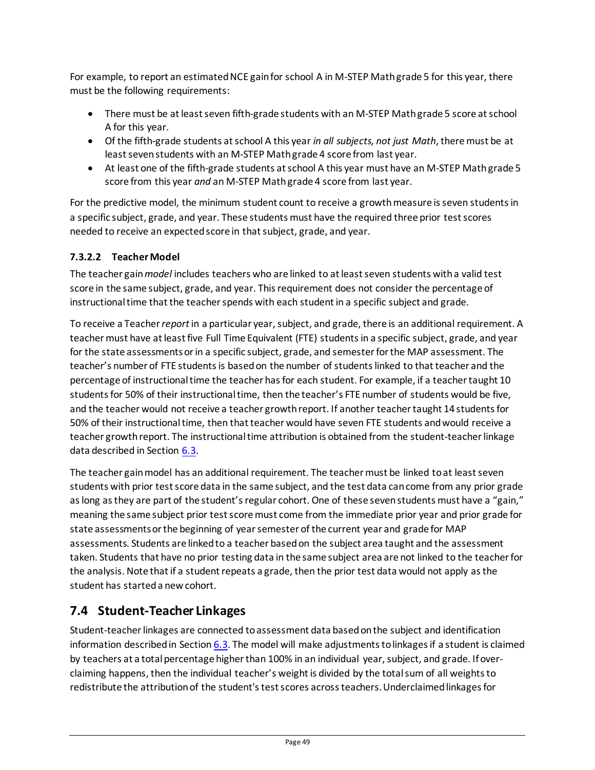For example, to report an estimated NCE gain for school A in M-STEP Math grade 5 for this year, there must be the following requirements:

- There must be at least seven fifth-grade students with an M-STEP Math grade 5 score at school A for this year.
- Of the fifth-grade students at school A this year *in all subjects, not just Math*, there must be at least seven students with an M-STEP Math grade 4 score from last year.
- At least one of the fifth-grade students at school A this year must have an M-STEP Math grade 5 score from this year *and* an M-STEP Math grade 4 score from last year.

For the predictive model, the minimum student count to receive a growth measure is seven students in a specific subject, grade, and year. These students must have the required three prior test scores needed to receive an expected score in that subject, grade, and year.

#### 7.3.2.2 Teacher Model

The teacher gain *model* includes teachers who are linked to at least seven students with a valid test score in the same subject, grade, and year. This requirement does not consider the percentage of instructional time that the teacher spends with each student in a specific subject and grade.

To receive a Teacher *report* in a particular year, subject, and grade, there is an additional requirement. A teacher must have at least five Full Time Equivalent (FTE) students in a specific subject, grade, and year for the state assessments or in a specific subject, grade, and semester for the MAP assessment. The teacher's number of FTE students is based on the number of students linked to that teacher and the percentage of instructional time the teacher has for each student. For example, if a teacher taught 10 students for 50% of their instructional time, then the teacher's FTE number of students would be five, and the teacher would not receive a teacher growth report. If another teacher taught 14 students for 50% of their instructional time, then that teacher would have seven FTE students and would receive a teacher growth report. The instructional time attribution is obtained from the student-teacher linkage data described in Section 6.3.

The teacher gain model has an additional requirement. The teacher must be linked to at least seven students with prior test score data in the same subject, and the test data can come from any prior grade as long as they are part of the student's regular cohort. One of these seven students must have a "gain," meaning the same subject prior test score must come from the immediate prior year and prior grade for state assessments or the beginning of year semester of the current year and grade for MAP assessments. Students are linked to a teacher based on the subject area taught and the assessment taken. Students that have no prior testing data in the same subject area are not linked to the teacher for the analysis. Note that if a student repeats a grade, then the prior test data would not apply as the student has started a new cohort.

## 7.4 Student-Teacher Linkages

Student-teacher linkages are connected to assessment data based on the subject and identification information described in Section 6.3. The model will make adjustments to linkages if a student is claimed by teachers at a total percentage higher than 100% in an individual year, subject, and grade. If over-claiming happens, then the individual teacher's weight is divided by the total sum of all weights to redistribute the attribution of the student's test scores across teachers. Underclaimed linkages for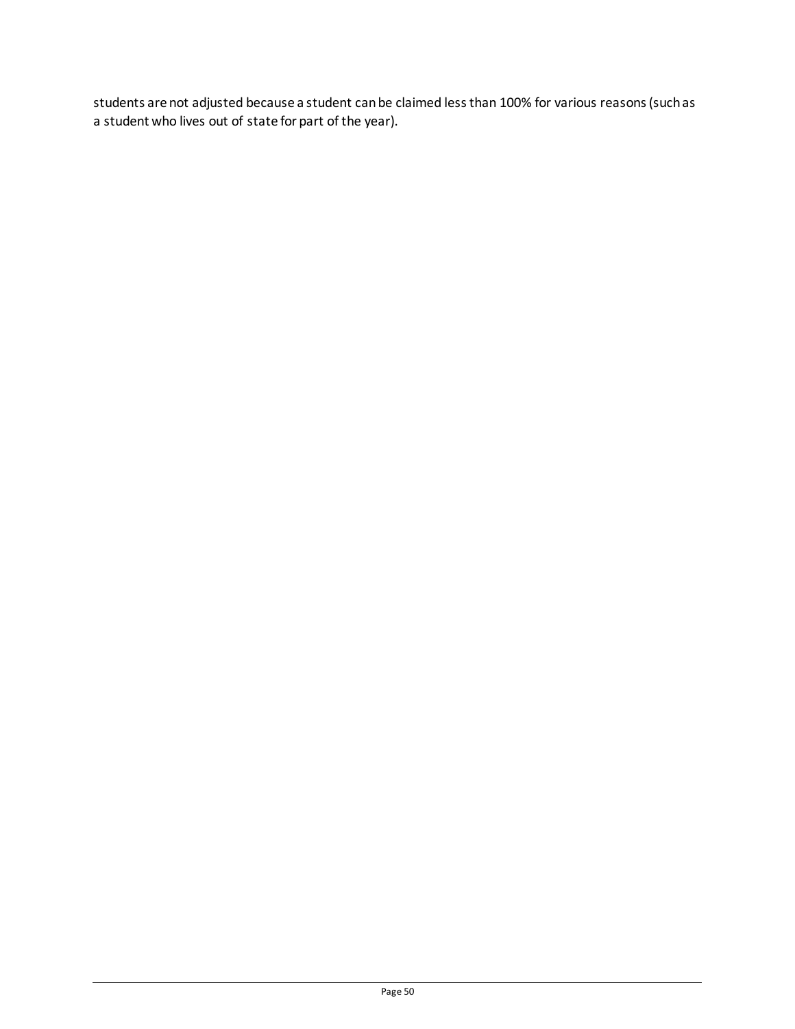students are not adjusted because a student can be claimed less than 100% for various reasons (such as a student who lives out of state for part of the year).